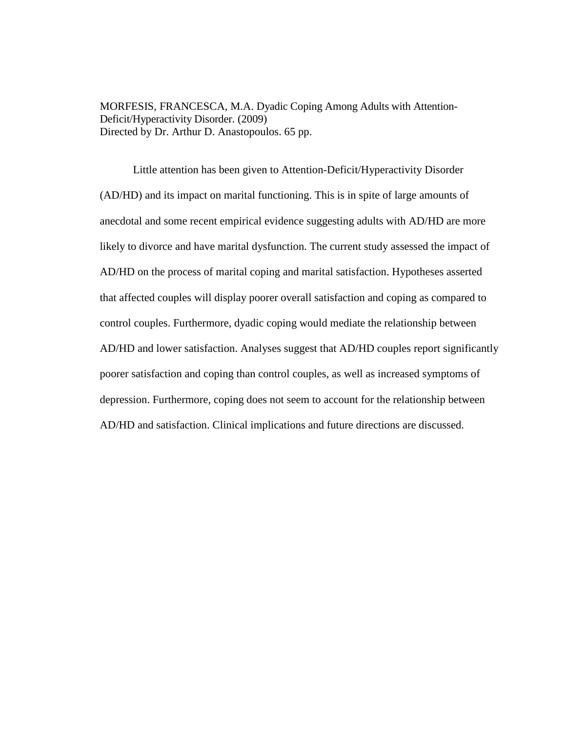MORFESIS, FRANCESCA, M.A. Dyadic Coping Among Adults with Attention-Deficit/Hyperactivity Disorder. (2009)
Directed by Dr. Arthur D. Anastopoulos. 65 pp.

Little attention has been given to Attention-Deficit/Hyperactivity Disorder (AD/HD) and its impact on marital functioning. This is in spite of large amounts of anecdotal and some recent empirical evidence suggesting adults with AD/HD are more likely to divorce and have marital dysfunction. The current study assessed the impact of AD/HD on the process of marital coping and marital satisfaction. Hypotheses asserted that affected couples will display poorer overall satisfaction and coping as compared to control couples. Furthermore, dyadic coping would mediate the relationship between AD/HD and lower satisfaction. Analyses suggest that AD/HD couples report significantly poorer satisfaction and coping than control couples, as well as increased symptoms of depression. Furthermore, coping does not seem to account for the relationship between AD/HD and satisfaction. Clinical implications and future directions are discussed.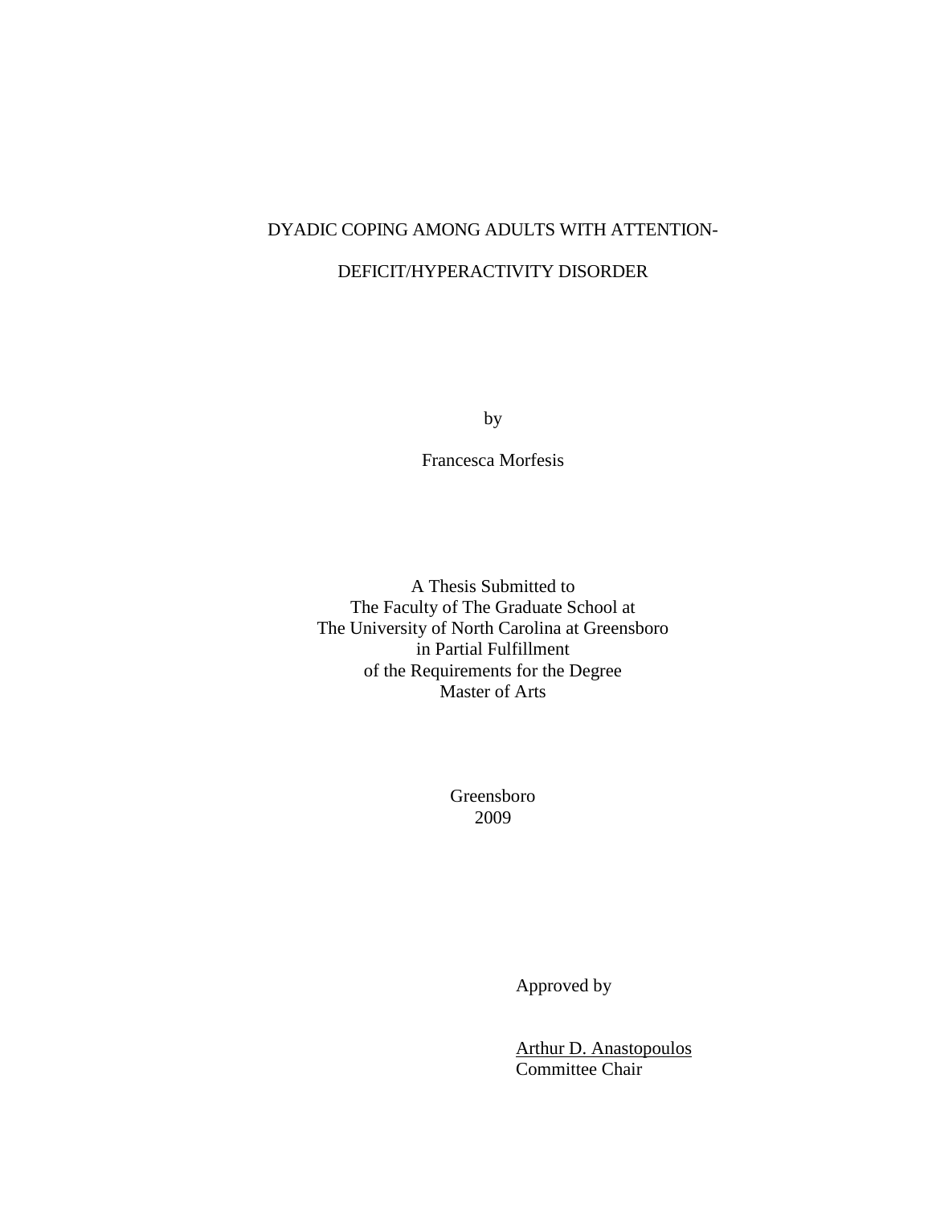DYADIC COPING AMONG ADULTS WITH ATTENTION-

DEFICIT/HYPERACTIVITY DISORDER

by

Francesca Morfesis

A Thesis Submitted to
The Faculty of The Graduate School at
The University of North Carolina at Greensboro
in Partial Fulfillment
of the Requirements for the Degree
Master of Arts

Greensboro
2009

Approved by

Arthur D. Anastopoulos
Committee Chair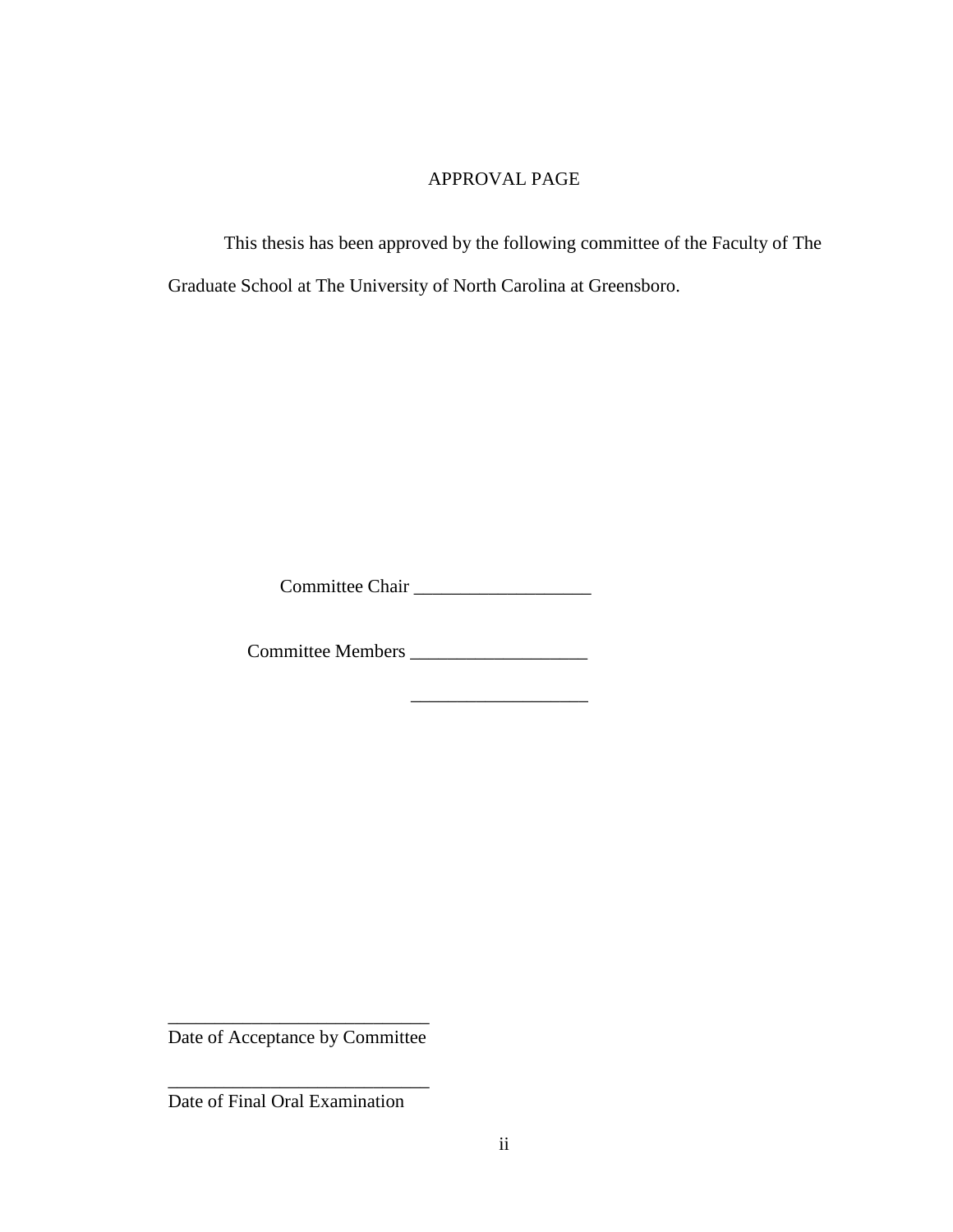# APPROVAL PAGE

This thesis has been approved by the following committee of the Faculty of The Graduate School at The University of North Carolina at Greensboro.

Committee Chair ___________________

Committee Members ___________________

___________________

____________________________
Date of Acceptance by Committee

____________________________
Date of Final Oral Examination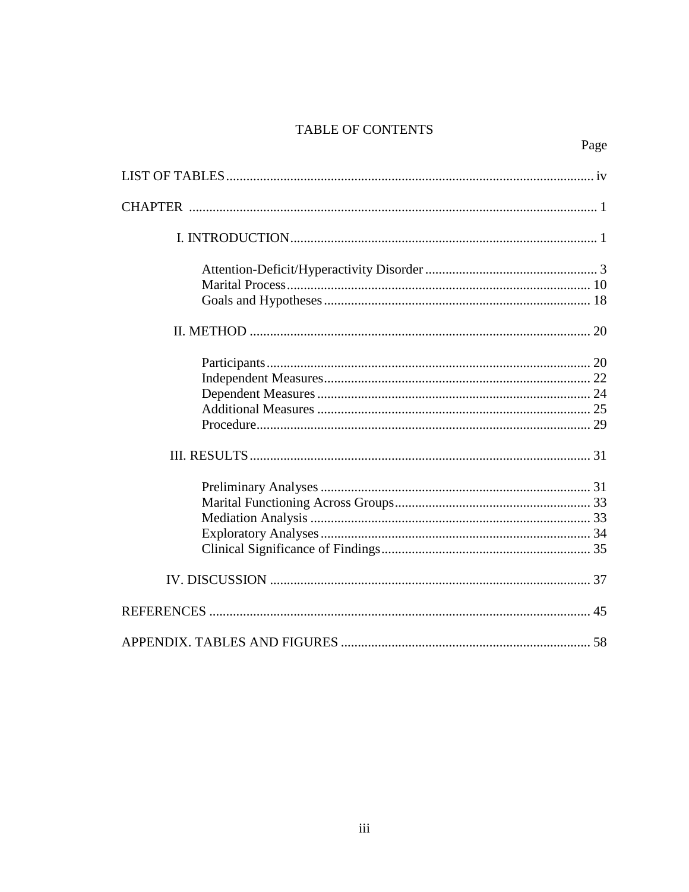# TABLE OF CONTENTS

| | Page |
|---|---|
| LIST OF TABLES | iv |
| CHAPTER | 1 |
| I. INTRODUCTION | 1 |
| Attention-Deficit/Hyperactivity Disorder | 3 |
| Marital Process | 10 |
| Goals and Hypotheses | 18 |
| II. METHOD | 20 |
| Participants | 20 |
| Independent Measures | 22 |
| Dependent Measures | 24 |
| Additional Measures | 25 |
| Procedure | 29 |
| III. RESULTS | 31 |
| Preliminary Analyses | 31 |
| Marital Functioning Across Groups | 33 |
| Mediation Analysis | 33 |
| Exploratory Analyses | 34 |
| Clinical Significance of Findings | 35 |
| IV. DISCUSSION | 37 |
| REFERENCES | 45 |
| APPENDIX. TABLES AND FIGURES | 58 |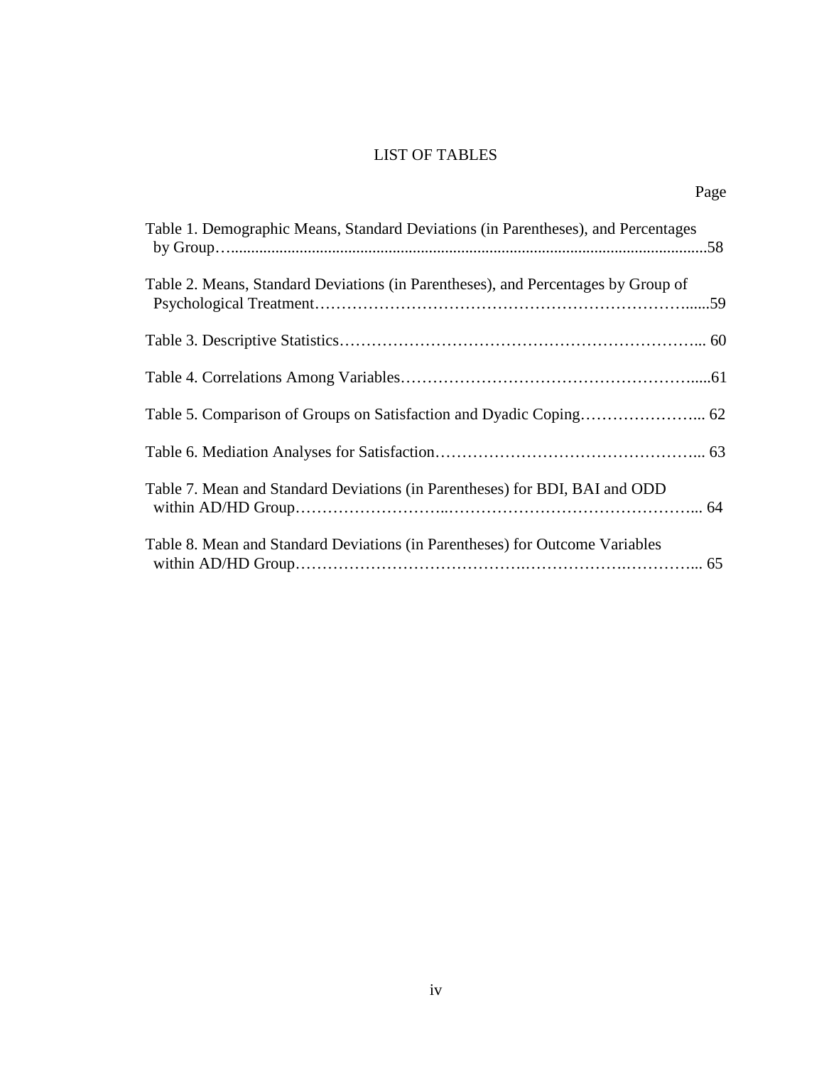# LIST OF TABLES

Page

Table 1. Demographic Means, Standard Deviations (in Parentheses), and Percentages by Group….....58

Table 2. Means, Standard Deviations (in Parentheses), and Percentages by Group of Psychological Treatment…......59

Table 3. Descriptive Statistics…... 60

Table 4. Correlations Among Variables….....61

Table 5. Comparison of Groups on Satisfaction and Dyadic Coping…... 62

Table 6. Mediation Analyses for Satisfaction…... 63

Table 7. Mean and Standard Deviations (in Parentheses) for BDI, BAI and ODD within AD/HD Group…... 64

Table 8. Mean and Standard Deviations (in Parentheses) for Outcome Variables within AD/HD Group…... 65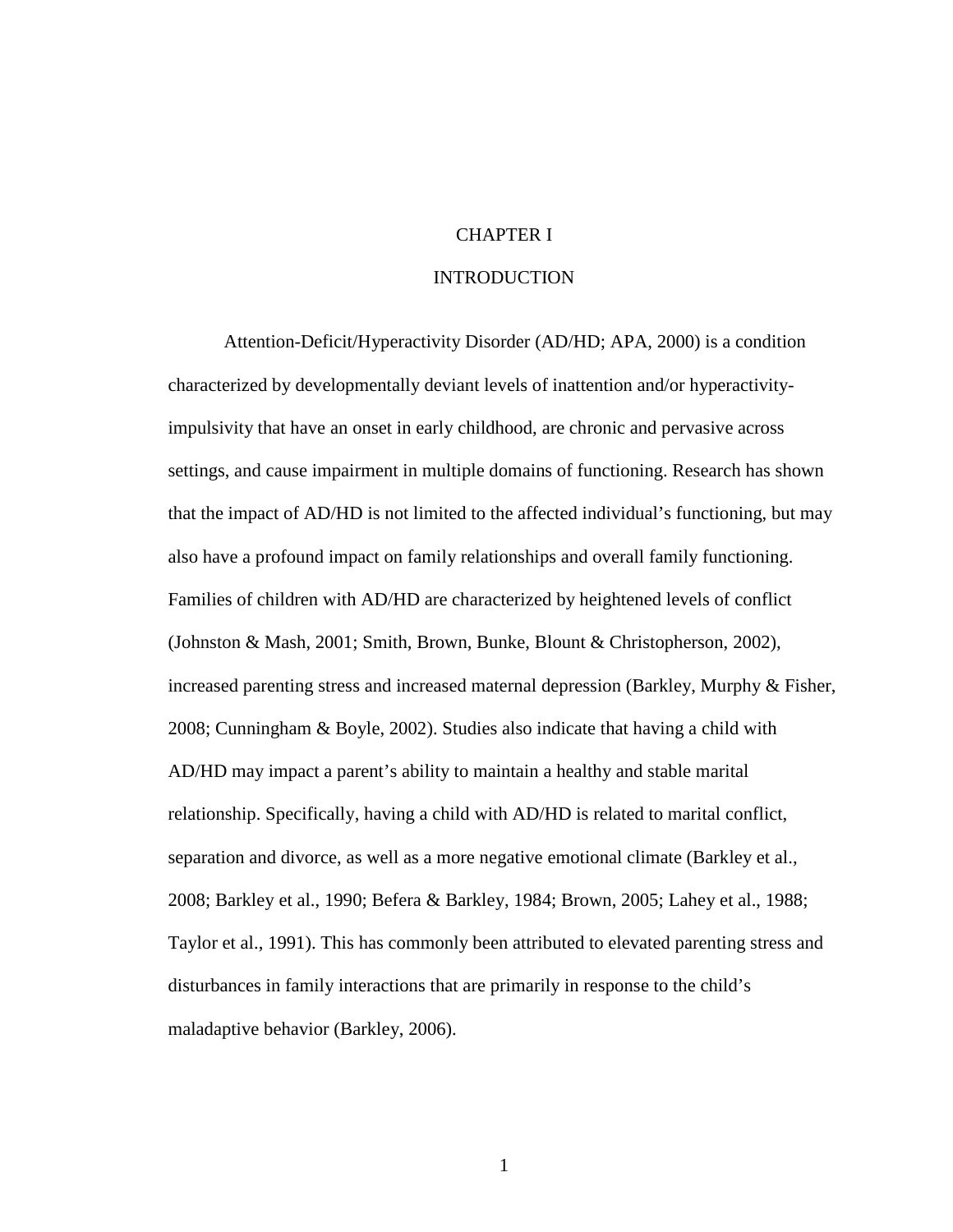# CHAPTER I

# INTRODUCTION

Attention-Deficit/Hyperactivity Disorder (AD/HD; APA, 2000) is a condition characterized by developmentally deviant levels of inattention and/or hyperactivity-impulsivity that have an onset in early childhood, are chronic and pervasive across settings, and cause impairment in multiple domains of functioning. Research has shown that the impact of AD/HD is not limited to the affected individual's functioning, but may also have a profound impact on family relationships and overall family functioning. Families of children with AD/HD are characterized by heightened levels of conflict (Johnston & Mash, 2001; Smith, Brown, Bunke, Blount & Christopherson, 2002), increased parenting stress and increased maternal depression (Barkley, Murphy & Fisher, 2008; Cunningham & Boyle, 2002). Studies also indicate that having a child with AD/HD may impact a parent's ability to maintain a healthy and stable marital relationship. Specifically, having a child with AD/HD is related to marital conflict, separation and divorce, as well as a more negative emotional climate (Barkley et al., 2008; Barkley et al., 1990; Befera & Barkley, 1984; Brown, 2005; Lahey et al., 1988; Taylor et al., 1991). This has commonly been attributed to elevated parenting stress and disturbances in family interactions that are primarily in response to the child's maladaptive behavior (Barkley, 2006).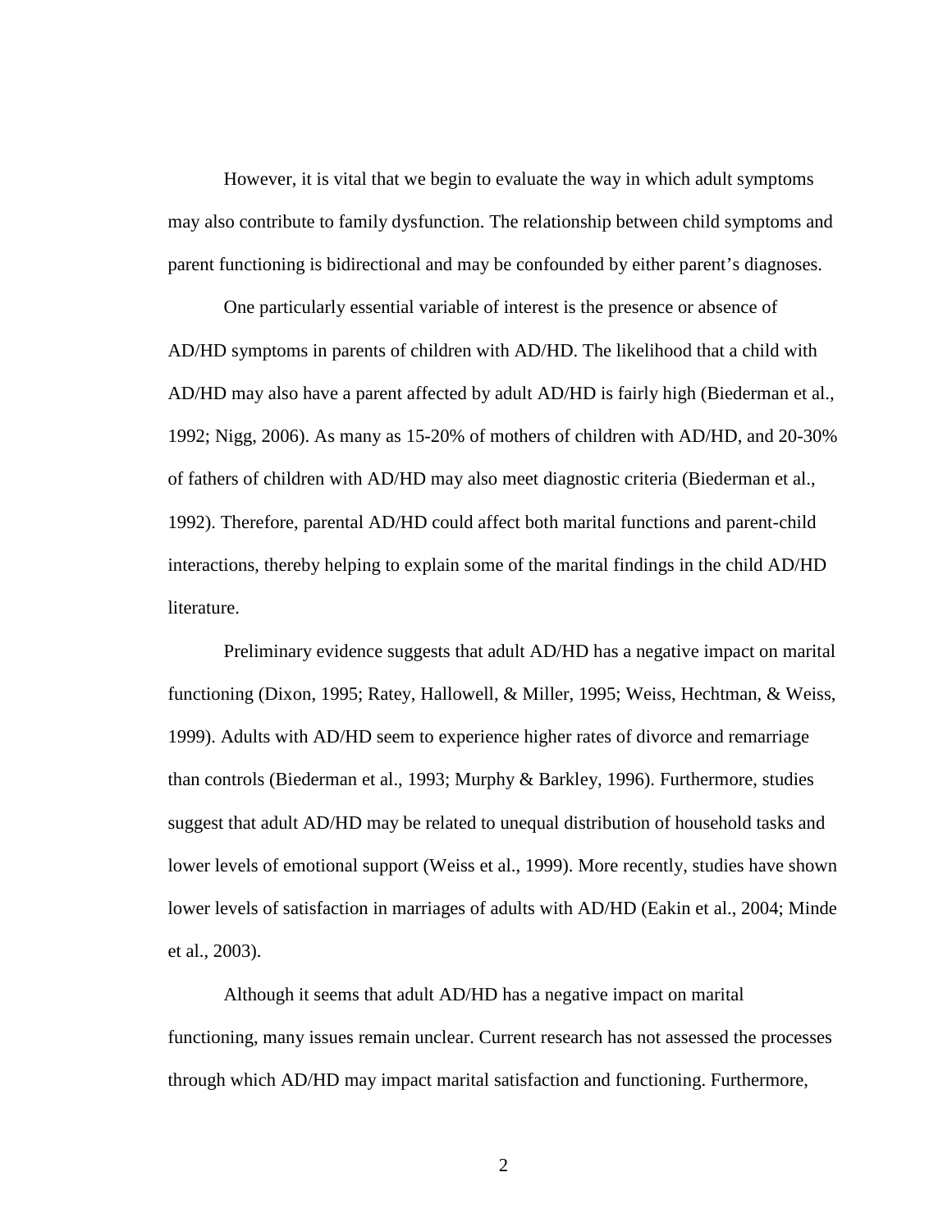However, it is vital that we begin to evaluate the way in which adult symptoms may also contribute to family dysfunction. The relationship between child symptoms and parent functioning is bidirectional and may be confounded by either parent's diagnoses.

One particularly essential variable of interest is the presence or absence of AD/HD symptoms in parents of children with AD/HD. The likelihood that a child with AD/HD may also have a parent affected by adult AD/HD is fairly high (Biederman et al., 1992; Nigg, 2006). As many as 15-20% of mothers of children with AD/HD, and 20-30% of fathers of children with AD/HD may also meet diagnostic criteria (Biederman et al., 1992). Therefore, parental AD/HD could affect both marital functions and parent-child interactions, thereby helping to explain some of the marital findings in the child AD/HD literature.

Preliminary evidence suggests that adult AD/HD has a negative impact on marital functioning (Dixon, 1995; Ratey, Hallowell, & Miller, 1995; Weiss, Hechtman, & Weiss, 1999). Adults with AD/HD seem to experience higher rates of divorce and remarriage than controls (Biederman et al., 1993; Murphy & Barkley, 1996). Furthermore, studies suggest that adult AD/HD may be related to unequal distribution of household tasks and lower levels of emotional support (Weiss et al., 1999). More recently, studies have shown lower levels of satisfaction in marriages of adults with AD/HD (Eakin et al., 2004; Minde et al., 2003).

Although it seems that adult AD/HD has a negative impact on marital functioning, many issues remain unclear. Current research has not assessed the processes through which AD/HD may impact marital satisfaction and functioning. Furthermore,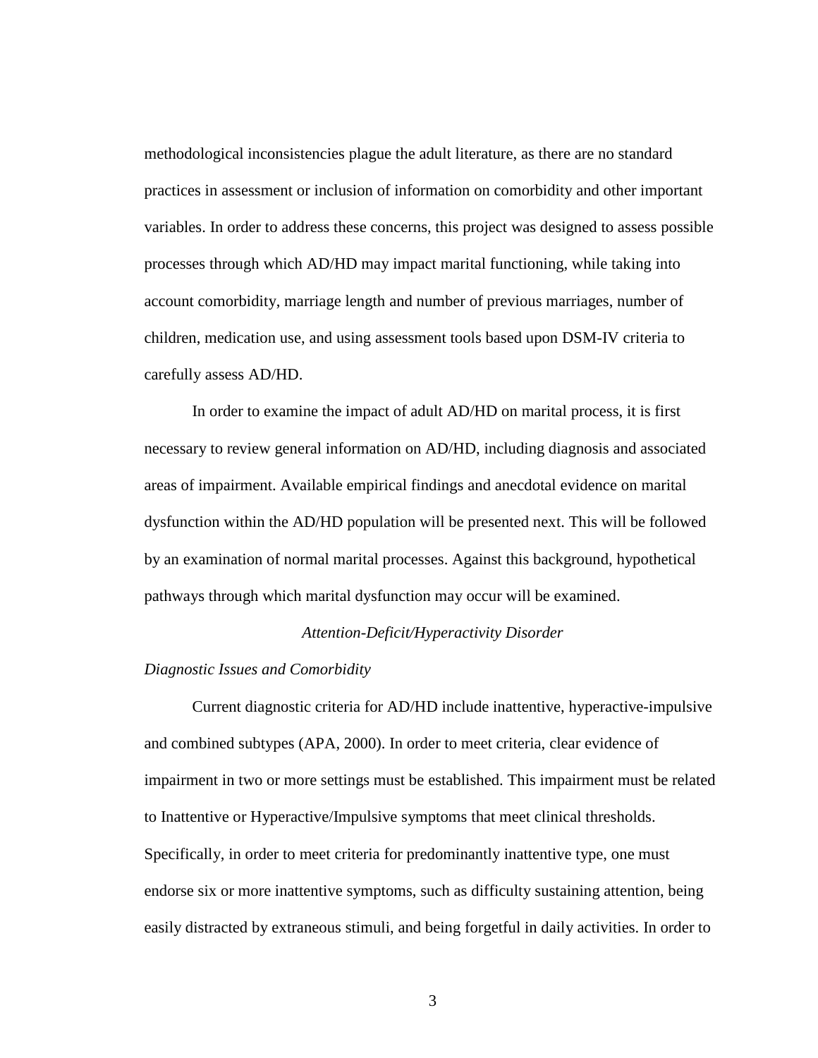methodological inconsistencies plague the adult literature, as there are no standard practices in assessment or inclusion of information on comorbidity and other important variables. In order to address these concerns, this project was designed to assess possible processes through which AD/HD may impact marital functioning, while taking into account comorbidity, marriage length and number of previous marriages, number of children, medication use, and using assessment tools based upon DSM-IV criteria to carefully assess AD/HD.

In order to examine the impact of adult AD/HD on marital process, it is first necessary to review general information on AD/HD, including diagnosis and associated areas of impairment. Available empirical findings and anecdotal evidence on marital dysfunction within the AD/HD population will be presented next. This will be followed by an examination of normal marital processes. Against this background, hypothetical pathways through which marital dysfunction may occur will be examined.

## *Attention-Deficit/Hyperactivity Disorder*

### *Diagnostic Issues and Comorbidity*

Current diagnostic criteria for AD/HD include inattentive, hyperactive-impulsive and combined subtypes (APA, 2000). In order to meet criteria, clear evidence of impairment in two or more settings must be established. This impairment must be related to Inattentive or Hyperactive/Impulsive symptoms that meet clinical thresholds. Specifically, in order to meet criteria for predominantly inattentive type, one must endorse six or more inattentive symptoms, such as difficulty sustaining attention, being easily distracted by extraneous stimuli, and being forgetful in daily activities. In order to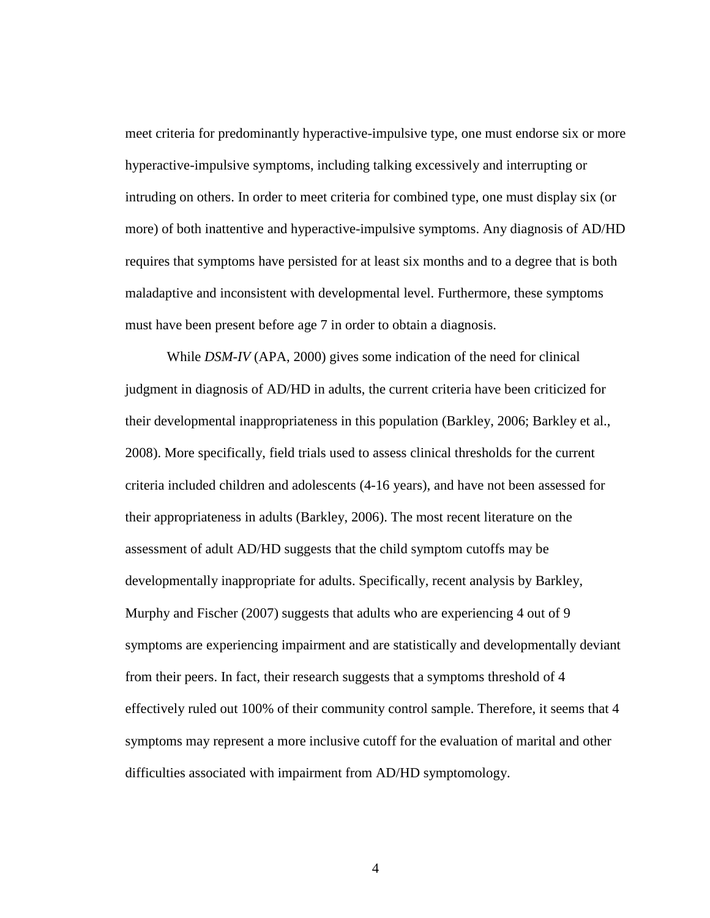meet criteria for predominantly hyperactive-impulsive type, one must endorse six or more hyperactive-impulsive symptoms, including talking excessively and interrupting or intruding on others. In order to meet criteria for combined type, one must display six (or more) of both inattentive and hyperactive-impulsive symptoms. Any diagnosis of AD/HD requires that symptoms have persisted for at least six months and to a degree that is both maladaptive and inconsistent with developmental level. Furthermore, these symptoms must have been present before age 7 in order to obtain a diagnosis.

While *DSM-IV* (APA, 2000) gives some indication of the need for clinical judgment in diagnosis of AD/HD in adults, the current criteria have been criticized for their developmental inappropriateness in this population (Barkley, 2006; Barkley et al., 2008). More specifically, field trials used to assess clinical thresholds for the current criteria included children and adolescents (4-16 years), and have not been assessed for their appropriateness in adults (Barkley, 2006). The most recent literature on the assessment of adult AD/HD suggests that the child symptom cutoffs may be developmentally inappropriate for adults. Specifically, recent analysis by Barkley, Murphy and Fischer (2007) suggests that adults who are experiencing 4 out of 9 symptoms are experiencing impairment and are statistically and developmentally deviant from their peers. In fact, their research suggests that a symptoms threshold of 4 effectively ruled out 100% of their community control sample. Therefore, it seems that 4 symptoms may represent a more inclusive cutoff for the evaluation of marital and other difficulties associated with impairment from AD/HD symptomology.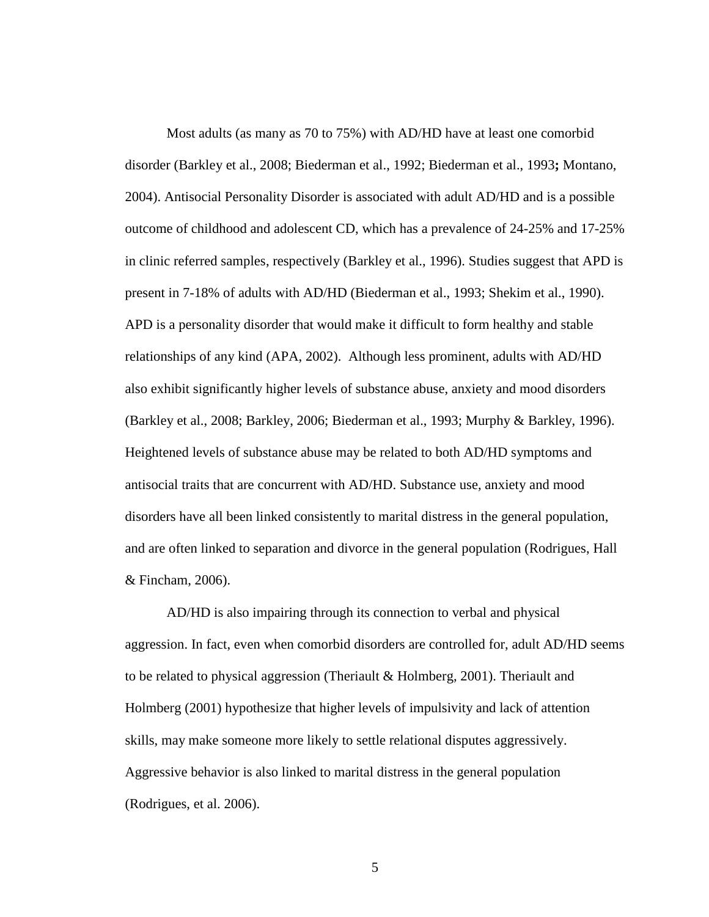Most adults (as many as 70 to 75%) with AD/HD have at least one comorbid disorder (Barkley et al., 2008; Biederman et al., 1992; Biederman et al., 1993**;** Montano, 2004). Antisocial Personality Disorder is associated with adult AD/HD and is a possible outcome of childhood and adolescent CD, which has a prevalence of 24-25% and 17-25% in clinic referred samples, respectively (Barkley et al., 1996). Studies suggest that APD is present in 7-18% of adults with AD/HD (Biederman et al., 1993; Shekim et al., 1990). APD is a personality disorder that would make it difficult to form healthy and stable relationships of any kind (APA, 2002). Although less prominent, adults with AD/HD also exhibit significantly higher levels of substance abuse, anxiety and mood disorders (Barkley et al., 2008; Barkley, 2006; Biederman et al., 1993; Murphy & Barkley, 1996). Heightened levels of substance abuse may be related to both AD/HD symptoms and antisocial traits that are concurrent with AD/HD. Substance use, anxiety and mood disorders have all been linked consistently to marital distress in the general population, and are often linked to separation and divorce in the general population (Rodrigues, Hall & Fincham, 2006).

AD/HD is also impairing through its connection to verbal and physical aggression. In fact, even when comorbid disorders are controlled for, adult AD/HD seems to be related to physical aggression (Theriault & Holmberg, 2001). Theriault and Holmberg (2001) hypothesize that higher levels of impulsivity and lack of attention skills, may make someone more likely to settle relational disputes aggressively. Aggressive behavior is also linked to marital distress in the general population (Rodrigues, et al. 2006).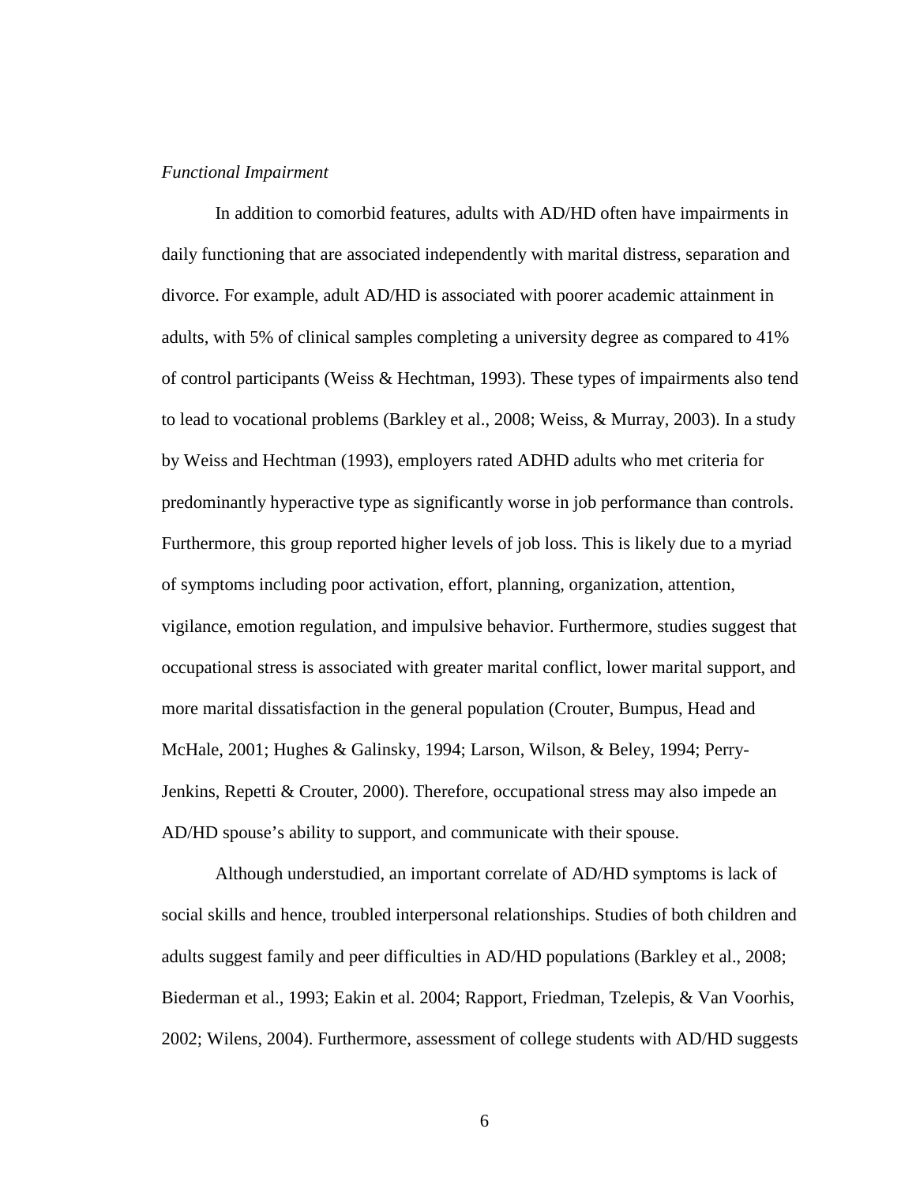*Functional Impairment*

In addition to comorbid features, adults with AD/HD often have impairments in daily functioning that are associated independently with marital distress, separation and divorce. For example, adult AD/HD is associated with poorer academic attainment in adults, with 5% of clinical samples completing a university degree as compared to 41% of control participants (Weiss & Hechtman, 1993). These types of impairments also tend to lead to vocational problems (Barkley et al., 2008; Weiss, & Murray, 2003). In a study by Weiss and Hechtman (1993), employers rated ADHD adults who met criteria for predominantly hyperactive type as significantly worse in job performance than controls. Furthermore, this group reported higher levels of job loss. This is likely due to a myriad of symptoms including poor activation, effort, planning, organization, attention, vigilance, emotion regulation, and impulsive behavior. Furthermore, studies suggest that occupational stress is associated with greater marital conflict, lower marital support, and more marital dissatisfaction in the general population (Crouter, Bumpus, Head and McHale, 2001; Hughes & Galinsky, 1994; Larson, Wilson, & Beley, 1994; Perry-Jenkins, Repetti & Crouter, 2000). Therefore, occupational stress may also impede an AD/HD spouse's ability to support, and communicate with their spouse.

Although understudied, an important correlate of AD/HD symptoms is lack of social skills and hence, troubled interpersonal relationships. Studies of both children and adults suggest family and peer difficulties in AD/HD populations (Barkley et al., 2008; Biederman et al., 1993; Eakin et al. 2004; Rapport, Friedman, Tzelepis, & Van Voorhis, 2002; Wilens, 2004). Furthermore, assessment of college students with AD/HD suggests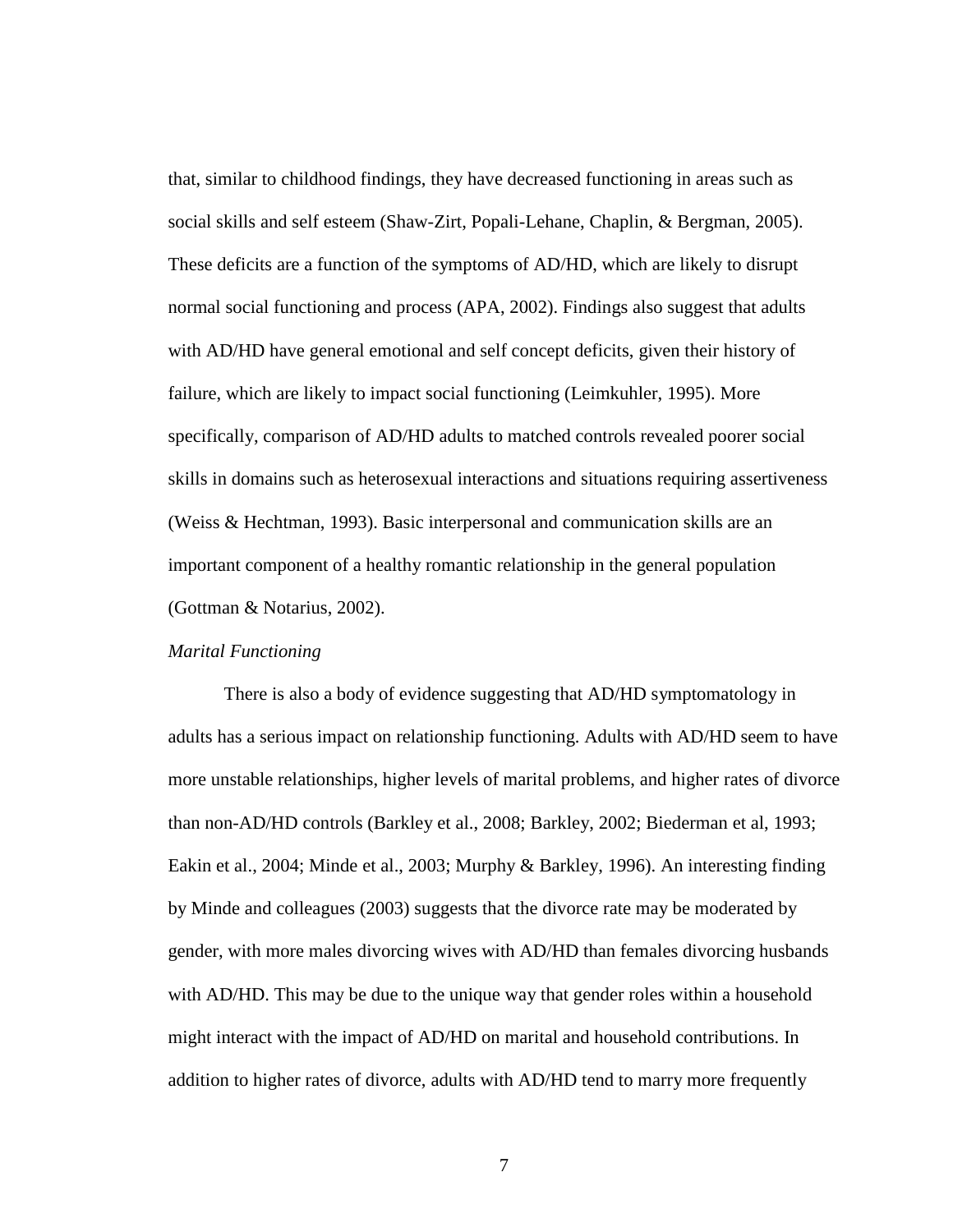that, similar to childhood findings, they have decreased functioning in areas such as social skills and self esteem (Shaw-Zirt, Popali-Lehane, Chaplin, & Bergman, 2005). These deficits are a function of the symptoms of AD/HD, which are likely to disrupt normal social functioning and process (APA, 2002). Findings also suggest that adults with AD/HD have general emotional and self concept deficits, given their history of failure, which are likely to impact social functioning (Leimkuhler, 1995). More specifically, comparison of AD/HD adults to matched controls revealed poorer social skills in domains such as heterosexual interactions and situations requiring assertiveness (Weiss & Hechtman, 1993). Basic interpersonal and communication skills are an important component of a healthy romantic relationship in the general population (Gottman & Notarius, 2002).

### *Marital Functioning*

There is also a body of evidence suggesting that AD/HD symptomatology in adults has a serious impact on relationship functioning. Adults with AD/HD seem to have more unstable relationships, higher levels of marital problems, and higher rates of divorce than non-AD/HD controls (Barkley et al., 2008; Barkley, 2002; Biederman et al, 1993; Eakin et al., 2004; Minde et al., 2003; Murphy & Barkley, 1996). An interesting finding by Minde and colleagues (2003) suggests that the divorce rate may be moderated by gender, with more males divorcing wives with AD/HD than females divorcing husbands with AD/HD. This may be due to the unique way that gender roles within a household might interact with the impact of AD/HD on marital and household contributions. In addition to higher rates of divorce, adults with AD/HD tend to marry more frequently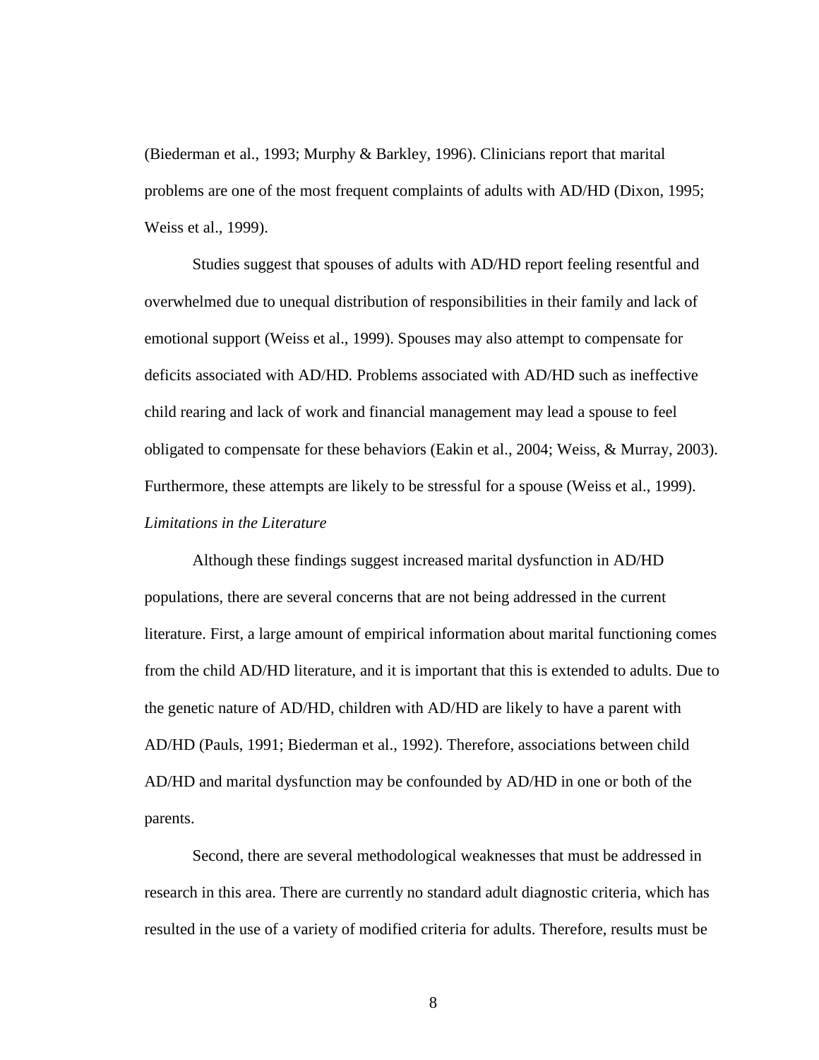(Biederman et al., 1993; Murphy & Barkley, 1996). Clinicians report that marital problems are one of the most frequent complaints of adults with AD/HD (Dixon, 1995; Weiss et al., 1999).

Studies suggest that spouses of adults with AD/HD report feeling resentful and overwhelmed due to unequal distribution of responsibilities in their family and lack of emotional support (Weiss et al., 1999). Spouses may also attempt to compensate for deficits associated with AD/HD. Problems associated with AD/HD such as ineffective child rearing and lack of work and financial management may lead a spouse to feel obligated to compensate for these behaviors (Eakin et al., 2004; Weiss, & Murray, 2003). Furthermore, these attempts are likely to be stressful for a spouse (Weiss et al., 1999).

### *Limitations in the Literature*

Although these findings suggest increased marital dysfunction in AD/HD populations, there are several concerns that are not being addressed in the current literature. First, a large amount of empirical information about marital functioning comes from the child AD/HD literature, and it is important that this is extended to adults. Due to the genetic nature of AD/HD, children with AD/HD are likely to have a parent with AD/HD (Pauls, 1991; Biederman et al., 1992). Therefore, associations between child AD/HD and marital dysfunction may be confounded by AD/HD in one or both of the parents.

Second, there are several methodological weaknesses that must be addressed in research in this area. There are currently no standard adult diagnostic criteria, which has resulted in the use of a variety of modified criteria for adults. Therefore, results must be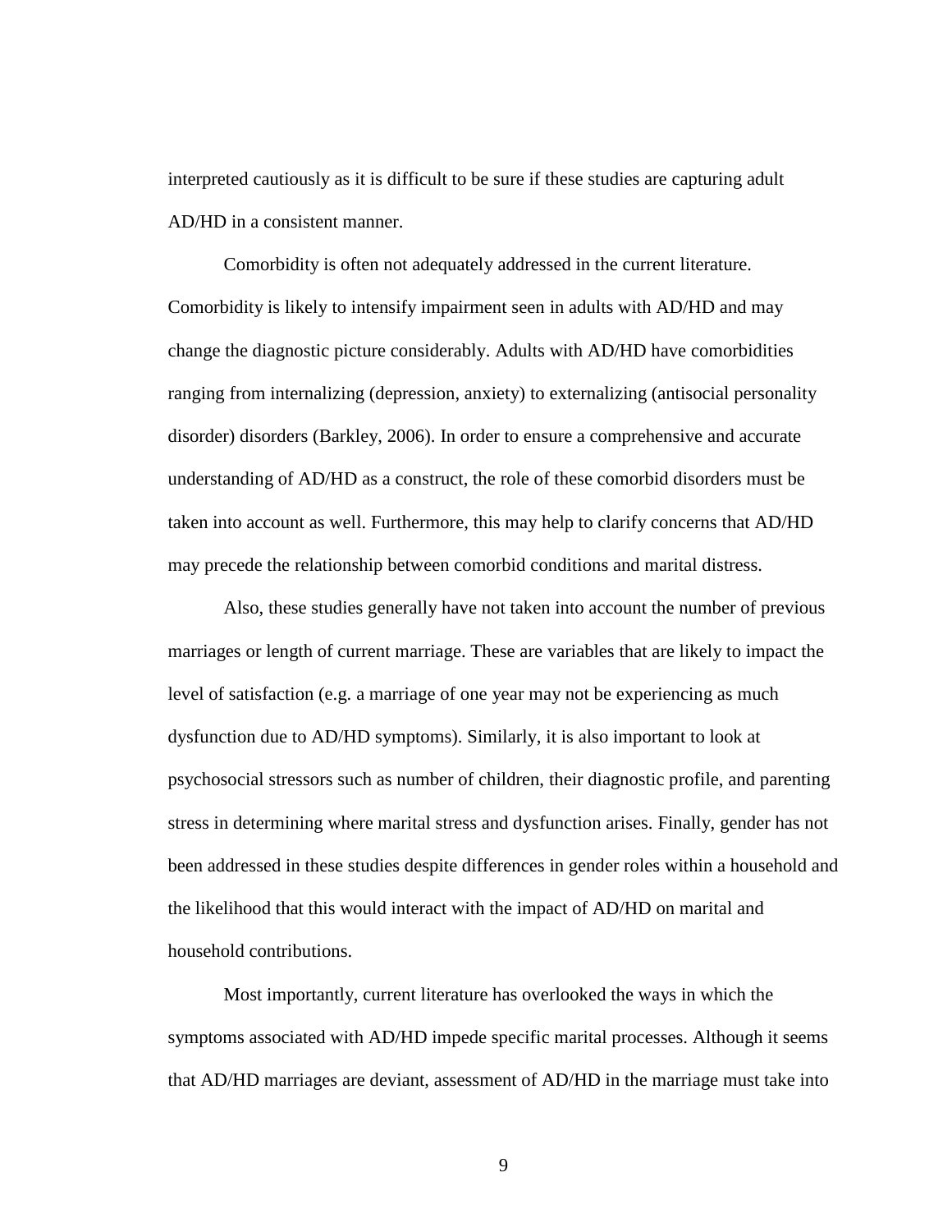interpreted cautiously as it is difficult to be sure if these studies are capturing adult AD/HD in a consistent manner.

Comorbidity is often not adequately addressed in the current literature. Comorbidity is likely to intensify impairment seen in adults with AD/HD and may change the diagnostic picture considerably. Adults with AD/HD have comorbidities ranging from internalizing (depression, anxiety) to externalizing (antisocial personality disorder) disorders (Barkley, 2006). In order to ensure a comprehensive and accurate understanding of AD/HD as a construct, the role of these comorbid disorders must be taken into account as well. Furthermore, this may help to clarify concerns that AD/HD may precede the relationship between comorbid conditions and marital distress.

Also, these studies generally have not taken into account the number of previous marriages or length of current marriage. These are variables that are likely to impact the level of satisfaction (e.g. a marriage of one year may not be experiencing as much dysfunction due to AD/HD symptoms). Similarly, it is also important to look at psychosocial stressors such as number of children, their diagnostic profile, and parenting stress in determining where marital stress and dysfunction arises. Finally, gender has not been addressed in these studies despite differences in gender roles within a household and the likelihood that this would interact with the impact of AD/HD on marital and household contributions.

Most importantly, current literature has overlooked the ways in which the symptoms associated with AD/HD impede specific marital processes. Although it seems that AD/HD marriages are deviant, assessment of AD/HD in the marriage must take into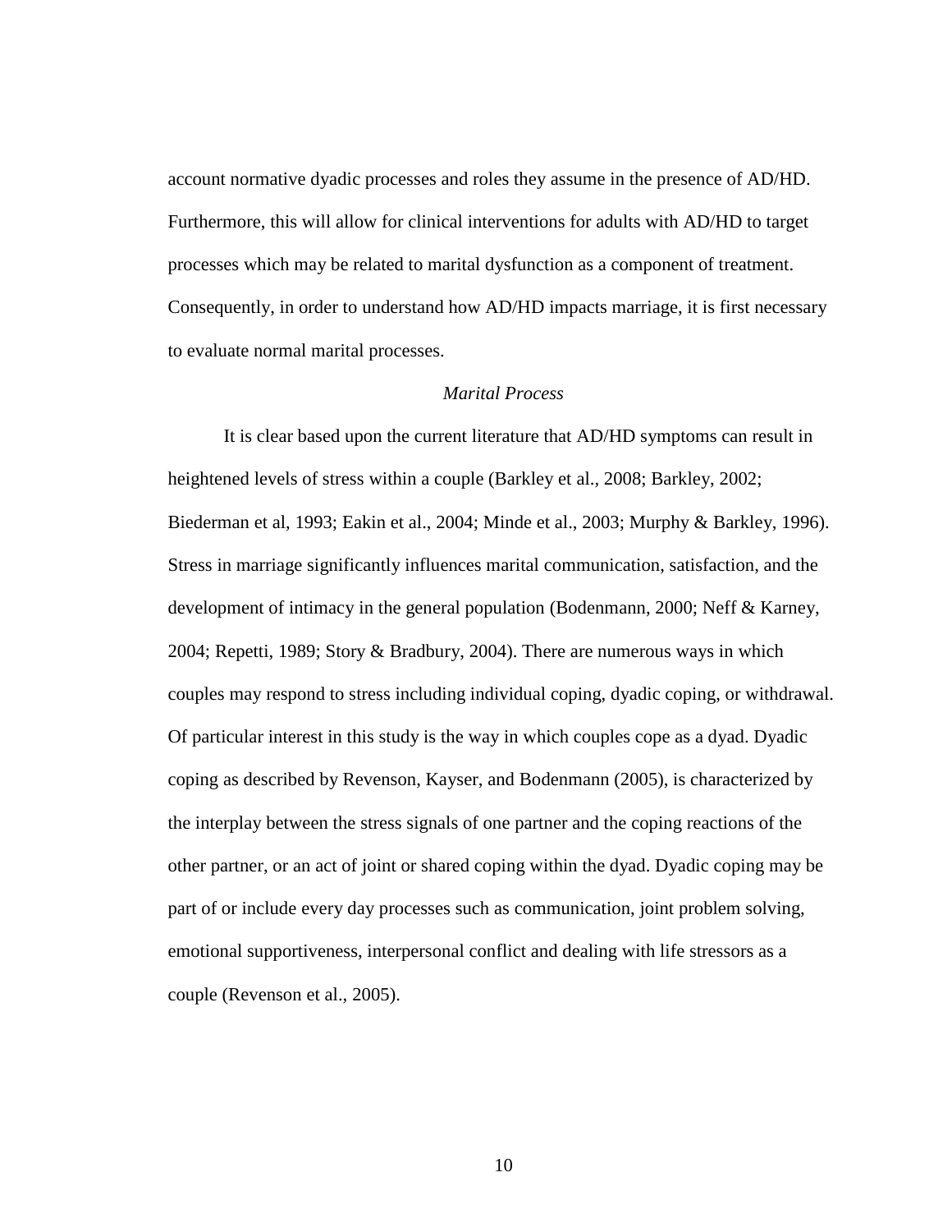account normative dyadic processes and roles they assume in the presence of AD/HD. Furthermore, this will allow for clinical interventions for adults with AD/HD to target processes which may be related to marital dysfunction as a component of treatment. Consequently, in order to understand how AD/HD impacts marriage, it is first necessary to evaluate normal marital processes.

### *Marital Process*

It is clear based upon the current literature that AD/HD symptoms can result in heightened levels of stress within a couple (Barkley et al., 2008; Barkley, 2002; Biederman et al, 1993; Eakin et al., 2004; Minde et al., 2003; Murphy & Barkley, 1996). Stress in marriage significantly influences marital communication, satisfaction, and the development of intimacy in the general population (Bodenmann, 2000; Neff & Karney, 2004; Repetti, 1989; Story & Bradbury, 2004). There are numerous ways in which couples may respond to stress including individual coping, dyadic coping, or withdrawal. Of particular interest in this study is the way in which couples cope as a dyad. Dyadic coping as described by Revenson, Kayser, and Bodenmann (2005), is characterized by the interplay between the stress signals of one partner and the coping reactions of the other partner, or an act of joint or shared coping within the dyad. Dyadic coping may be part of or include every day processes such as communication, joint problem solving, emotional supportiveness, interpersonal conflict and dealing with life stressors as a couple (Revenson et al., 2005).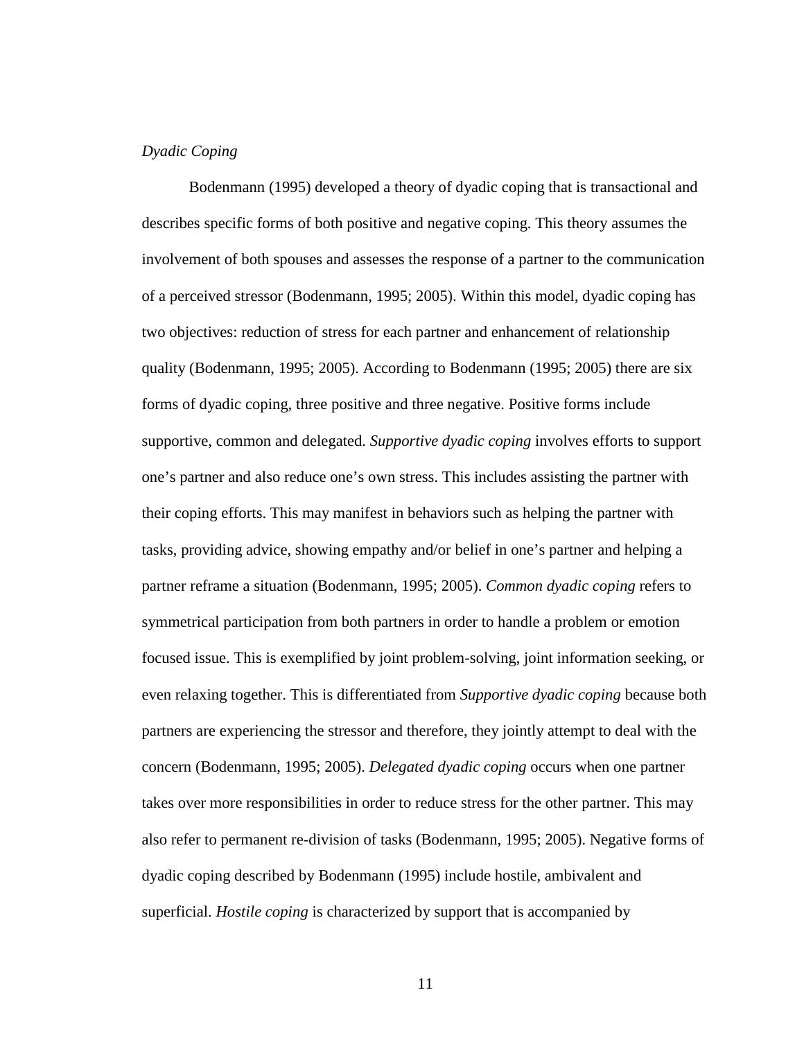*Dyadic Coping*

Bodenmann (1995) developed a theory of dyadic coping that is transactional and describes specific forms of both positive and negative coping. This theory assumes the involvement of both spouses and assesses the response of a partner to the communication of a perceived stressor (Bodenmann, 1995; 2005). Within this model, dyadic coping has two objectives: reduction of stress for each partner and enhancement of relationship quality (Bodenmann, 1995; 2005). According to Bodenmann (1995; 2005) there are six forms of dyadic coping, three positive and three negative. Positive forms include supportive, common and delegated. *Supportive dyadic coping* involves efforts to support one's partner and also reduce one's own stress. This includes assisting the partner with their coping efforts. This may manifest in behaviors such as helping the partner with tasks, providing advice, showing empathy and/or belief in one's partner and helping a partner reframe a situation (Bodenmann, 1995; 2005). *Common dyadic coping* refers to symmetrical participation from both partners in order to handle a problem or emotion focused issue. This is exemplified by joint problem-solving, joint information seeking, or even relaxing together. This is differentiated from *Supportive dyadic coping* because both partners are experiencing the stressor and therefore, they jointly attempt to deal with the concern (Bodenmann, 1995; 2005). *Delegated dyadic coping* occurs when one partner takes over more responsibilities in order to reduce stress for the other partner. This may also refer to permanent re-division of tasks (Bodenmann, 1995; 2005). Negative forms of dyadic coping described by Bodenmann (1995) include hostile, ambivalent and superficial. *Hostile coping* is characterized by support that is accompanied by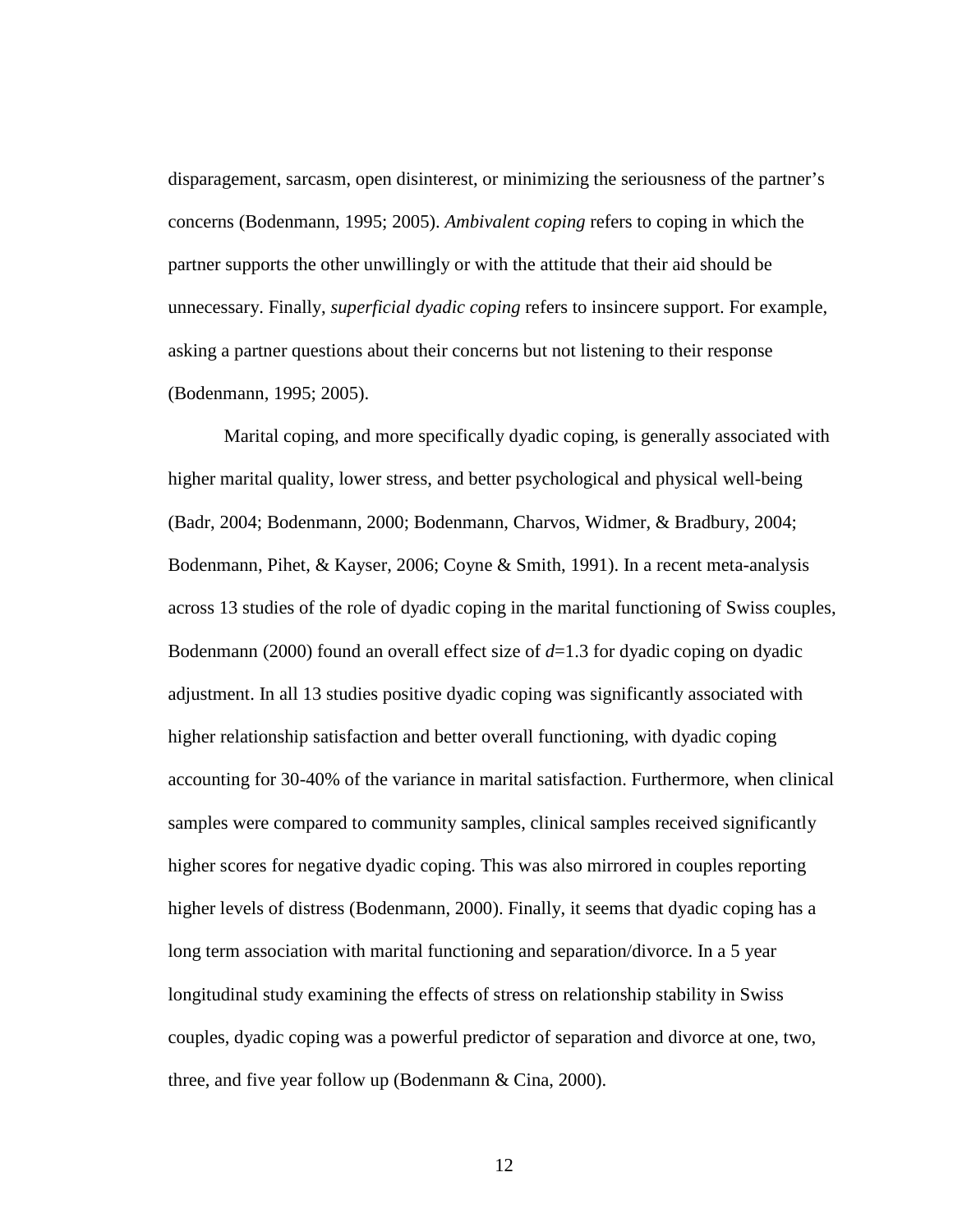disparagement, sarcasm, open disinterest, or minimizing the seriousness of the partner's concerns (Bodenmann, 1995; 2005). *Ambivalent coping* refers to coping in which the partner supports the other unwillingly or with the attitude that their aid should be unnecessary. Finally, *superficial dyadic coping* refers to insincere support. For example, asking a partner questions about their concerns but not listening to their response (Bodenmann, 1995; 2005).

Marital coping, and more specifically dyadic coping, is generally associated with higher marital quality, lower stress, and better psychological and physical well-being (Badr, 2004; Bodenmann, 2000; Bodenmann, Charvos, Widmer, & Bradbury, 2004; Bodenmann, Pihet, & Kayser, 2006; Coyne & Smith, 1991). In a recent meta-analysis across 13 studies of the role of dyadic coping in the marital functioning of Swiss couples, Bodenmann (2000) found an overall effect size of $d$=1.3 for dyadic coping on dyadic adjustment. In all 13 studies positive dyadic coping was significantly associated with higher relationship satisfaction and better overall functioning, with dyadic coping accounting for 30-40% of the variance in marital satisfaction. Furthermore, when clinical samples were compared to community samples, clinical samples received significantly higher scores for negative dyadic coping. This was also mirrored in couples reporting higher levels of distress (Bodenmann, 2000). Finally, it seems that dyadic coping has a long term association with marital functioning and separation/divorce. In a 5 year longitudinal study examining the effects of stress on relationship stability in Swiss couples, dyadic coping was a powerful predictor of separation and divorce at one, two, three, and five year follow up (Bodenmann & Cina, 2000).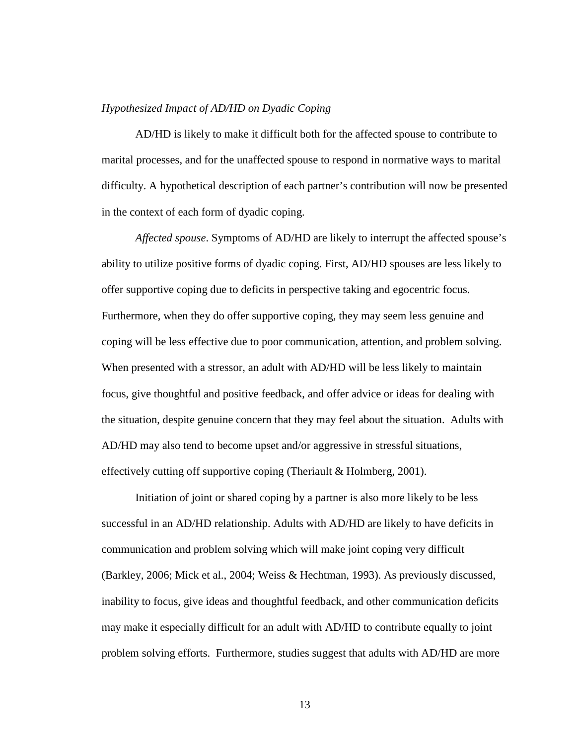*Hypothesized Impact of AD/HD on Dyadic Coping*

AD/HD is likely to make it difficult both for the affected spouse to contribute to marital processes, and for the unaffected spouse to respond in normative ways to marital difficulty. A hypothetical description of each partner's contribution will now be presented in the context of each form of dyadic coping.

*Affected spouse*. Symptoms of AD/HD are likely to interrupt the affected spouse's ability to utilize positive forms of dyadic coping. First, AD/HD spouses are less likely to offer supportive coping due to deficits in perspective taking and egocentric focus. Furthermore, when they do offer supportive coping, they may seem less genuine and coping will be less effective due to poor communication, attention, and problem solving. When presented with a stressor, an adult with AD/HD will be less likely to maintain focus, give thoughtful and positive feedback, and offer advice or ideas for dealing with the situation, despite genuine concern that they may feel about the situation. Adults with AD/HD may also tend to become upset and/or aggressive in stressful situations, effectively cutting off supportive coping (Theriault & Holmberg, 2001).

Initiation of joint or shared coping by a partner is also more likely to be less successful in an AD/HD relationship. Adults with AD/HD are likely to have deficits in communication and problem solving which will make joint coping very difficult (Barkley, 2006; Mick et al., 2004; Weiss & Hechtman, 1993). As previously discussed, inability to focus, give ideas and thoughtful feedback, and other communication deficits may make it especially difficult for an adult with AD/HD to contribute equally to joint problem solving efforts. Furthermore, studies suggest that adults with AD/HD are more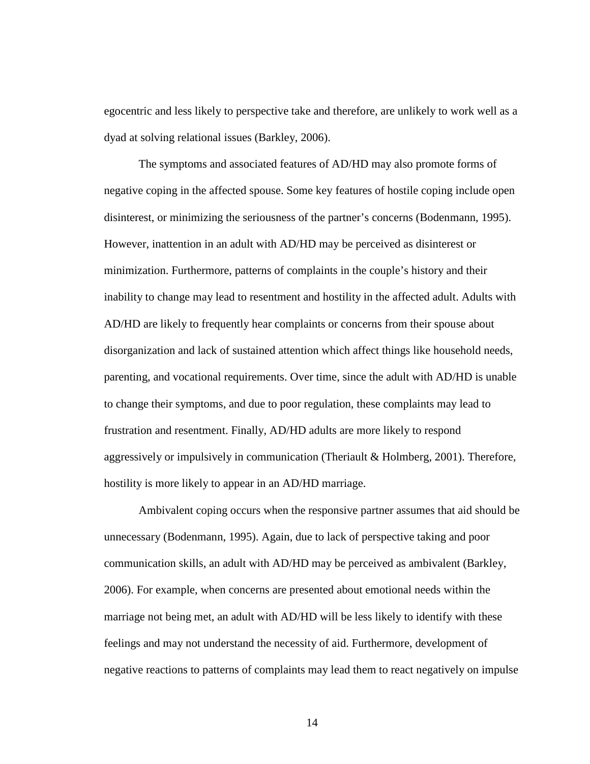egocentric and less likely to perspective take and therefore, are unlikely to work well as a dyad at solving relational issues (Barkley, 2006).

The symptoms and associated features of AD/HD may also promote forms of negative coping in the affected spouse. Some key features of hostile coping include open disinterest, or minimizing the seriousness of the partner's concerns (Bodenmann, 1995). However, inattention in an adult with AD/HD may be perceived as disinterest or minimization. Furthermore, patterns of complaints in the couple's history and their inability to change may lead to resentment and hostility in the affected adult. Adults with AD/HD are likely to frequently hear complaints or concerns from their spouse about disorganization and lack of sustained attention which affect things like household needs, parenting, and vocational requirements. Over time, since the adult with AD/HD is unable to change their symptoms, and due to poor regulation, these complaints may lead to frustration and resentment. Finally, AD/HD adults are more likely to respond aggressively or impulsively in communication (Theriault & Holmberg, 2001). Therefore, hostility is more likely to appear in an AD/HD marriage.

Ambivalent coping occurs when the responsive partner assumes that aid should be unnecessary (Bodenmann, 1995). Again, due to lack of perspective taking and poor communication skills, an adult with AD/HD may be perceived as ambivalent (Barkley, 2006). For example, when concerns are presented about emotional needs within the marriage not being met, an adult with AD/HD will be less likely to identify with these feelings and may not understand the necessity of aid. Furthermore, development of negative reactions to patterns of complaints may lead them to react negatively on impulse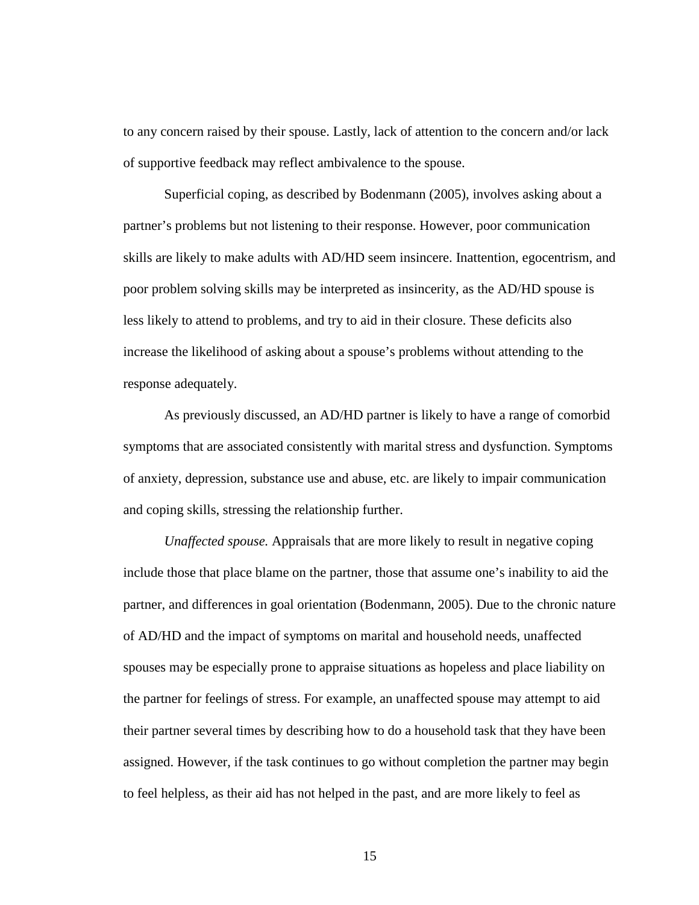to any concern raised by their spouse. Lastly, lack of attention to the concern and/or lack of supportive feedback may reflect ambivalence to the spouse.

Superficial coping, as described by Bodenmann (2005), involves asking about a partner's problems but not listening to their response. However, poor communication skills are likely to make adults with AD/HD seem insincere. Inattention, egocentrism, and poor problem solving skills may be interpreted as insincerity, as the AD/HD spouse is less likely to attend to problems, and try to aid in their closure. These deficits also increase the likelihood of asking about a spouse's problems without attending to the response adequately.

As previously discussed, an AD/HD partner is likely to have a range of comorbid symptoms that are associated consistently with marital stress and dysfunction. Symptoms of anxiety, depression, substance use and abuse, etc. are likely to impair communication and coping skills, stressing the relationship further.

*Unaffected spouse.* Appraisals that are more likely to result in negative coping include those that place blame on the partner, those that assume one's inability to aid the partner, and differences in goal orientation (Bodenmann, 2005). Due to the chronic nature of AD/HD and the impact of symptoms on marital and household needs, unaffected spouses may be especially prone to appraise situations as hopeless and place liability on the partner for feelings of stress. For example, an unaffected spouse may attempt to aid their partner several times by describing how to do a household task that they have been assigned. However, if the task continues to go without completion the partner may begin to feel helpless, as their aid has not helped in the past, and are more likely to feel as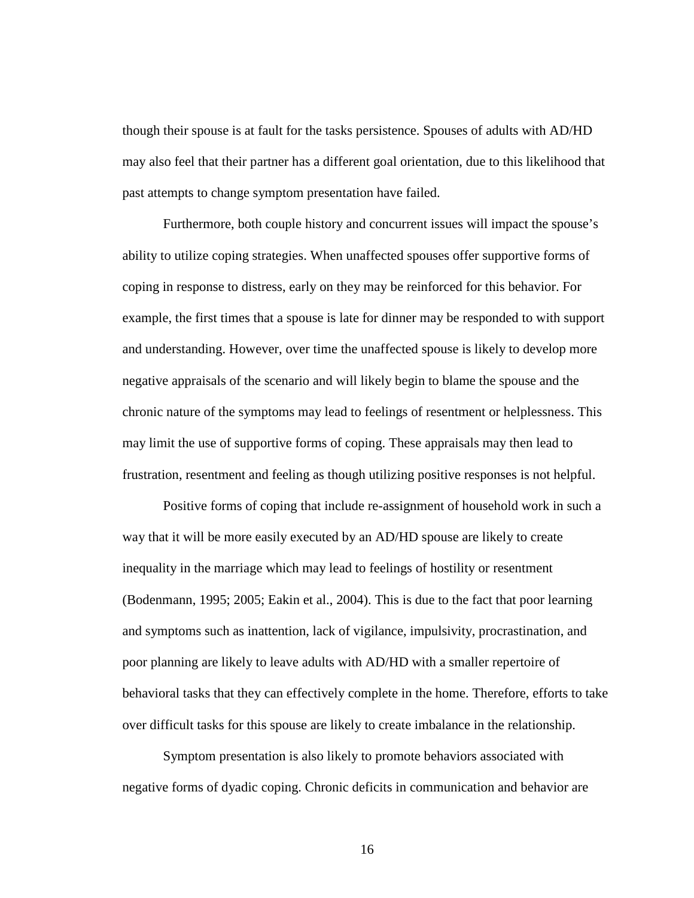though their spouse is at fault for the tasks persistence. Spouses of adults with AD/HD may also feel that their partner has a different goal orientation, due to this likelihood that past attempts to change symptom presentation have failed.

Furthermore, both couple history and concurrent issues will impact the spouse's ability to utilize coping strategies. When unaffected spouses offer supportive forms of coping in response to distress, early on they may be reinforced for this behavior. For example, the first times that a spouse is late for dinner may be responded to with support and understanding. However, over time the unaffected spouse is likely to develop more negative appraisals of the scenario and will likely begin to blame the spouse and the chronic nature of the symptoms may lead to feelings of resentment or helplessness. This may limit the use of supportive forms of coping. These appraisals may then lead to frustration, resentment and feeling as though utilizing positive responses is not helpful.

Positive forms of coping that include re-assignment of household work in such a way that it will be more easily executed by an AD/HD spouse are likely to create inequality in the marriage which may lead to feelings of hostility or resentment (Bodenmann, 1995; 2005; Eakin et al., 2004). This is due to the fact that poor learning and symptoms such as inattention, lack of vigilance, impulsivity, procrastination, and poor planning are likely to leave adults with AD/HD with a smaller repertoire of behavioral tasks that they can effectively complete in the home. Therefore, efforts to take over difficult tasks for this spouse are likely to create imbalance in the relationship.

Symptom presentation is also likely to promote behaviors associated with negative forms of dyadic coping. Chronic deficits in communication and behavior are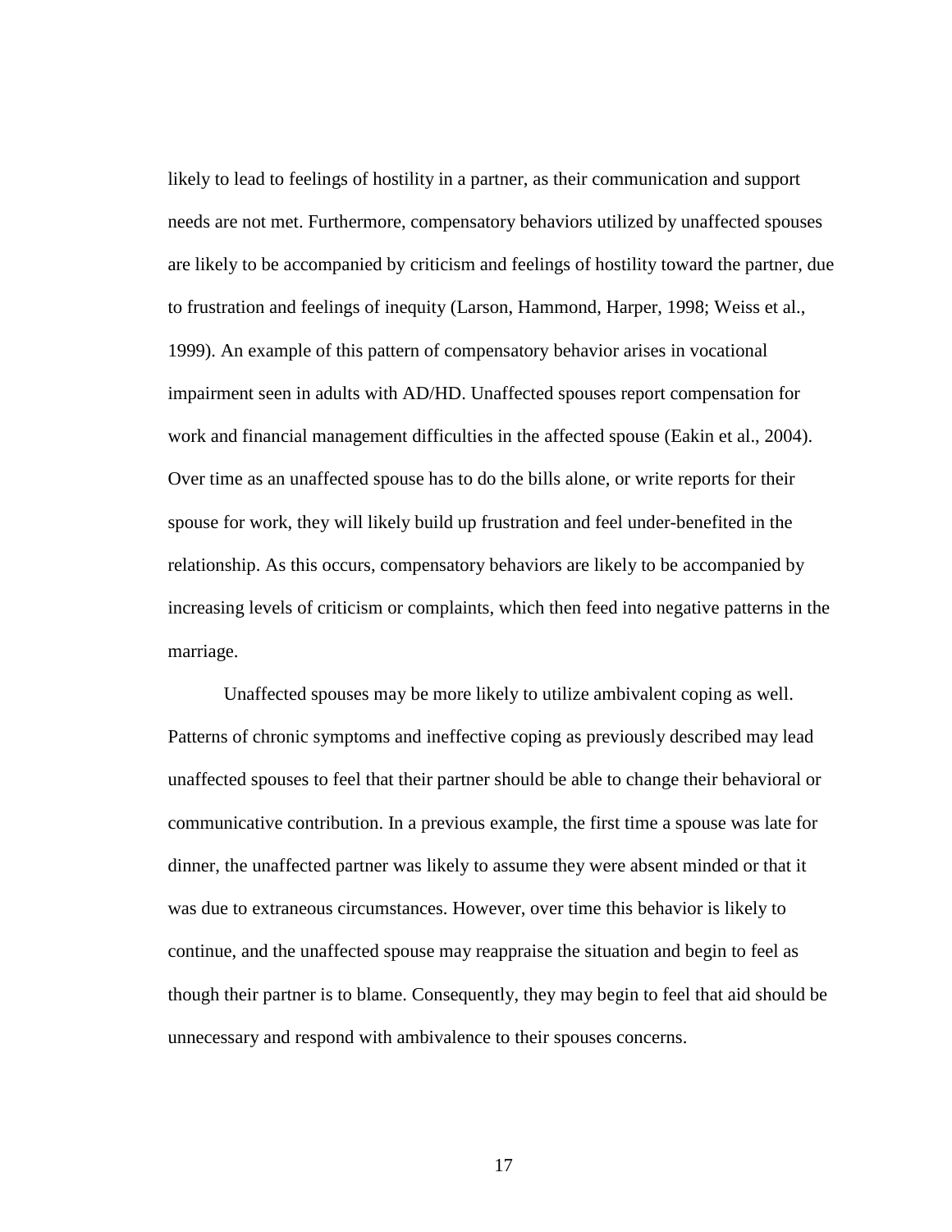likely to lead to feelings of hostility in a partner, as their communication and support needs are not met. Furthermore, compensatory behaviors utilized by unaffected spouses are likely to be accompanied by criticism and feelings of hostility toward the partner, due to frustration and feelings of inequity (Larson, Hammond, Harper, 1998; Weiss et al., 1999). An example of this pattern of compensatory behavior arises in vocational impairment seen in adults with AD/HD. Unaffected spouses report compensation for work and financial management difficulties in the affected spouse (Eakin et al., 2004). Over time as an unaffected spouse has to do the bills alone, or write reports for their spouse for work, they will likely build up frustration and feel under-benefited in the relationship. As this occurs, compensatory behaviors are likely to be accompanied by increasing levels of criticism or complaints, which then feed into negative patterns in the marriage.

Unaffected spouses may be more likely to utilize ambivalent coping as well. Patterns of chronic symptoms and ineffective coping as previously described may lead unaffected spouses to feel that their partner should be able to change their behavioral or communicative contribution. In a previous example, the first time a spouse was late for dinner, the unaffected partner was likely to assume they were absent minded or that it was due to extraneous circumstances. However, over time this behavior is likely to continue, and the unaffected spouse may reappraise the situation and begin to feel as though their partner is to blame. Consequently, they may begin to feel that aid should be unnecessary and respond with ambivalence to their spouses concerns.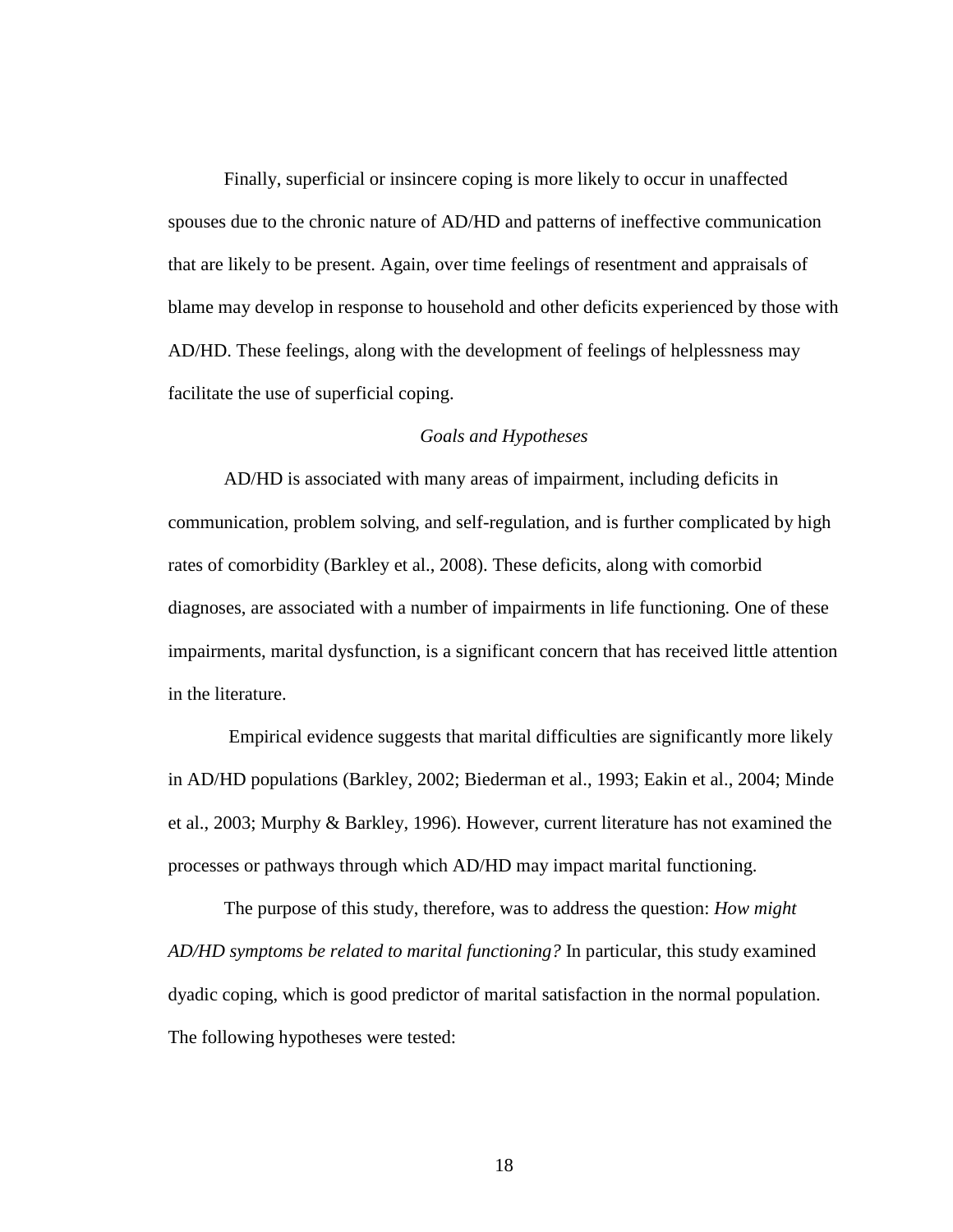Finally, superficial or insincere coping is more likely to occur in unaffected spouses due to the chronic nature of AD/HD and patterns of ineffective communication that are likely to be present. Again, over time feelings of resentment and appraisals of blame may develop in response to household and other deficits experienced by those with AD/HD. These feelings, along with the development of feelings of helplessness may facilitate the use of superficial coping.

### *Goals and Hypotheses*

AD/HD is associated with many areas of impairment, including deficits in communication, problem solving, and self-regulation, and is further complicated by high rates of comorbidity (Barkley et al., 2008). These deficits, along with comorbid diagnoses, are associated with a number of impairments in life functioning. One of these impairments, marital dysfunction, is a significant concern that has received little attention in the literature.

Empirical evidence suggests that marital difficulties are significantly more likely in AD/HD populations (Barkley, 2002; Biederman et al., 1993; Eakin et al., 2004; Minde et al., 2003; Murphy & Barkley, 1996). However, current literature has not examined the processes or pathways through which AD/HD may impact marital functioning.

The purpose of this study, therefore, was to address the question: *How might AD/HD symptoms be related to marital functioning?* In particular, this study examined dyadic coping, which is good predictor of marital satisfaction in the normal population. The following hypotheses were tested: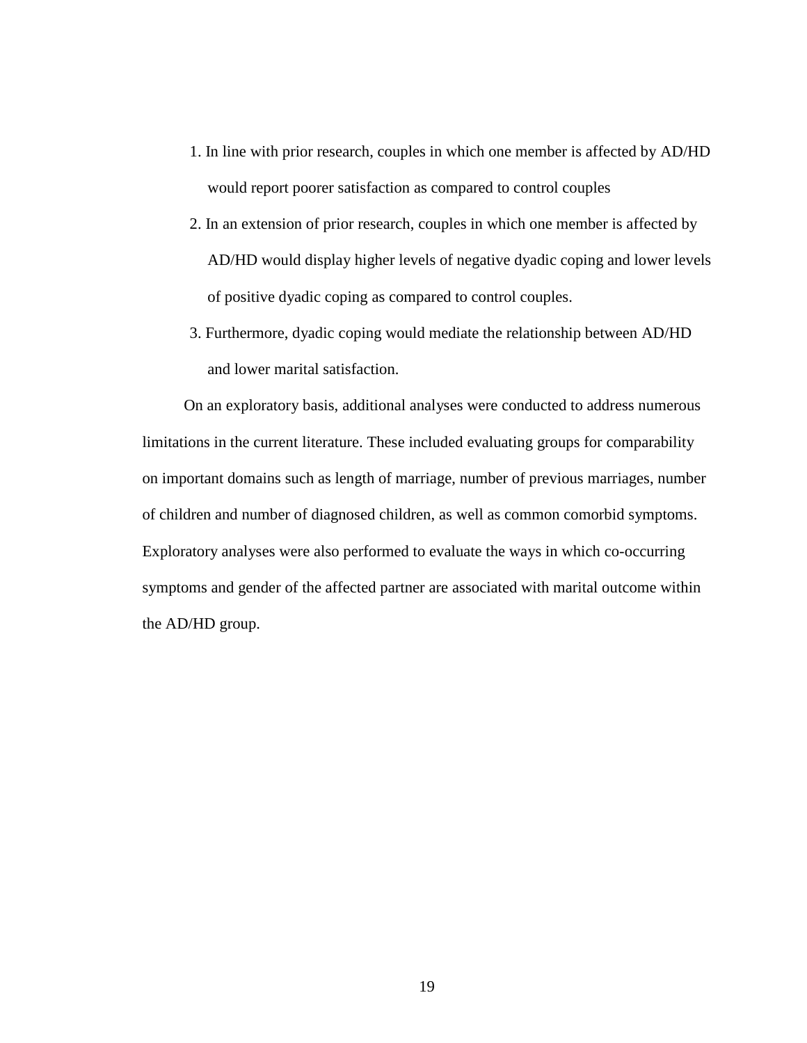1. In line with prior research, couples in which one member is affected by AD/HD would report poorer satisfaction as compared to control couples
2. In an extension of prior research, couples in which one member is affected by AD/HD would display higher levels of negative dyadic coping and lower levels of positive dyadic coping as compared to control couples.
3. Furthermore, dyadic coping would mediate the relationship between AD/HD and lower marital satisfaction.

On an exploratory basis, additional analyses were conducted to address numerous limitations in the current literature. These included evaluating groups for comparability on important domains such as length of marriage, number of previous marriages, number of children and number of diagnosed children, as well as common comorbid symptoms. Exploratory analyses were also performed to evaluate the ways in which co-occurring symptoms and gender of the affected partner are associated with marital outcome within the AD/HD group.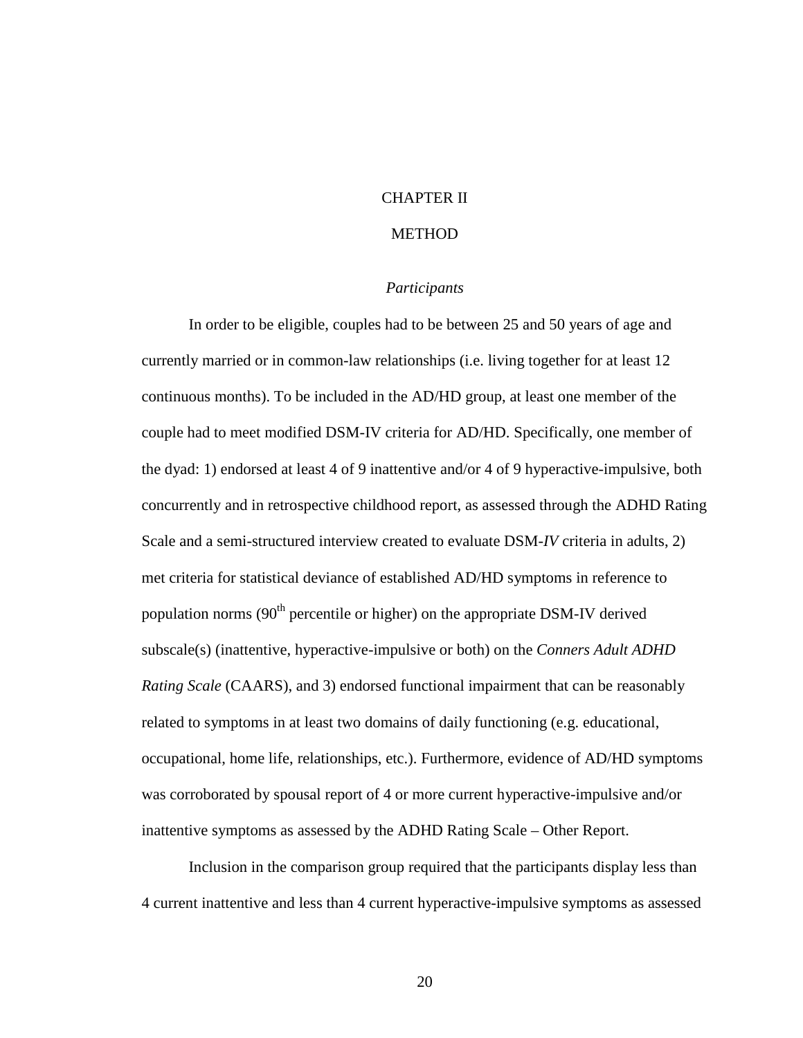# CHAPTER II

# METHOD

### *Participants*

In order to be eligible, couples had to be between 25 and 50 years of age and currently married or in common-law relationships (i.e. living together for at least 12 continuous months). To be included in the AD/HD group, at least one member of the couple had to meet modified DSM-IV criteria for AD/HD. Specifically, one member of the dyad: 1) endorsed at least 4 of 9 inattentive and/or 4 of 9 hyperactive-impulsive, both concurrently and in retrospective childhood report, as assessed through the ADHD Rating Scale and a semi-structured interview created to evaluate DSM-*IV* criteria in adults, 2) met criteria for statistical deviance of established AD/HD symptoms in reference to population norms ($90^{th}$ percentile or higher) on the appropriate DSM-IV derived subscale(s) (inattentive, hyperactive-impulsive or both) on the *Conners Adult ADHD Rating Scale* (CAARS), and 3) endorsed functional impairment that can be reasonably related to symptoms in at least two domains of daily functioning (e.g. educational, occupational, home life, relationships, etc.). Furthermore, evidence of AD/HD symptoms was corroborated by spousal report of 4 or more current hyperactive-impulsive and/or inattentive symptoms as assessed by the ADHD Rating Scale – Other Report.

Inclusion in the comparison group required that the participants display less than 4 current inattentive and less than 4 current hyperactive-impulsive symptoms as assessed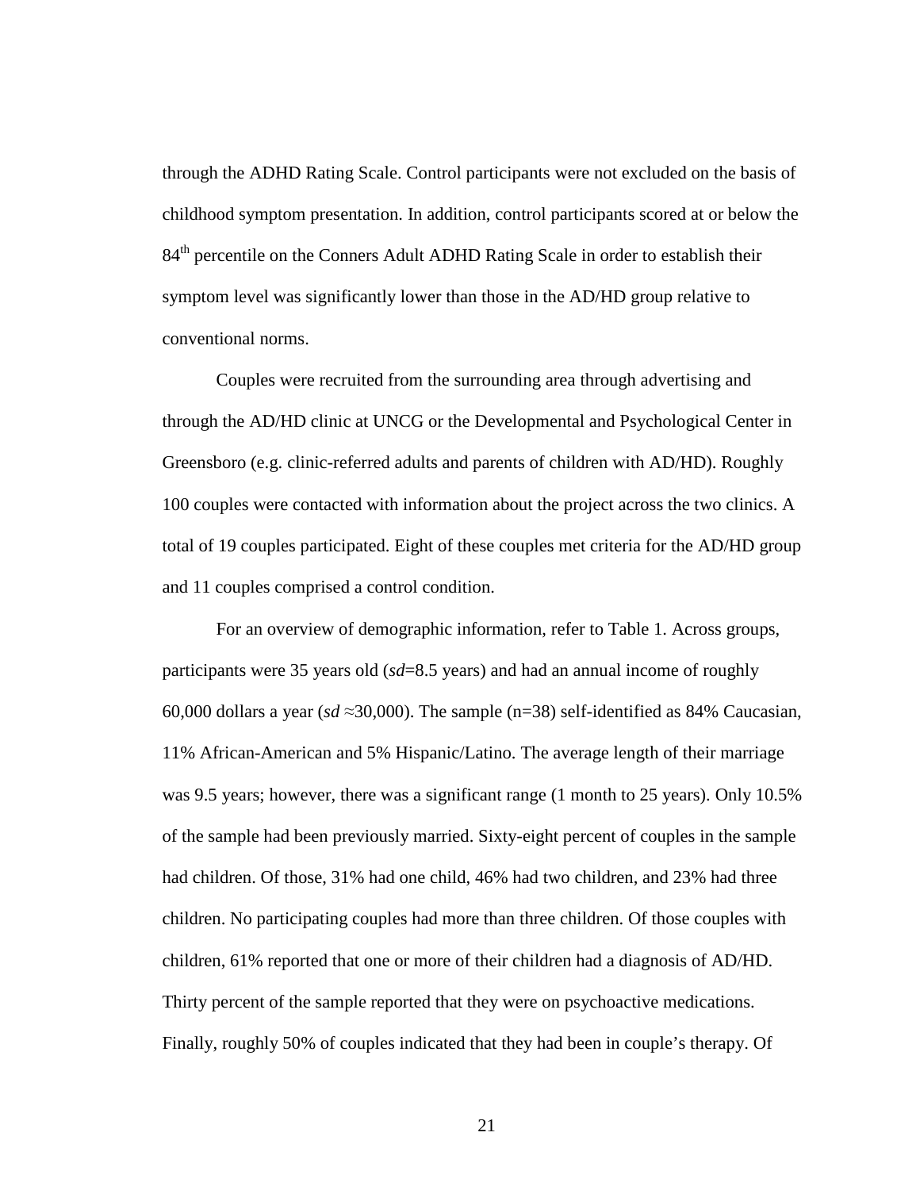through the ADHD Rating Scale. Control participants were not excluded on the basis of childhood symptom presentation. In addition, control participants scored at or below the 84th percentile on the Conners Adult ADHD Rating Scale in order to establish their symptom level was significantly lower than those in the AD/HD group relative to conventional norms.

Couples were recruited from the surrounding area through advertising and through the AD/HD clinic at UNCG or the Developmental and Psychological Center in Greensboro (e.g. clinic-referred adults and parents of children with AD/HD). Roughly 100 couples were contacted with information about the project across the two clinics. A total of 19 couples participated. Eight of these couples met criteria for the AD/HD group and 11 couples comprised a control condition.

For an overview of demographic information, refer to Table 1. Across groups, participants were 35 years old (*sd*=8.5 years) and had an annual income of roughly 60,000 dollars a year (*sd* ≈30,000). The sample (n=38) self-identified as 84% Caucasian, 11% African-American and 5% Hispanic/Latino. The average length of their marriage was 9.5 years; however, there was a significant range (1 month to 25 years). Only 10.5% of the sample had been previously married. Sixty-eight percent of couples in the sample had children. Of those, 31% had one child, 46% had two children, and 23% had three children. No participating couples had more than three children. Of those couples with children, 61% reported that one or more of their children had a diagnosis of AD/HD. Thirty percent of the sample reported that they were on psychoactive medications. Finally, roughly 50% of couples indicated that they had been in couple's therapy. Of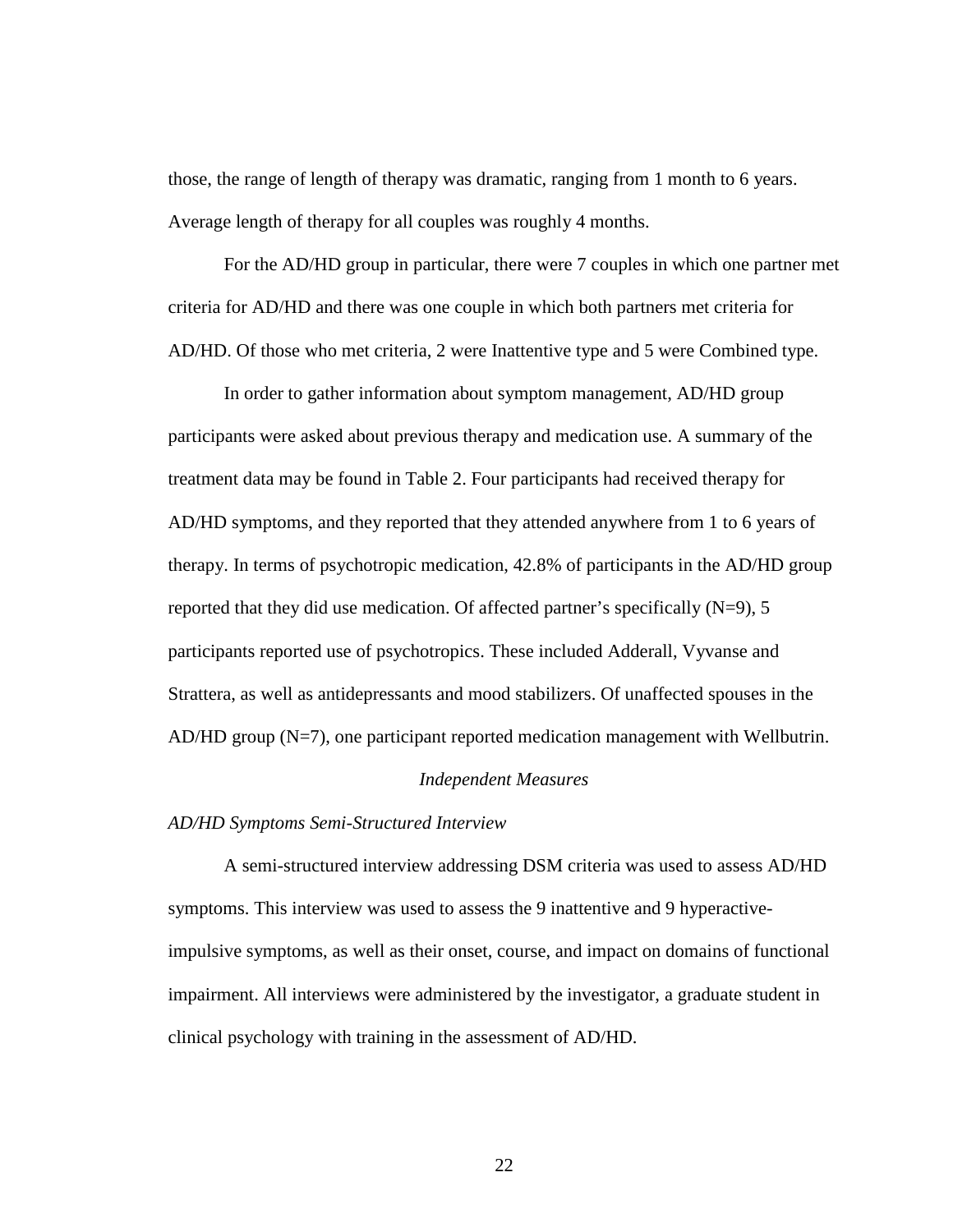those, the range of length of therapy was dramatic, ranging from 1 month to 6 years. Average length of therapy for all couples was roughly 4 months.

For the AD/HD group in particular, there were 7 couples in which one partner met criteria for AD/HD and there was one couple in which both partners met criteria for AD/HD. Of those who met criteria, 2 were Inattentive type and 5 were Combined type.

In order to gather information about symptom management, AD/HD group participants were asked about previous therapy and medication use. A summary of the treatment data may be found in Table 2. Four participants had received therapy for AD/HD symptoms, and they reported that they attended anywhere from 1 to 6 years of therapy. In terms of psychotropic medication, 42.8% of participants in the AD/HD group reported that they did use medication. Of affected partner's specifically (N=9), 5 participants reported use of psychotropics. These included Adderall, Vyvanse and Strattera, as well as antidepressants and mood stabilizers. Of unaffected spouses in the AD/HD group (N=7), one participant reported medication management with Wellbutrin.

## *Independent Measures*

### *AD/HD Symptoms Semi-Structured Interview*

A semi-structured interview addressing DSM criteria was used to assess AD/HD symptoms. This interview was used to assess the 9 inattentive and 9 hyperactive-impulsive symptoms, as well as their onset, course, and impact on domains of functional impairment. All interviews were administered by the investigator, a graduate student in clinical psychology with training in the assessment of AD/HD.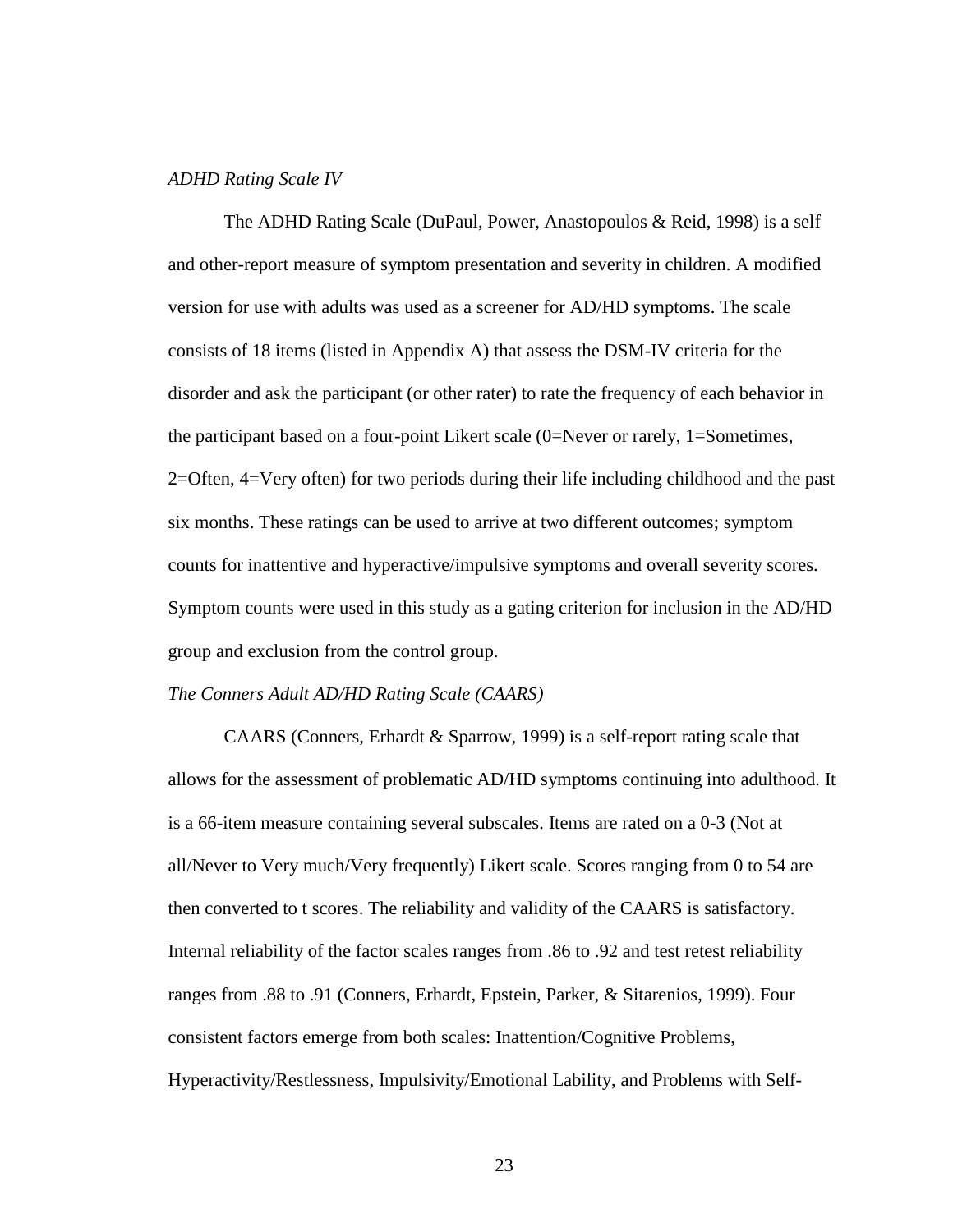*ADHD Rating Scale IV*

The ADHD Rating Scale (DuPaul, Power, Anastopoulos & Reid, 1998) is a self and other-report measure of symptom presentation and severity in children. A modified version for use with adults was used as a screener for AD/HD symptoms. The scale consists of 18 items (listed in Appendix A) that assess the DSM-IV criteria for the disorder and ask the participant (or other rater) to rate the frequency of each behavior in the participant based on a four-point Likert scale (0=Never or rarely, 1=Sometimes, 2=Often, 4=Very often) for two periods during their life including childhood and the past six months. These ratings can be used to arrive at two different outcomes; symptom counts for inattentive and hyperactive/impulsive symptoms and overall severity scores. Symptom counts were used in this study as a gating criterion for inclusion in the AD/HD group and exclusion from the control group.

*The Conners Adult AD/HD Rating Scale (CAARS)*

CAARS (Conners, Erhardt & Sparrow, 1999) is a self-report rating scale that allows for the assessment of problematic AD/HD symptoms continuing into adulthood. It is a 66-item measure containing several subscales. Items are rated on a 0-3 (Not at all/Never to Very much/Very frequently) Likert scale. Scores ranging from 0 to 54 are then converted to t scores. The reliability and validity of the CAARS is satisfactory. Internal reliability of the factor scales ranges from .86 to .92 and test retest reliability ranges from .88 to .91 (Conners, Erhardt, Epstein, Parker, & Sitarenios, 1999). Four consistent factors emerge from both scales: Inattention/Cognitive Problems, Hyperactivity/Restlessness, Impulsivity/Emotional Lability, and Problems with Self-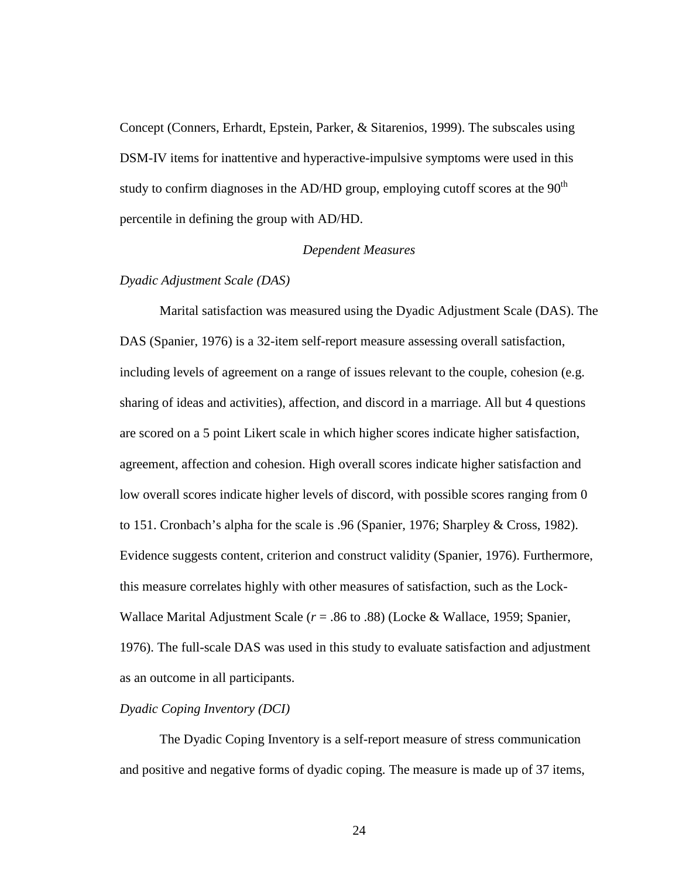Concept (Conners, Erhardt, Epstein, Parker, & Sitarenios, 1999). The subscales using DSM-IV items for inattentive and hyperactive-impulsive symptoms were used in this study to confirm diagnoses in the AD/HD group, employing cutoff scores at the 90th percentile in defining the group with AD/HD.

## *Dependent Measures*

### *Dyadic Adjustment Scale (DAS)*

Marital satisfaction was measured using the Dyadic Adjustment Scale (DAS). The DAS (Spanier, 1976) is a 32-item self-report measure assessing overall satisfaction, including levels of agreement on a range of issues relevant to the couple, cohesion (e.g. sharing of ideas and activities), affection, and discord in a marriage. All but 4 questions are scored on a 5 point Likert scale in which higher scores indicate higher satisfaction, agreement, affection and cohesion. High overall scores indicate higher satisfaction and low overall scores indicate higher levels of discord, with possible scores ranging from 0 to 151. Cronbach's alpha for the scale is .96 (Spanier, 1976; Sharpley & Cross, 1982). Evidence suggests content, criterion and construct validity (Spanier, 1976). Furthermore, this measure correlates highly with other measures of satisfaction, such as the Lock-Wallace Marital Adjustment Scale ($r$ = .86 to .88) (Locke & Wallace, 1959; Spanier, 1976). The full-scale DAS was used in this study to evaluate satisfaction and adjustment as an outcome in all participants.

### *Dyadic Coping Inventory (DCI)*

The Dyadic Coping Inventory is a self-report measure of stress communication and positive and negative forms of dyadic coping. The measure is made up of 37 items,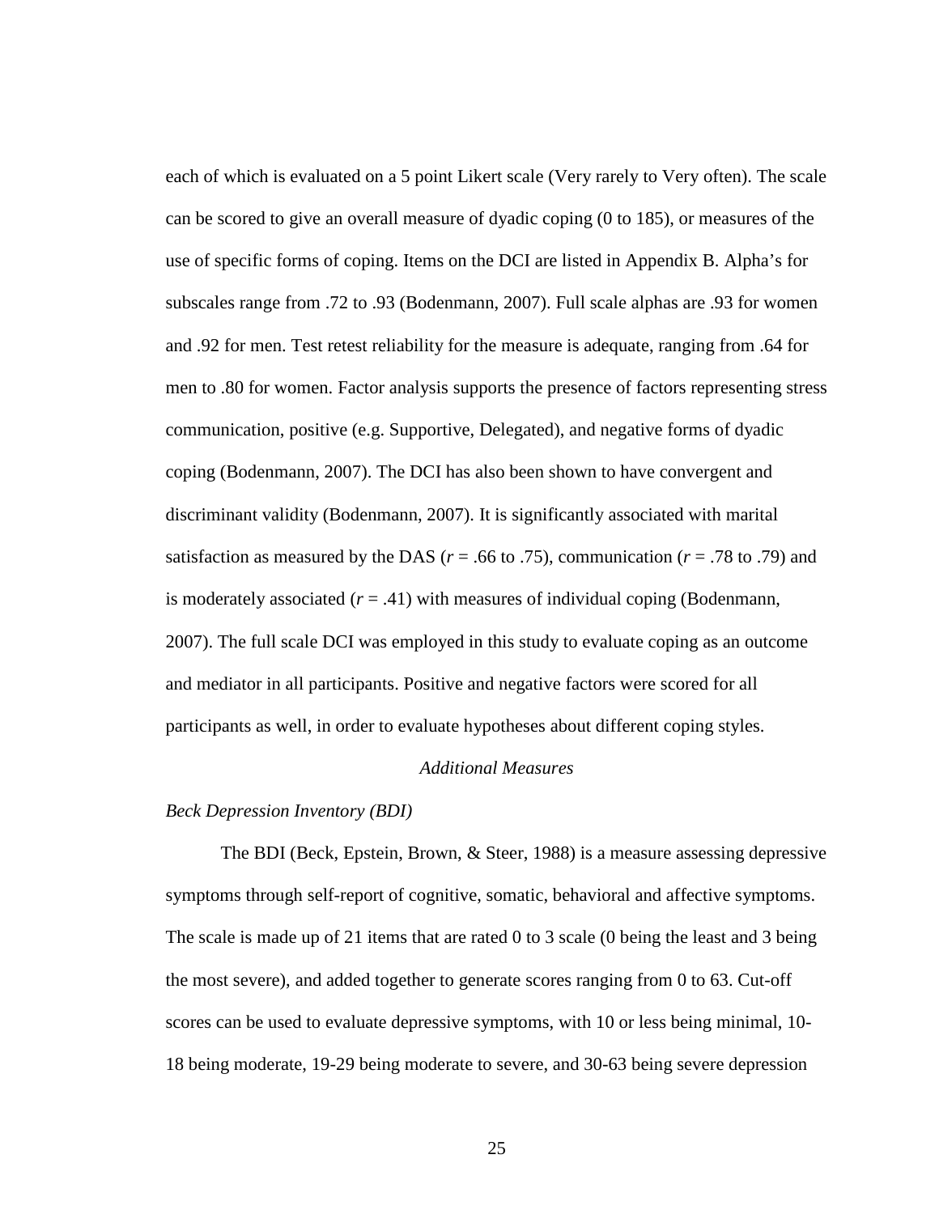each of which is evaluated on a 5 point Likert scale (Very rarely to Very often). The scale can be scored to give an overall measure of dyadic coping (0 to 185), or measures of the use of specific forms of coping. Items on the DCI are listed in Appendix B. Alpha's for subscales range from .72 to .93 (Bodenmann, 2007). Full scale alphas are .93 for women and .92 for men. Test retest reliability for the measure is adequate, ranging from .64 for men to .80 for women. Factor analysis supports the presence of factors representing stress communication, positive (e.g. Supportive, Delegated), and negative forms of dyadic coping (Bodenmann, 2007). The DCI has also been shown to have convergent and discriminant validity (Bodenmann, 2007). It is significantly associated with marital satisfaction as measured by the DAS ($r$ = .66 to .75), communication ($r$ = .78 to .79) and is moderately associated ($r$ = .41) with measures of individual coping (Bodenmann, 2007). The full scale DCI was employed in this study to evaluate coping as an outcome and mediator in all participants. Positive and negative factors were scored for all participants as well, in order to evaluate hypotheses about different coping styles.

## *Additional Measures*

### *Beck Depression Inventory (BDI)*

The BDI (Beck, Epstein, Brown, & Steer, 1988) is a measure assessing depressive symptoms through self-report of cognitive, somatic, behavioral and affective symptoms. The scale is made up of 21 items that are rated 0 to 3 scale (0 being the least and 3 being the most severe), and added together to generate scores ranging from 0 to 63. Cut-off scores can be used to evaluate depressive symptoms, with 10 or less being minimal, 10-18 being moderate, 19-29 being moderate to severe, and 30-63 being severe depression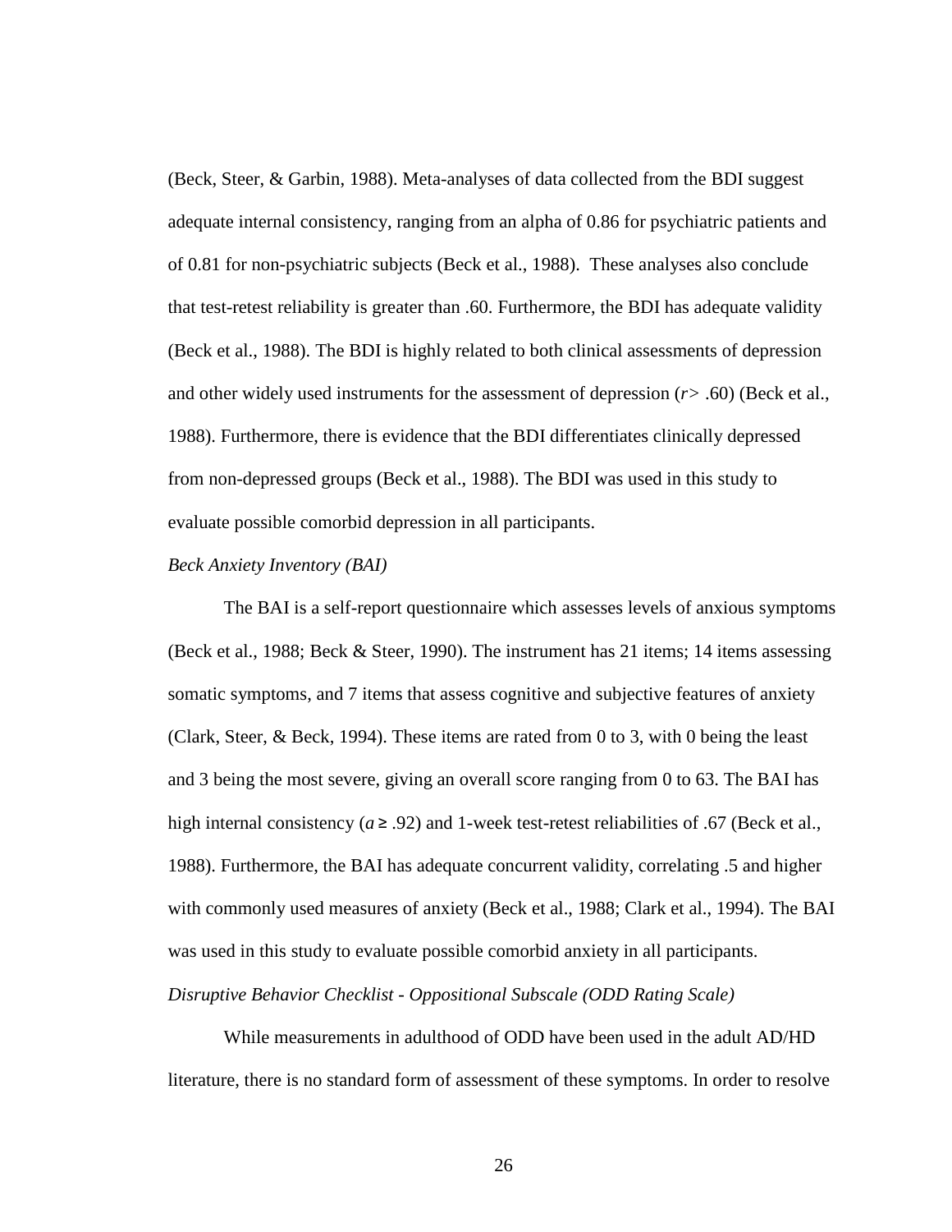(Beck, Steer, & Garbin, 1988). Meta-analyses of data collected from the BDI suggest adequate internal consistency, ranging from an alpha of 0.86 for psychiatric patients and of 0.81 for non-psychiatric subjects (Beck et al., 1988). These analyses also conclude that test-retest reliability is greater than .60. Furthermore, the BDI has adequate validity (Beck et al., 1988). The BDI is highly related to both clinical assessments of depression and other widely used instruments for the assessment of depression ($r > .60$) (Beck et al., 1988). Furthermore, there is evidence that the BDI differentiates clinically depressed from non-depressed groups (Beck et al., 1988). The BDI was used in this study to evaluate possible comorbid depression in all participants.

*Beck Anxiety Inventory (BAI)*

The BAI is a self-report questionnaire which assesses levels of anxious symptoms (Beck et al., 1988; Beck & Steer, 1990). The instrument has 21 items; 14 items assessing somatic symptoms, and 7 items that assess cognitive and subjective features of anxiety (Clark, Steer, & Beck, 1994). These items are rated from 0 to 3, with 0 being the least and 3 being the most severe, giving an overall score ranging from 0 to 63. The BAI has high internal consistency ($a \geq .92$) and 1-week test-retest reliabilities of .67 (Beck et al., 1988). Furthermore, the BAI has adequate concurrent validity, correlating .5 and higher with commonly used measures of anxiety (Beck et al., 1988; Clark et al., 1994). The BAI was used in this study to evaluate possible comorbid anxiety in all participants.

*Disruptive Behavior Checklist - Oppositional Subscale (ODD Rating Scale)*

While measurements in adulthood of ODD have been used in the adult AD/HD literature, there is no standard form of assessment of these symptoms. In order to resolve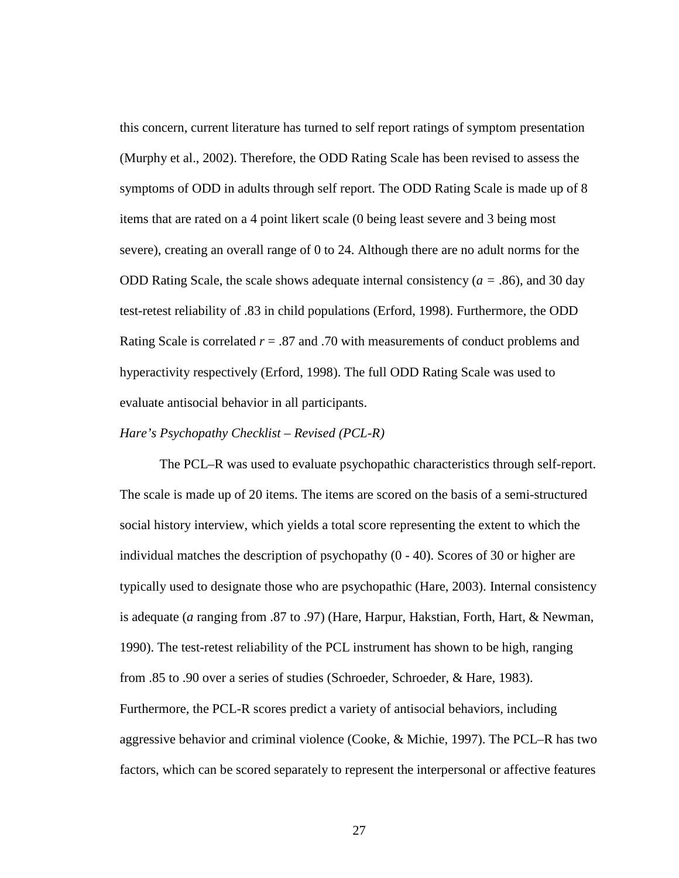this concern, current literature has turned to self report ratings of symptom presentation (Murphy et al., 2002). Therefore, the ODD Rating Scale has been revised to assess the symptoms of ODD in adults through self report. The ODD Rating Scale is made up of 8 items that are rated on a 4 point likert scale (0 being least severe and 3 being most severe), creating an overall range of 0 to 24. Although there are no adult norms for the ODD Rating Scale, the scale shows adequate internal consistency ($a$ = .86), and 30 day test-retest reliability of .83 in child populations (Erford, 1998). Furthermore, the ODD Rating Scale is correlated $r$ = .87 and .70 with measurements of conduct problems and hyperactivity respectively (Erford, 1998). The full ODD Rating Scale was used to evaluate antisocial behavior in all participants.

*Hare's Psychopathy Checklist – Revised (PCL-R)*

The PCL–R was used to evaluate psychopathic characteristics through self-report. The scale is made up of 20 items. The items are scored on the basis of a semi-structured social history interview, which yields a total score representing the extent to which the individual matches the description of psychopathy (0 - 40). Scores of 30 or higher are typically used to designate those who are psychopathic (Hare, 2003). Internal consistency is adequate ($a$ ranging from .87 to .97) (Hare, Harpur, Hakstian, Forth, Hart, & Newman, 1990). The test-retest reliability of the PCL instrument has shown to be high, ranging from .85 to .90 over a series of studies (Schroeder, Schroeder, & Hare, 1983). Furthermore, the PCL-R scores predict a variety of antisocial behaviors, including aggressive behavior and criminal violence (Cooke, & Michie, 1997). The PCL–R has two factors, which can be scored separately to represent the interpersonal or affective features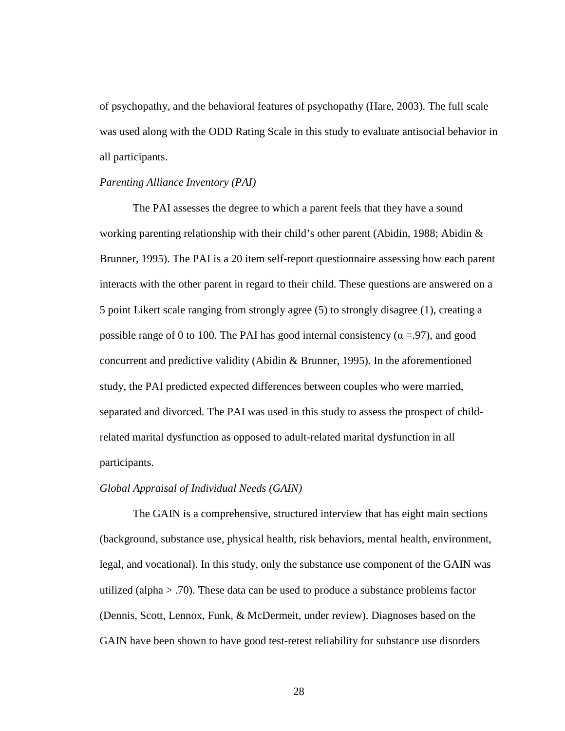of psychopathy, and the behavioral features of psychopathy (Hare, 2003). The full scale was used along with the ODD Rating Scale in this study to evaluate antisocial behavior in all participants.

*Parenting Alliance Inventory (PAI)*

The PAI assesses the degree to which a parent feels that they have a sound working parenting relationship with their child's other parent (Abidin, 1988; Abidin & Brunner, 1995). The PAI is a 20 item self-report questionnaire assessing how each parent interacts with the other parent in regard to their child. These questions are answered on a 5 point Likert scale ranging from strongly agree (5) to strongly disagree (1), creating a possible range of 0 to 100. The PAI has good internal consistency ($\alpha$ =.97), and good concurrent and predictive validity (Abidin & Brunner, 1995). In the aforementioned study, the PAI predicted expected differences between couples who were married, separated and divorced. The PAI was used in this study to assess the prospect of child-related marital dysfunction as opposed to adult-related marital dysfunction in all participants.

*Global Appraisal of Individual Needs (GAIN)*

The GAIN is a comprehensive, structured interview that has eight main sections (background, substance use, physical health, risk behaviors, mental health, environment, legal, and vocational). In this study, only the substance use component of the GAIN was utilized (alpha > .70). These data can be used to produce a substance problems factor (Dennis, Scott, Lennox, Funk, & McDermeit, under review). Diagnoses based on the GAIN have been shown to have good test-retest reliability for substance use disorders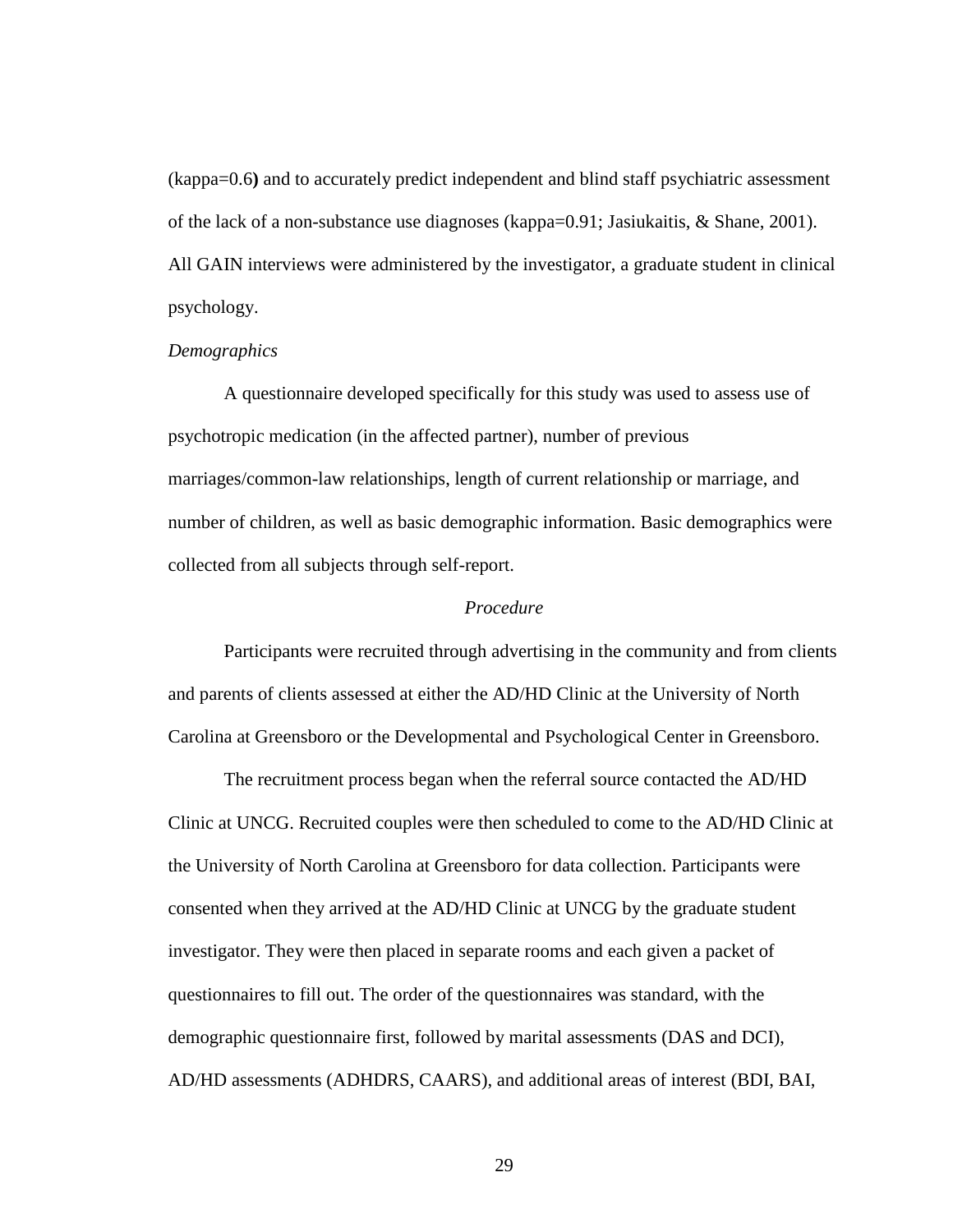(kappa=0.6**)** and to accurately predict independent and blind staff psychiatric assessment of the lack of a non-substance use diagnoses (kappa=0.91; Jasiukaitis, & Shane, 2001). All GAIN interviews were administered by the investigator, a graduate student in clinical psychology.

*Demographics*

A questionnaire developed specifically for this study was used to assess use of psychotropic medication (in the affected partner), number of previous marriages/common-law relationships, length of current relationship or marriage, and number of children, as well as basic demographic information. Basic demographics were collected from all subjects through self-report.

## *Procedure*

Participants were recruited through advertising in the community and from clients and parents of clients assessed at either the AD/HD Clinic at the University of North Carolina at Greensboro or the Developmental and Psychological Center in Greensboro.

The recruitment process began when the referral source contacted the AD/HD Clinic at UNCG. Recruited couples were then scheduled to come to the AD/HD Clinic at the University of North Carolina at Greensboro for data collection. Participants were consented when they arrived at the AD/HD Clinic at UNCG by the graduate student investigator. They were then placed in separate rooms and each given a packet of questionnaires to fill out. The order of the questionnaires was standard, with the demographic questionnaire first, followed by marital assessments (DAS and DCI), AD/HD assessments (ADHDRS, CAARS), and additional areas of interest (BDI, BAI,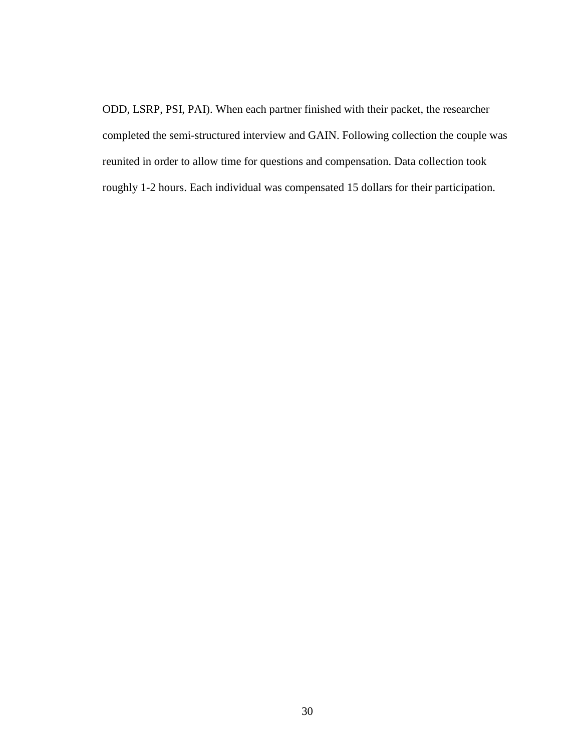ODD, LSRP, PSI, PAI). When each partner finished with their packet, the researcher completed the semi-structured interview and GAIN. Following collection the couple was reunited in order to allow time for questions and compensation. Data collection took roughly 1-2 hours. Each individual was compensated 15 dollars for their participation.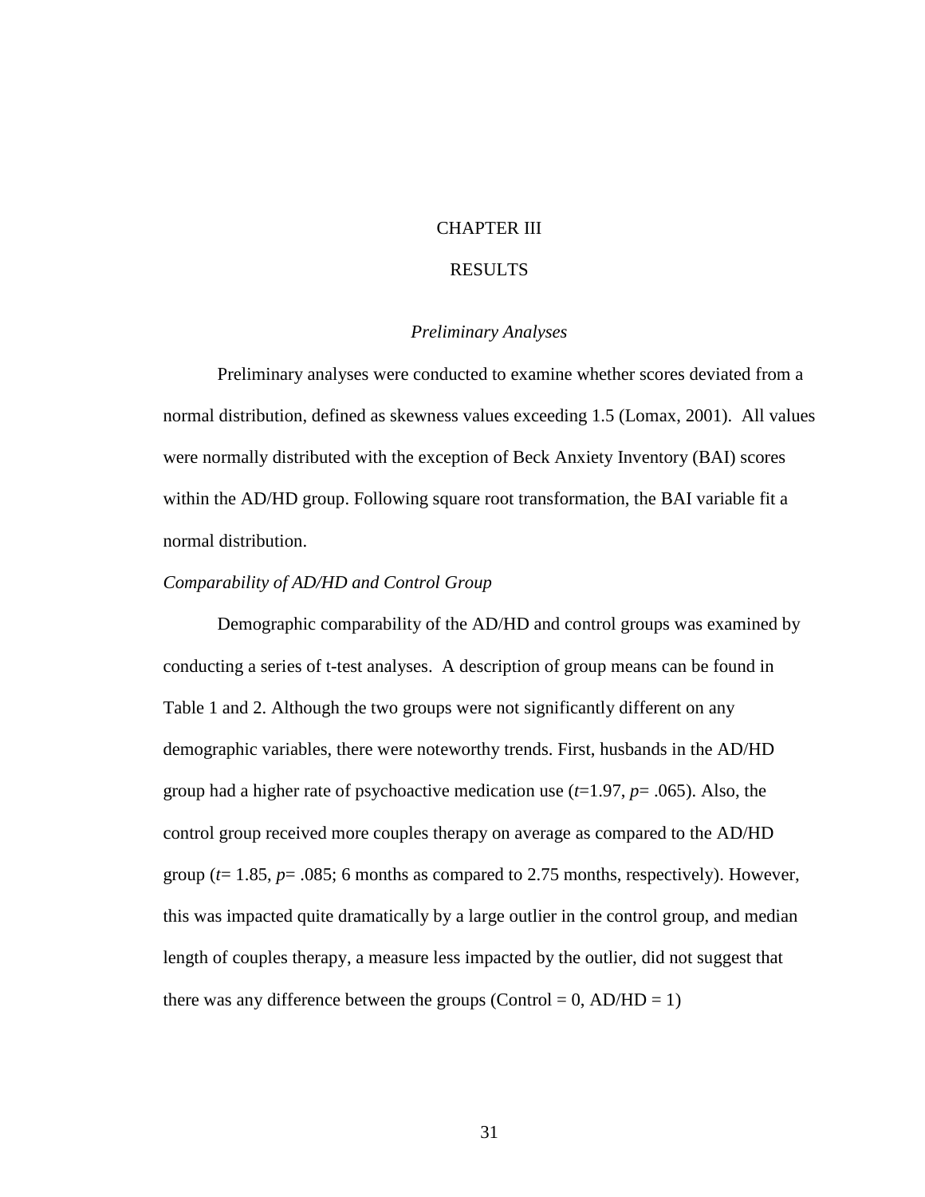# CHAPTER III

# RESULTS

### *Preliminary Analyses*

Preliminary analyses were conducted to examine whether scores deviated from a normal distribution, defined as skewness values exceeding 1.5 (Lomax, 2001). All values were normally distributed with the exception of Beck Anxiety Inventory (BAI) scores within the AD/HD group. Following square root transformation, the BAI variable fit a normal distribution.

#### *Comparability of AD/HD and Control Group*

Demographic comparability of the AD/HD and control groups was examined by conducting a series of t-test analyses. A description of group means can be found in Table 1 and 2. Although the two groups were not significantly different on any demographic variables, there were noteworthy trends. First, husbands in the AD/HD group had a higher rate of psychoactive medication use ($t$=1.97, $p$= .065). Also, the control group received more couples therapy on average as compared to the AD/HD group ($t$= 1.85, $p$= .085; 6 months as compared to 2.75 months, respectively). However, this was impacted quite dramatically by a large outlier in the control group, and median length of couples therapy, a measure less impacted by the outlier, did not suggest that there was any difference between the groups (Control = 0, AD/HD = 1)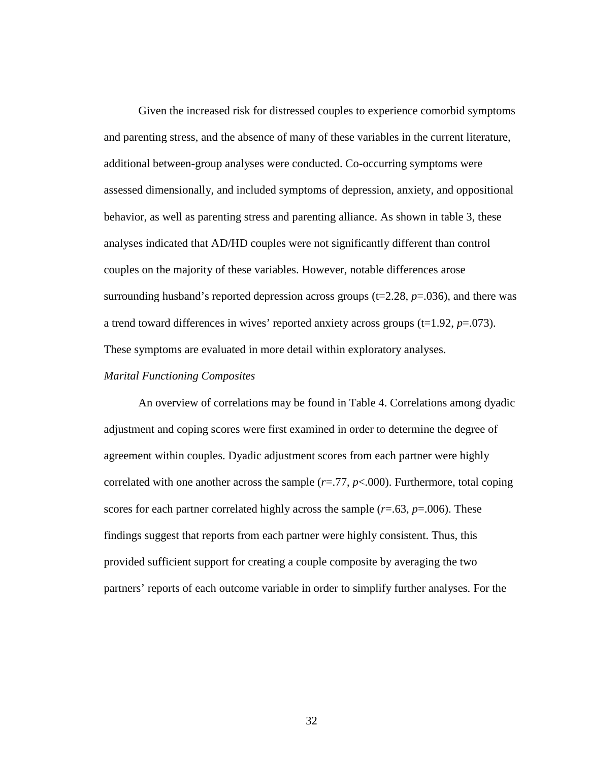Given the increased risk for distressed couples to experience comorbid symptoms and parenting stress, and the absence of many of these variables in the current literature, additional between-group analyses were conducted. Co-occurring symptoms were assessed dimensionally, and included symptoms of depression, anxiety, and oppositional behavior, as well as parenting stress and parenting alliance. As shown in table 3, these analyses indicated that AD/HD couples were not significantly different than control couples on the majority of these variables. However, notable differences arose surrounding husband's reported depression across groups ($t=2.28$, $p=.036$), and there was a trend toward differences in wives' reported anxiety across groups ($t=1.92$, $p=.073$). These symptoms are evaluated in more detail within exploratory analyses.

*Marital Functioning Composites*

An overview of correlations may be found in Table 4. Correlations among dyadic adjustment and coping scores were first examined in order to determine the degree of agreement within couples. Dyadic adjustment scores from each partner were highly correlated with one another across the sample ($r=.77$, $p<.000$). Furthermore, total coping scores for each partner correlated highly across the sample ($r=.63$, $p=.006$). These findings suggest that reports from each partner were highly consistent. Thus, this provided sufficient support for creating a couple composite by averaging the two partners' reports of each outcome variable in order to simplify further analyses. For the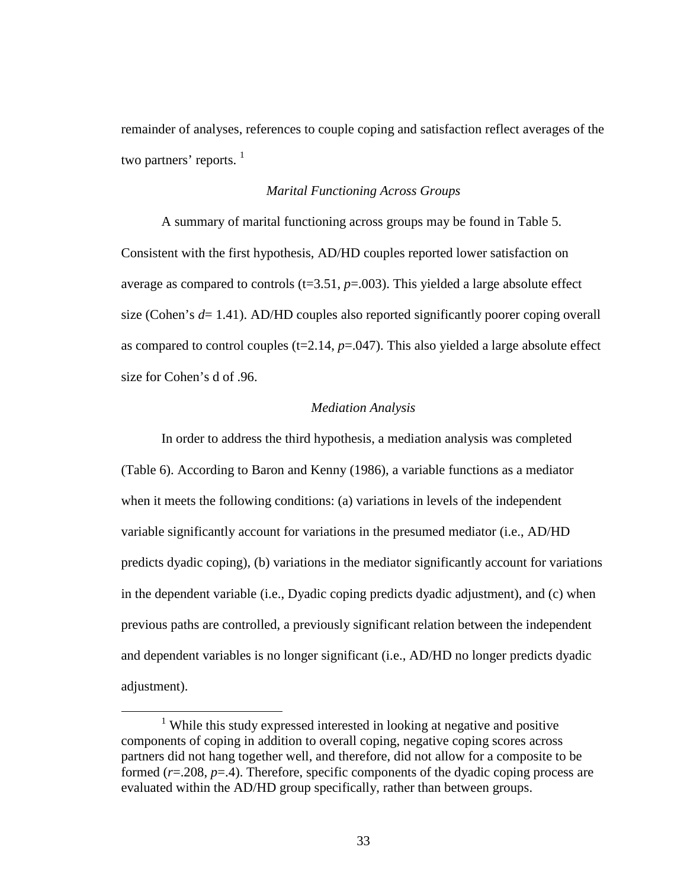remainder of analyses, references to couple coping and satisfaction reflect averages of the two partners' reports. [1]

### *Marital Functioning Across Groups*

A summary of marital functioning across groups may be found in Table 5. Consistent with the first hypothesis, AD/HD couples reported lower satisfaction on average as compared to controls ($t=3.51$, $p=.003$). This yielded a large absolute effect size (Cohen's $d= 1.41$). AD/HD couples also reported significantly poorer coping overall as compared to control couples ($t=2.14$, $p=.047$). This also yielded a large absolute effect size for Cohen's d of .96.

### *Mediation Analysis*

In order to address the third hypothesis, a mediation analysis was completed (Table 6). According to Baron and Kenny (1986), a variable functions as a mediator when it meets the following conditions: (a) variations in levels of the independent variable significantly account for variations in the presumed mediator (i.e., AD/HD predicts dyadic coping), (b) variations in the mediator significantly account for variations in the dependent variable (i.e., Dyadic coping predicts dyadic adjustment), and (c) when previous paths are controlled, a previously significant relation between the independent and dependent variables is no longer significant (i.e., AD/HD no longer predicts dyadic adjustment).

---

[1] While this study expressed interested in looking at negative and positive components of coping in addition to overall coping, negative coping scores across partners did not hang together well, and therefore, did not allow for a composite to be formed ($r=.208$, $p=.4$). Therefore, specific components of the dyadic coping process are evaluated within the AD/HD group specifically, rather than between groups.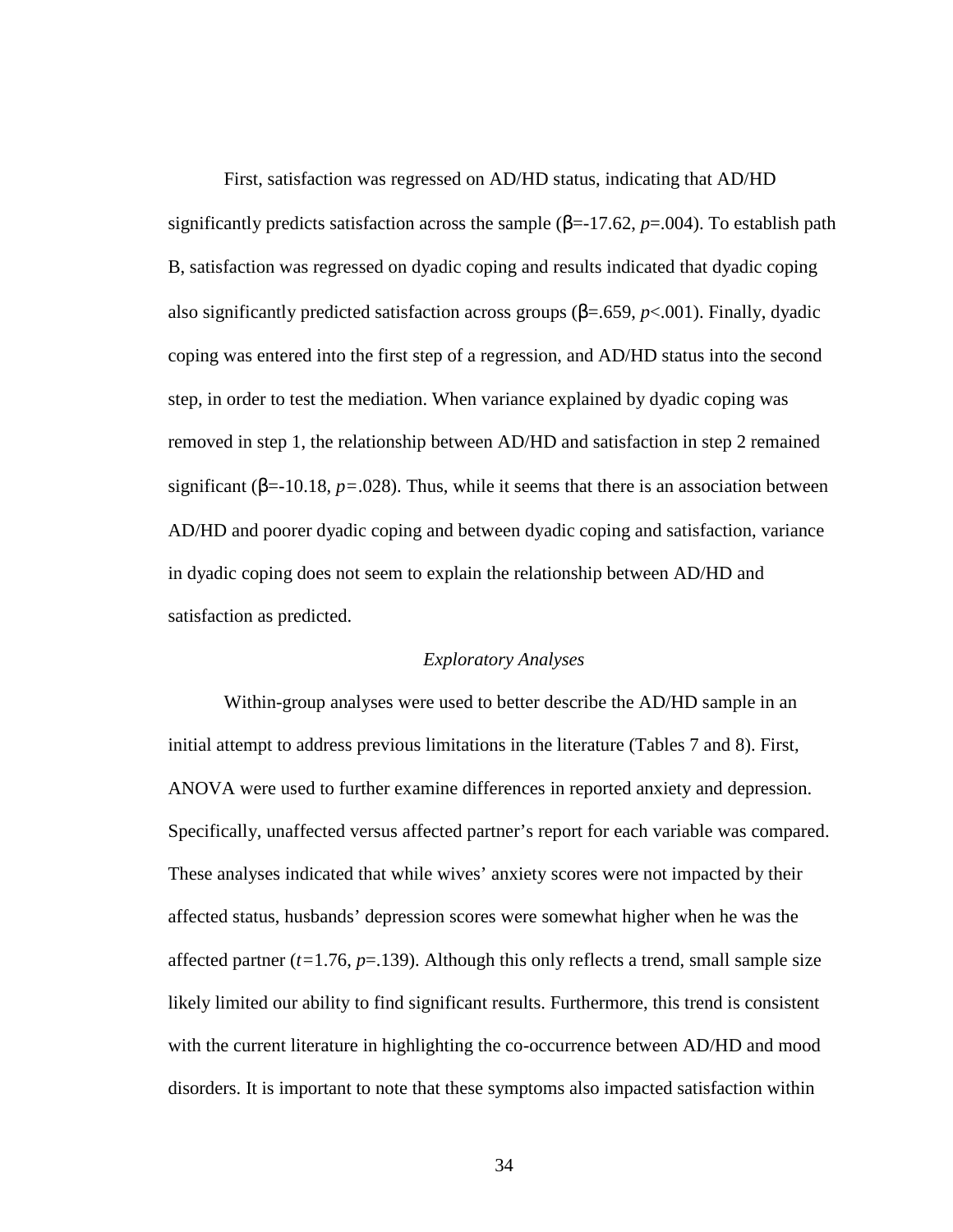First, satisfaction was regressed on AD/HD status, indicating that AD/HD significantly predicts satisfaction across the sample ($\beta$=-17.62, $p$=.004). To establish path B, satisfaction was regressed on dyadic coping and results indicated that dyadic coping also significantly predicted satisfaction across groups ($\beta$=.659, $p$<.001). Finally, dyadic coping was entered into the first step of a regression, and AD/HD status into the second step, in order to test the mediation. When variance explained by dyadic coping was removed in step 1, the relationship between AD/HD and satisfaction in step 2 remained significant ($\beta$=-10.18, $p$=.028). Thus, while it seems that there is an association between AD/HD and poorer dyadic coping and between dyadic coping and satisfaction, variance in dyadic coping does not seem to explain the relationship between AD/HD and satisfaction as predicted.

### *Exploratory Analyses*

Within-group analyses were used to better describe the AD/HD sample in an initial attempt to address previous limitations in the literature (Tables 7 and 8). First, ANOVA were used to further examine differences in reported anxiety and depression. Specifically, unaffected versus affected partner's report for each variable was compared. These analyses indicated that while wives' anxiety scores were not impacted by their affected status, husbands' depression scores were somewhat higher when he was the affected partner ($t$=1.76, $p$=.139). Although this only reflects a trend, small sample size likely limited our ability to find significant results. Furthermore, this trend is consistent with the current literature in highlighting the co-occurrence between AD/HD and mood disorders. It is important to note that these symptoms also impacted satisfaction within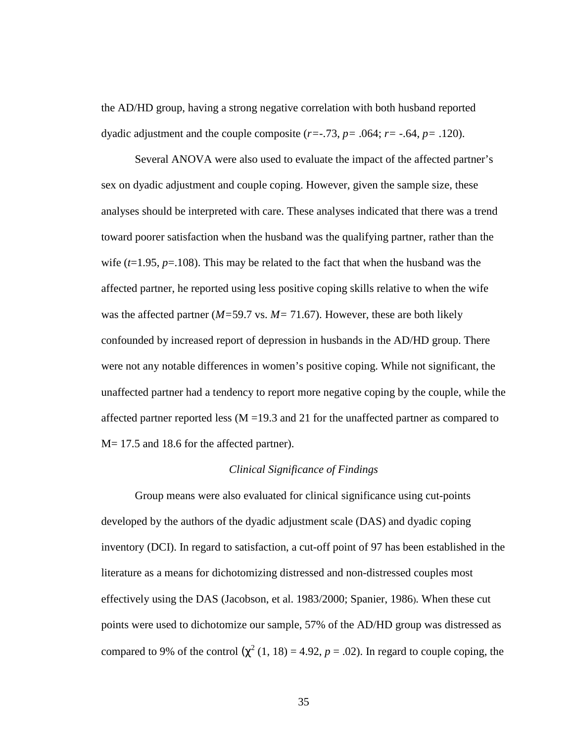the AD/HD group, having a strong negative correlation with both husband reported dyadic adjustment and the couple composite ($r$=-.73, $p$= .064; $r$= -.64, $p$= .120).

Several ANOVA were also used to evaluate the impact of the affected partner's sex on dyadic adjustment and couple coping. However, given the sample size, these analyses should be interpreted with care. These analyses indicated that there was a trend toward poorer satisfaction when the husband was the qualifying partner, rather than the wife ($t$=1.95, $p$=.108). This may be related to the fact that when the husband was the affected partner, he reported using less positive coping skills relative to when the wife was the affected partner ($M$=59.7 vs. $M$= 71.67). However, these are both likely confounded by increased report of depression in husbands in the AD/HD group. There were not any notable differences in women's positive coping. While not significant, the unaffected partner had a tendency to report more negative coping by the couple, while the affected partner reported less (M =19.3 and 21 for the unaffected partner as compared to M= 17.5 and 18.6 for the affected partner).

### *Clinical Significance of Findings*

Group means were also evaluated for clinical significance using cut-points developed by the authors of the dyadic adjustment scale (DAS) and dyadic coping inventory (DCI). In regard to satisfaction, a cut-off point of 97 has been established in the literature as a means for dichotomizing distressed and non-distressed couples most effectively using the DAS (Jacobson, et al. 1983/2000; Spanier, 1986). When these cut points were used to dichotomize our sample, 57% of the AD/HD group was distressed as compared to 9% of the control ($\chi^2$ (1, 18) = 4.92, $p$ = .02). In regard to couple coping, the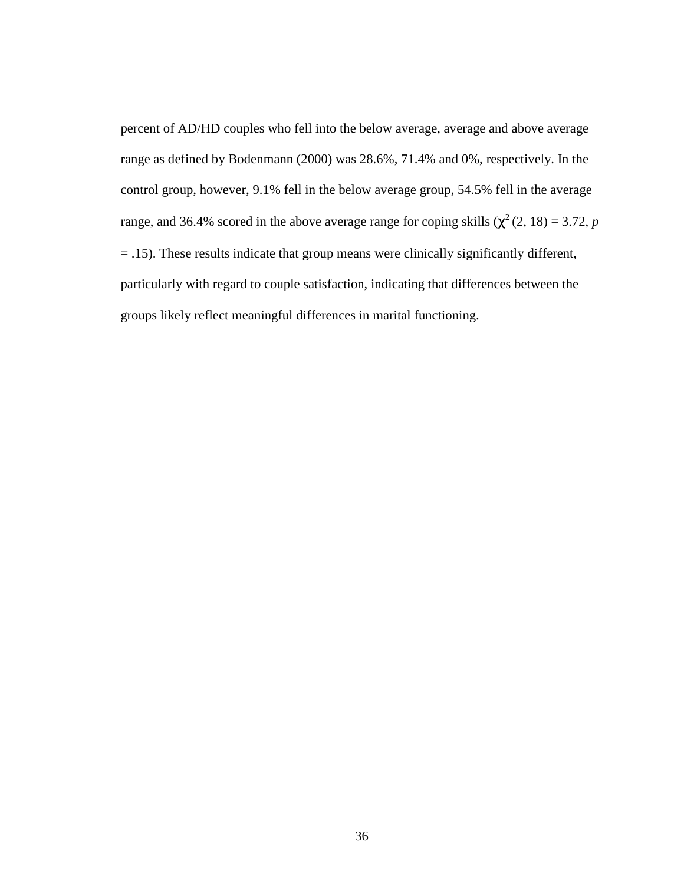percent of AD/HD couples who fell into the below average, average and above average range as defined by Bodenmann (2000) was 28.6%, 71.4% and 0%, respectively. In the control group, however, 9.1% fell in the below average group, 54.5% fell in the average range, and 36.4% scored in the above average range for coping skills ($\chi^2$ (2, 18) = 3.72, $p$ = .15). These results indicate that group means were clinically significantly different, particularly with regard to couple satisfaction, indicating that differences between the groups likely reflect meaningful differences in marital functioning.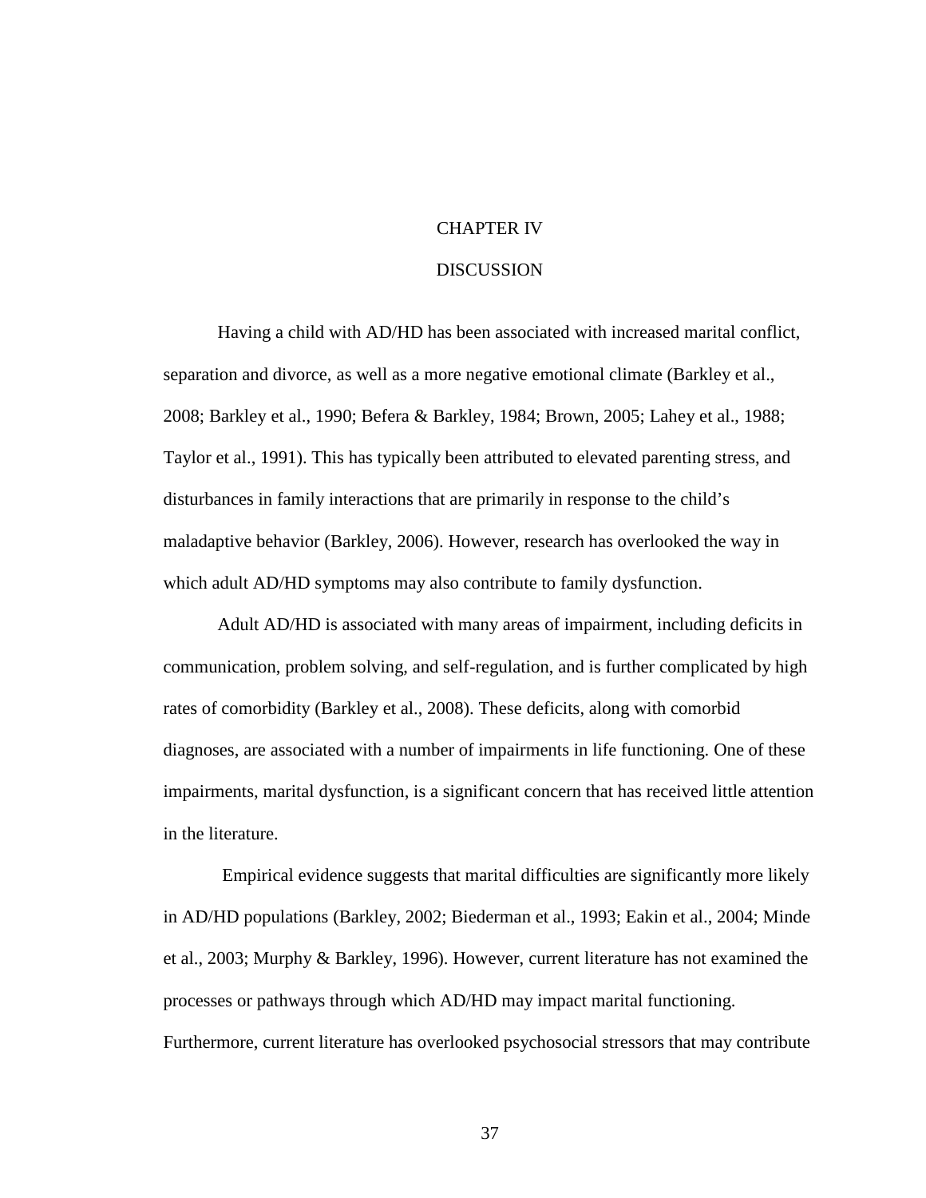# CHAPTER IV

# DISCUSSION

Having a child with AD/HD has been associated with increased marital conflict, separation and divorce, as well as a more negative emotional climate (Barkley et al., 2008; Barkley et al., 1990; Befera & Barkley, 1984; Brown, 2005; Lahey et al., 1988; Taylor et al., 1991). This has typically been attributed to elevated parenting stress, and disturbances in family interactions that are primarily in response to the child's maladaptive behavior (Barkley, 2006). However, research has overlooked the way in which adult AD/HD symptoms may also contribute to family dysfunction.

Adult AD/HD is associated with many areas of impairment, including deficits in communication, problem solving, and self-regulation, and is further complicated by high rates of comorbidity (Barkley et al., 2008). These deficits, along with comorbid diagnoses, are associated with a number of impairments in life functioning. One of these impairments, marital dysfunction, is a significant concern that has received little attention in the literature.

Empirical evidence suggests that marital difficulties are significantly more likely in AD/HD populations (Barkley, 2002; Biederman et al., 1993; Eakin et al., 2004; Minde et al., 2003; Murphy & Barkley, 1996). However, current literature has not examined the processes or pathways through which AD/HD may impact marital functioning. Furthermore, current literature has overlooked psychosocial stressors that may contribute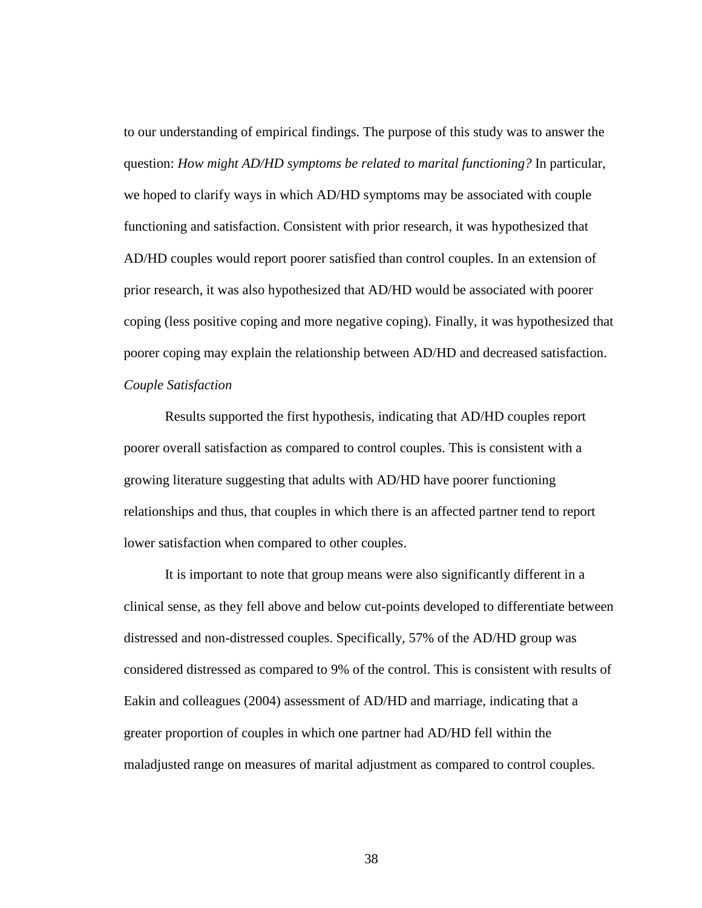to our understanding of empirical findings. The purpose of this study was to answer the question: *How might AD/HD symptoms be related to marital functioning?* In particular, we hoped to clarify ways in which AD/HD symptoms may be associated with couple functioning and satisfaction. Consistent with prior research, it was hypothesized that AD/HD couples would report poorer satisfied than control couples. In an extension of prior research, it was also hypothesized that AD/HD would be associated with poorer coping (less positive coping and more negative coping). Finally, it was hypothesized that poorer coping may explain the relationship between AD/HD and decreased satisfaction.

*Couple Satisfaction*

Results supported the first hypothesis, indicating that AD/HD couples report poorer overall satisfaction as compared to control couples. This is consistent with a growing literature suggesting that adults with AD/HD have poorer functioning relationships and thus, that couples in which there is an affected partner tend to report lower satisfaction when compared to other couples.

It is important to note that group means were also significantly different in a clinical sense, as they fell above and below cut-points developed to differentiate between distressed and non-distressed couples. Specifically, 57% of the AD/HD group was considered distressed as compared to 9% of the control. This is consistent with results of Eakin and colleagues (2004) assessment of AD/HD and marriage, indicating that a greater proportion of couples in which one partner had AD/HD fell within the maladjusted range on measures of marital adjustment as compared to control couples.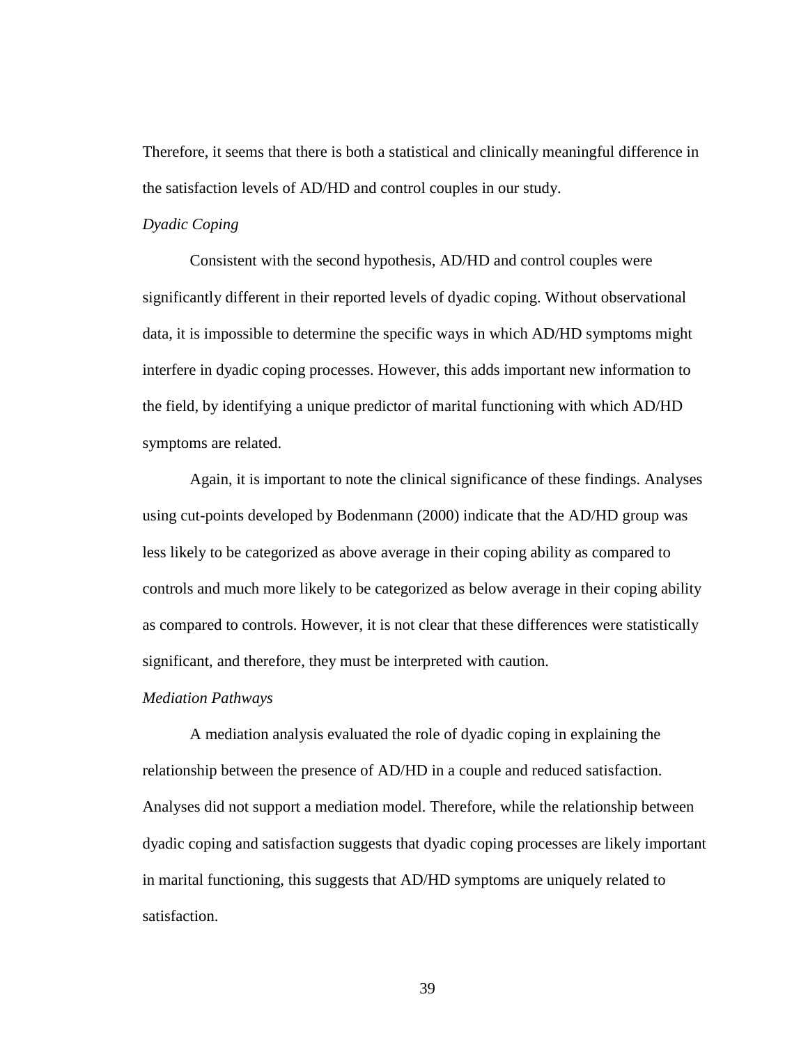Therefore, it seems that there is both a statistical and clinically meaningful difference in the satisfaction levels of AD/HD and control couples in our study.

### *Dyadic Coping*

Consistent with the second hypothesis, AD/HD and control couples were significantly different in their reported levels of dyadic coping. Without observational data, it is impossible to determine the specific ways in which AD/HD symptoms might interfere in dyadic coping processes. However, this adds important new information to the field, by identifying a unique predictor of marital functioning with which AD/HD symptoms are related.

Again, it is important to note the clinical significance of these findings. Analyses using cut-points developed by Bodenmann (2000) indicate that the AD/HD group was less likely to be categorized as above average in their coping ability as compared to controls and much more likely to be categorized as below average in their coping ability as compared to controls. However, it is not clear that these differences were statistically significant, and therefore, they must be interpreted with caution.

### *Mediation Pathways*

A mediation analysis evaluated the role of dyadic coping in explaining the relationship between the presence of AD/HD in a couple and reduced satisfaction. Analyses did not support a mediation model. Therefore, while the relationship between dyadic coping and satisfaction suggests that dyadic coping processes are likely important in marital functioning, this suggests that AD/HD symptoms are uniquely related to satisfaction.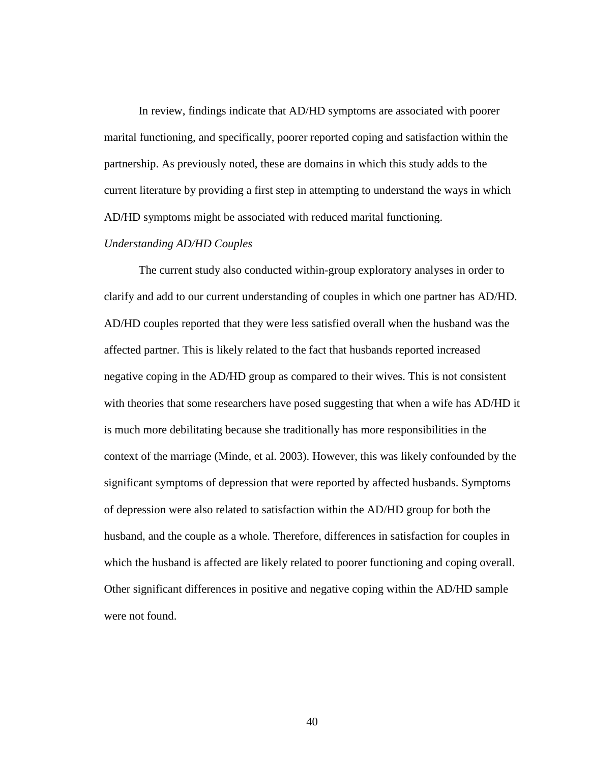In review, findings indicate that AD/HD symptoms are associated with poorer marital functioning, and specifically, poorer reported coping and satisfaction within the partnership. As previously noted, these are domains in which this study adds to the current literature by providing a first step in attempting to understand the ways in which AD/HD symptoms might be associated with reduced marital functioning.

### *Understanding AD/HD Couples*

The current study also conducted within-group exploratory analyses in order to clarify and add to our current understanding of couples in which one partner has AD/HD. AD/HD couples reported that they were less satisfied overall when the husband was the affected partner. This is likely related to the fact that husbands reported increased negative coping in the AD/HD group as compared to their wives. This is not consistent with theories that some researchers have posed suggesting that when a wife has AD/HD it is much more debilitating because she traditionally has more responsibilities in the context of the marriage (Minde, et al. 2003). However, this was likely confounded by the significant symptoms of depression that were reported by affected husbands. Symptoms of depression were also related to satisfaction within the AD/HD group for both the husband, and the couple as a whole. Therefore, differences in satisfaction for couples in which the husband is affected are likely related to poorer functioning and coping overall. Other significant differences in positive and negative coping within the AD/HD sample were not found.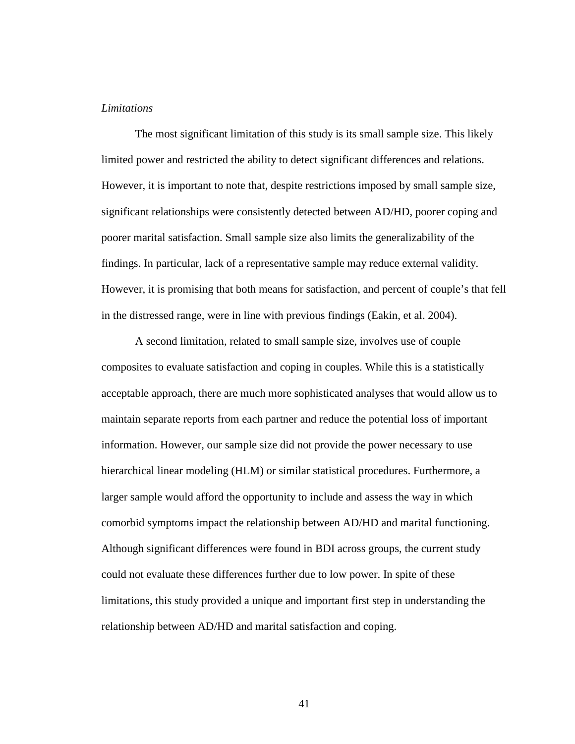*Limitations*

The most significant limitation of this study is its small sample size. This likely limited power and restricted the ability to detect significant differences and relations. However, it is important to note that, despite restrictions imposed by small sample size, significant relationships were consistently detected between AD/HD, poorer coping and poorer marital satisfaction. Small sample size also limits the generalizability of the findings. In particular, lack of a representative sample may reduce external validity. However, it is promising that both means for satisfaction, and percent of couple's that fell in the distressed range, were in line with previous findings (Eakin, et al. 2004).

A second limitation, related to small sample size, involves use of couple composites to evaluate satisfaction and coping in couples. While this is a statistically acceptable approach, there are much more sophisticated analyses that would allow us to maintain separate reports from each partner and reduce the potential loss of important information. However, our sample size did not provide the power necessary to use hierarchical linear modeling (HLM) or similar statistical procedures. Furthermore, a larger sample would afford the opportunity to include and assess the way in which comorbid symptoms impact the relationship between AD/HD and marital functioning. Although significant differences were found in BDI across groups, the current study could not evaluate these differences further due to low power. In spite of these limitations, this study provided a unique and important first step in understanding the relationship between AD/HD and marital satisfaction and coping.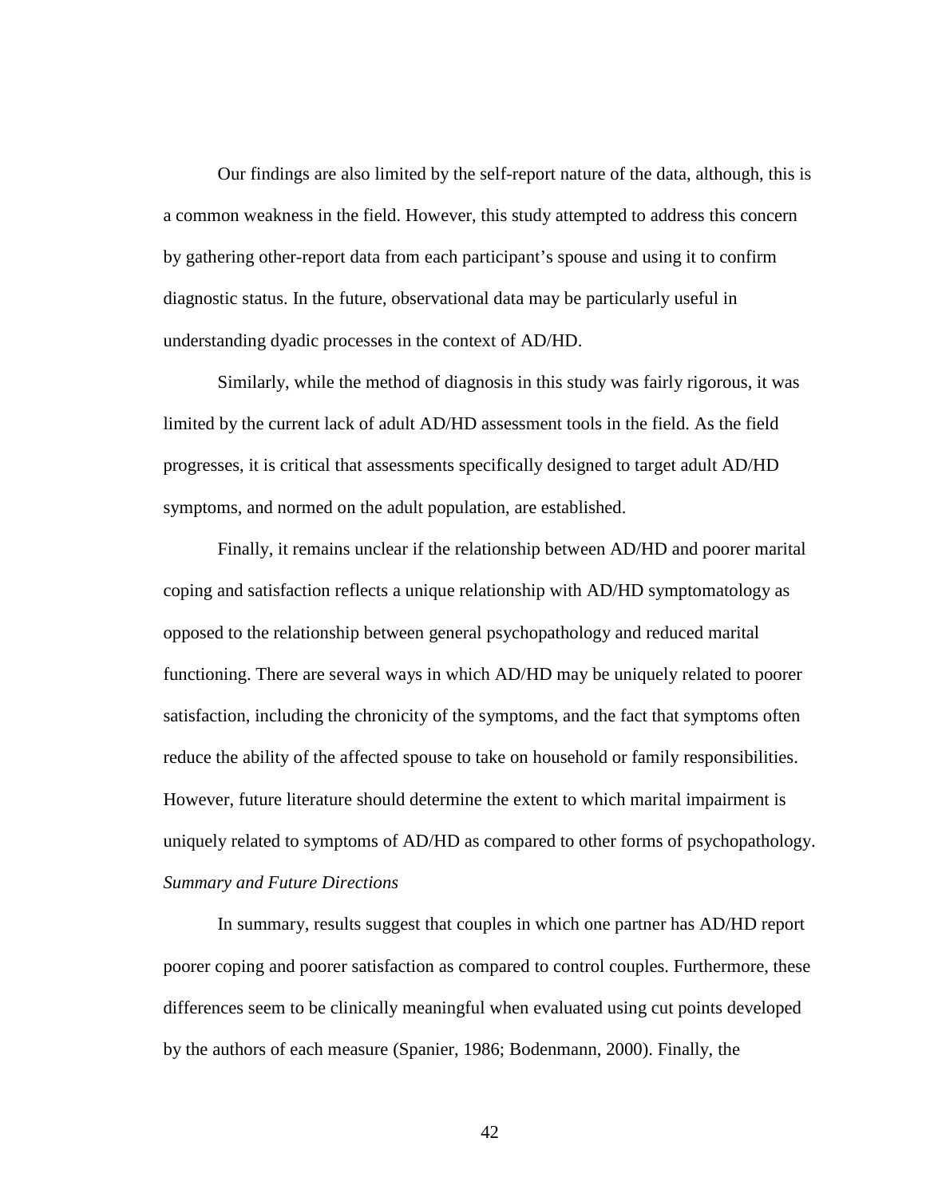Our findings are also limited by the self-report nature of the data, although, this is a common weakness in the field. However, this study attempted to address this concern by gathering other-report data from each participant's spouse and using it to confirm diagnostic status. In the future, observational data may be particularly useful in understanding dyadic processes in the context of AD/HD.

Similarly, while the method of diagnosis in this study was fairly rigorous, it was limited by the current lack of adult AD/HD assessment tools in the field. As the field progresses, it is critical that assessments specifically designed to target adult AD/HD symptoms, and normed on the adult population, are established.

Finally, it remains unclear if the relationship between AD/HD and poorer marital coping and satisfaction reflects a unique relationship with AD/HD symptomatology as opposed to the relationship between general psychopathology and reduced marital functioning. There are several ways in which AD/HD may be uniquely related to poorer satisfaction, including the chronicity of the symptoms, and the fact that symptoms often reduce the ability of the affected spouse to take on household or family responsibilities. However, future literature should determine the extent to which marital impairment is uniquely related to symptoms of AD/HD as compared to other forms of psychopathology.

*Summary and Future Directions*

In summary, results suggest that couples in which one partner has AD/HD report poorer coping and poorer satisfaction as compared to control couples. Furthermore, these differences seem to be clinically meaningful when evaluated using cut points developed by the authors of each measure (Spanier, 1986; Bodenmann, 2000). Finally, the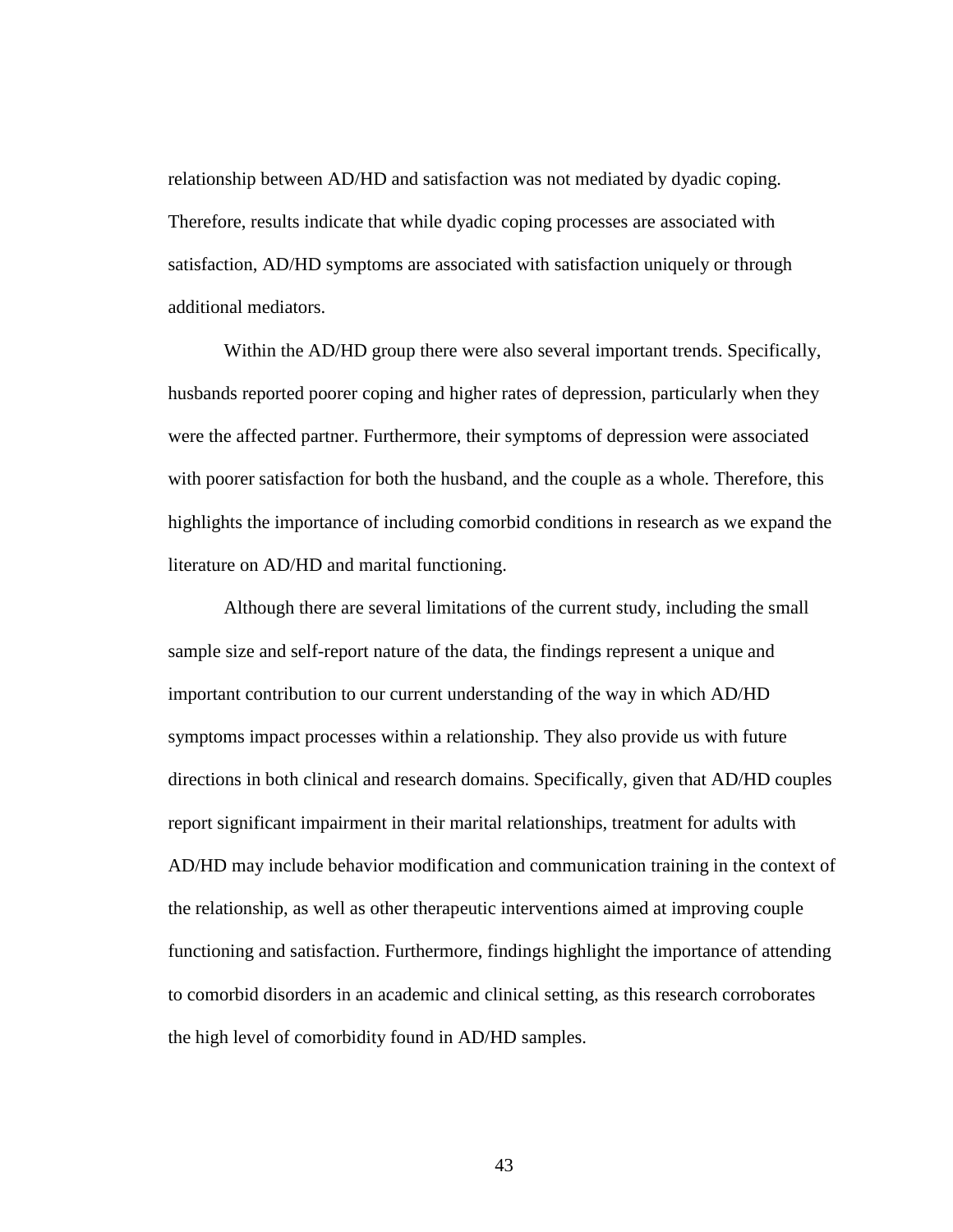relationship between AD/HD and satisfaction was not mediated by dyadic coping. Therefore, results indicate that while dyadic coping processes are associated with satisfaction, AD/HD symptoms are associated with satisfaction uniquely or through additional mediators.

Within the AD/HD group there were also several important trends. Specifically, husbands reported poorer coping and higher rates of depression, particularly when they were the affected partner. Furthermore, their symptoms of depression were associated with poorer satisfaction for both the husband, and the couple as a whole. Therefore, this highlights the importance of including comorbid conditions in research as we expand the literature on AD/HD and marital functioning.

Although there are several limitations of the current study, including the small sample size and self-report nature of the data, the findings represent a unique and important contribution to our current understanding of the way in which AD/HD symptoms impact processes within a relationship. They also provide us with future directions in both clinical and research domains. Specifically, given that AD/HD couples report significant impairment in their marital relationships, treatment for adults with AD/HD may include behavior modification and communication training in the context of the relationship, as well as other therapeutic interventions aimed at improving couple functioning and satisfaction. Furthermore, findings highlight the importance of attending to comorbid disorders in an academic and clinical setting, as this research corroborates the high level of comorbidity found in AD/HD samples.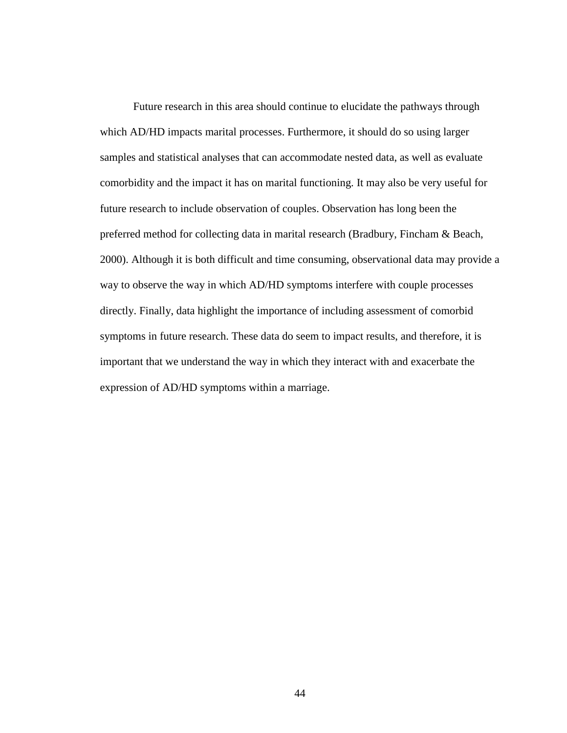Future research in this area should continue to elucidate the pathways through which AD/HD impacts marital processes. Furthermore, it should do so using larger samples and statistical analyses that can accommodate nested data, as well as evaluate comorbidity and the impact it has on marital functioning. It may also be very useful for future research to include observation of couples. Observation has long been the preferred method for collecting data in marital research (Bradbury, Fincham & Beach, 2000). Although it is both difficult and time consuming, observational data may provide a way to observe the way in which AD/HD symptoms interfere with couple processes directly. Finally, data highlight the importance of including assessment of comorbid symptoms in future research. These data do seem to impact results, and therefore, it is important that we understand the way in which they interact with and exacerbate the expression of AD/HD symptoms within a marriage.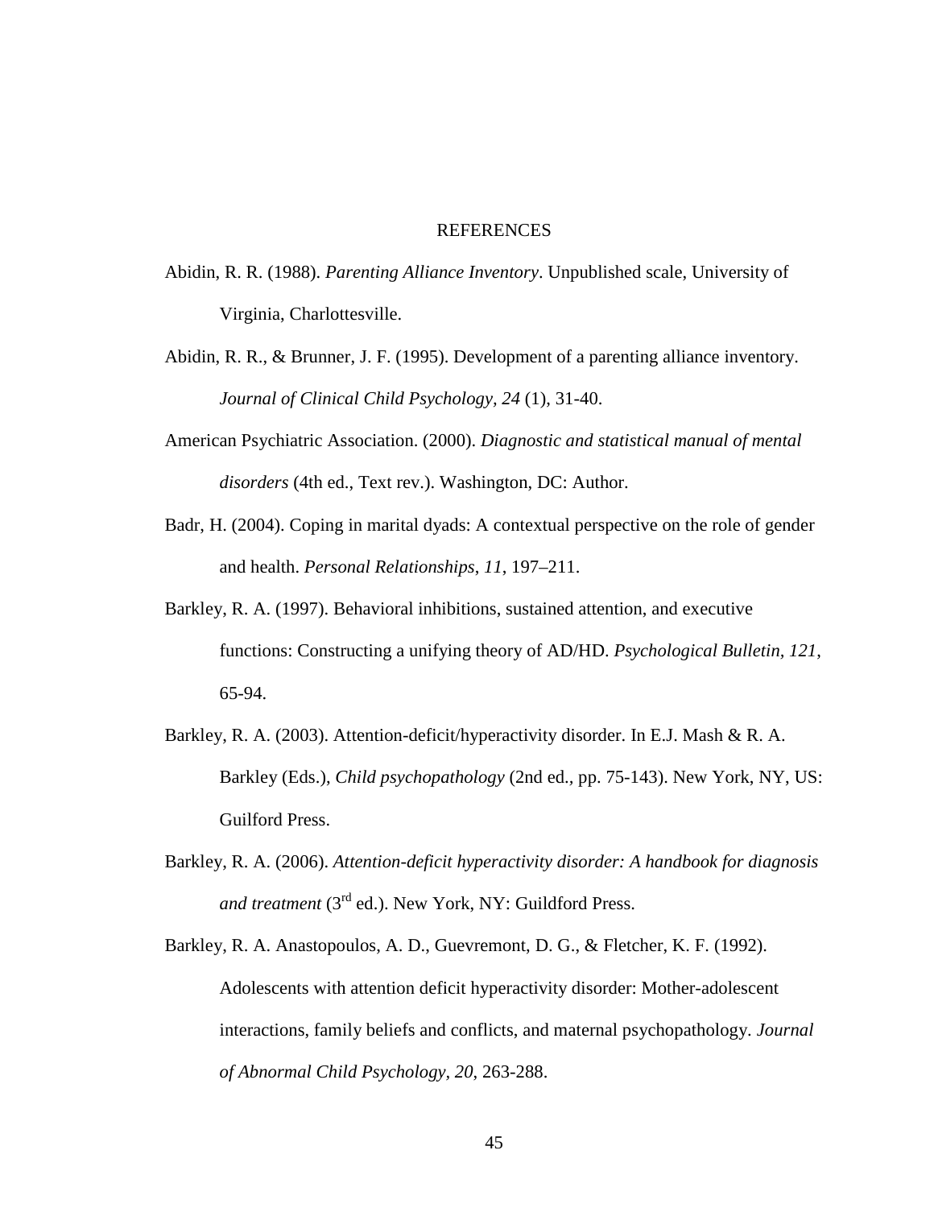# REFERENCES

Abidin, R. R. (1988). *Parenting Alliance Inventory*. Unpublished scale, University of Virginia, Charlottesville.

Abidin, R. R., & Brunner, J. F. (1995). Development of a parenting alliance inventory. *Journal of Clinical Child Psychology, 24* (1), 31-40.

American Psychiatric Association. (2000). *Diagnostic and statistical manual of mental disorders* (4th ed., Text rev.). Washington, DC: Author.

Badr, H. (2004). Coping in marital dyads: A contextual perspective on the role of gender and health. *Personal Relationships*, *11*, 197–211.

Barkley, R. A. (1997). Behavioral inhibitions, sustained attention, and executive functions: Constructing a unifying theory of AD/HD. *Psychological Bulletin, 121*, 65-94.

Barkley, R. A. (2003). Attention-deficit/hyperactivity disorder. In E.J. Mash & R. A. Barkley (Eds.), *Child psychopathology* (2nd ed., pp. 75-143). New York, NY, US: Guilford Press.

Barkley, R. A. (2006). *Attention-deficit hyperactivity disorder: A handbook for diagnosis and treatment* (3rd ed.). New York, NY: Guildford Press.

Barkley, R. A. Anastopoulos, A. D., Guevremont, D. G., & Fletcher, K. F. (1992). Adolescents with attention deficit hyperactivity disorder: Mother-adolescent interactions, family beliefs and conflicts, and maternal psychopathology. *Journal of Abnormal Child Psychology, 20*, 263-288.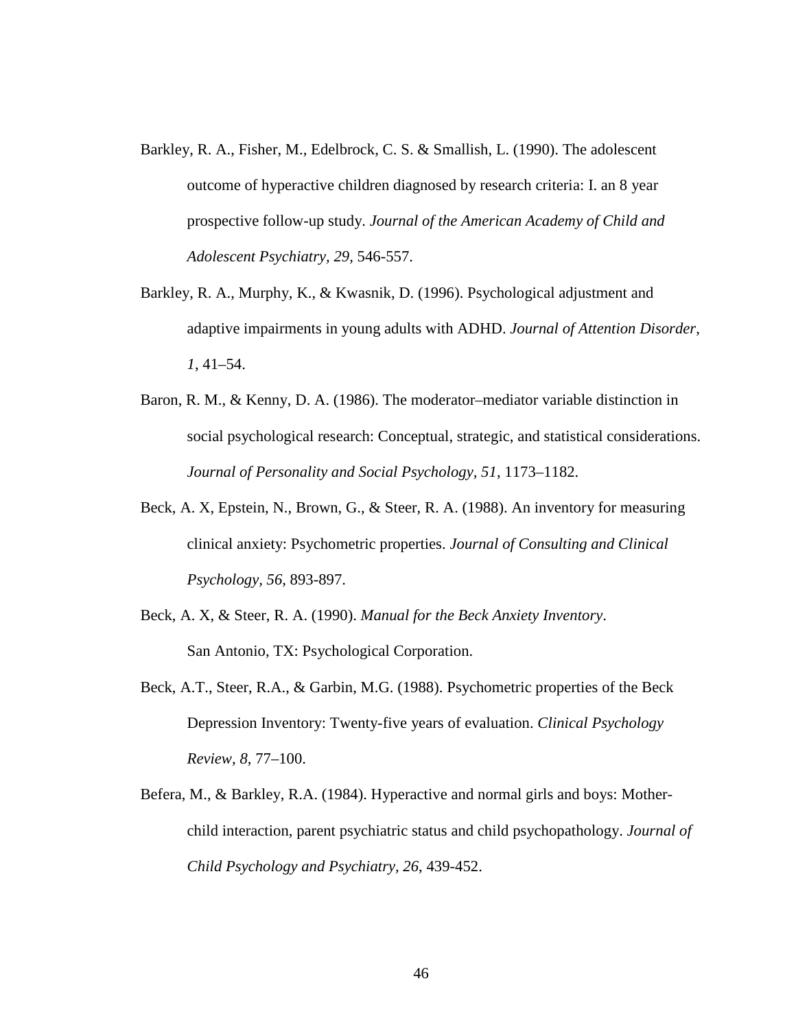Barkley, R. A., Fisher, M., Edelbrock, C. S. & Smallish, L. (1990). The adolescent outcome of hyperactive children diagnosed by research criteria: I. an 8 year prospective follow-up study. *Journal of the American Academy of Child and Adolescent Psychiatry, 29,* 546-557.

Barkley, R. A., Murphy, K., & Kwasnik, D. (1996). Psychological adjustment and adaptive impairments in young adults with ADHD. *Journal of Attention Disorder*, *1*, 41–54.

Baron, R. M., & Kenny, D. A. (1986). The moderator–mediator variable distinction in social psychological research: Conceptual, strategic, and statistical considerations. *Journal of Personality and Social Psychology, 51*, 1173–1182.

Beck, A. X, Epstein, N., Brown, G., & Steer, R. A. (1988). An inventory for measuring clinical anxiety: Psychometric properties. *Journal of Consulting and Clinical Psychology, 56*, 893-897.

Beck, A. X, & Steer, R. A. (1990). *Manual for the Beck Anxiety Inventory*. San Antonio, TX: Psychological Corporation.

Beck, A.T., Steer, R.A., & Garbin, M.G. (1988). Psychometric properties of the Beck Depression Inventory: Twenty-five years of evaluation. *Clinical Psychology Review, 8*, 77–100.

Befera, M., & Barkley, R.A. (1984). Hyperactive and normal girls and boys: Mother-child interaction, parent psychiatric status and child psychopathology. *Journal of Child Psychology and Psychiatry, 26*, 439-452.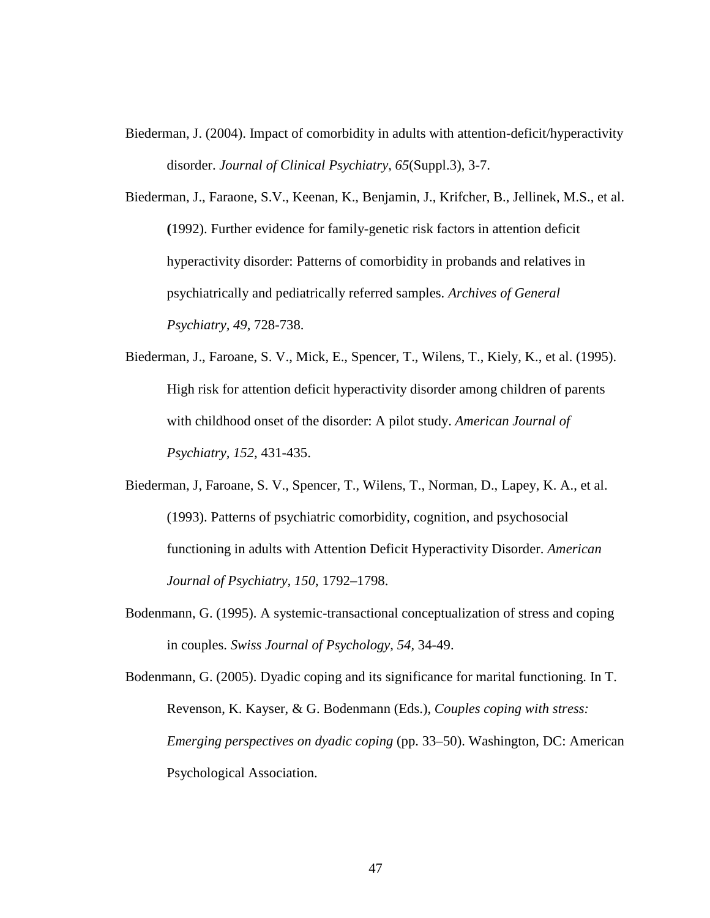Biederman, J. (2004). Impact of comorbidity in adults with attention-deficit/hyperactivity disorder. *Journal of Clinical Psychiatry, 65*(Suppl.3), 3-7.

Biederman, J., Faraone, S.V., Keenan, K., Benjamin, J., Krifcher, B., Jellinek, M.S., et al. **(**1992). Further evidence for family-genetic risk factors in attention deficit hyperactivity disorder: Patterns of comorbidity in probands and relatives in psychiatrically and pediatrically referred samples. *Archives of General Psychiatry, 49*, 728-738.

Biederman, J., Faroane, S. V., Mick, E., Spencer, T., Wilens, T., Kiely, K., et al. (1995). High risk for attention deficit hyperactivity disorder among children of parents with childhood onset of the disorder: A pilot study. *American Journal of Psychiatry, 152*, 431-435.

Biederman, J, Faroane, S. V., Spencer, T., Wilens, T., Norman, D., Lapey, K. A., et al. (1993). Patterns of psychiatric comorbidity, cognition, and psychosocial functioning in adults with Attention Deficit Hyperactivity Disorder. *American Journal of Psychiatry, 150*, 1792–1798.

Bodenmann, G. (1995). A systemic-transactional conceptualization of stress and coping in couples. *Swiss Journal of Psychology, 54*, 34-49.

Bodenmann, G. (2005). Dyadic coping and its significance for marital functioning. In T. Revenson, K. Kayser, & G. Bodenmann (Eds.), *Couples coping with stress: Emerging perspectives on dyadic coping* (pp. 33–50). Washington, DC: American Psychological Association.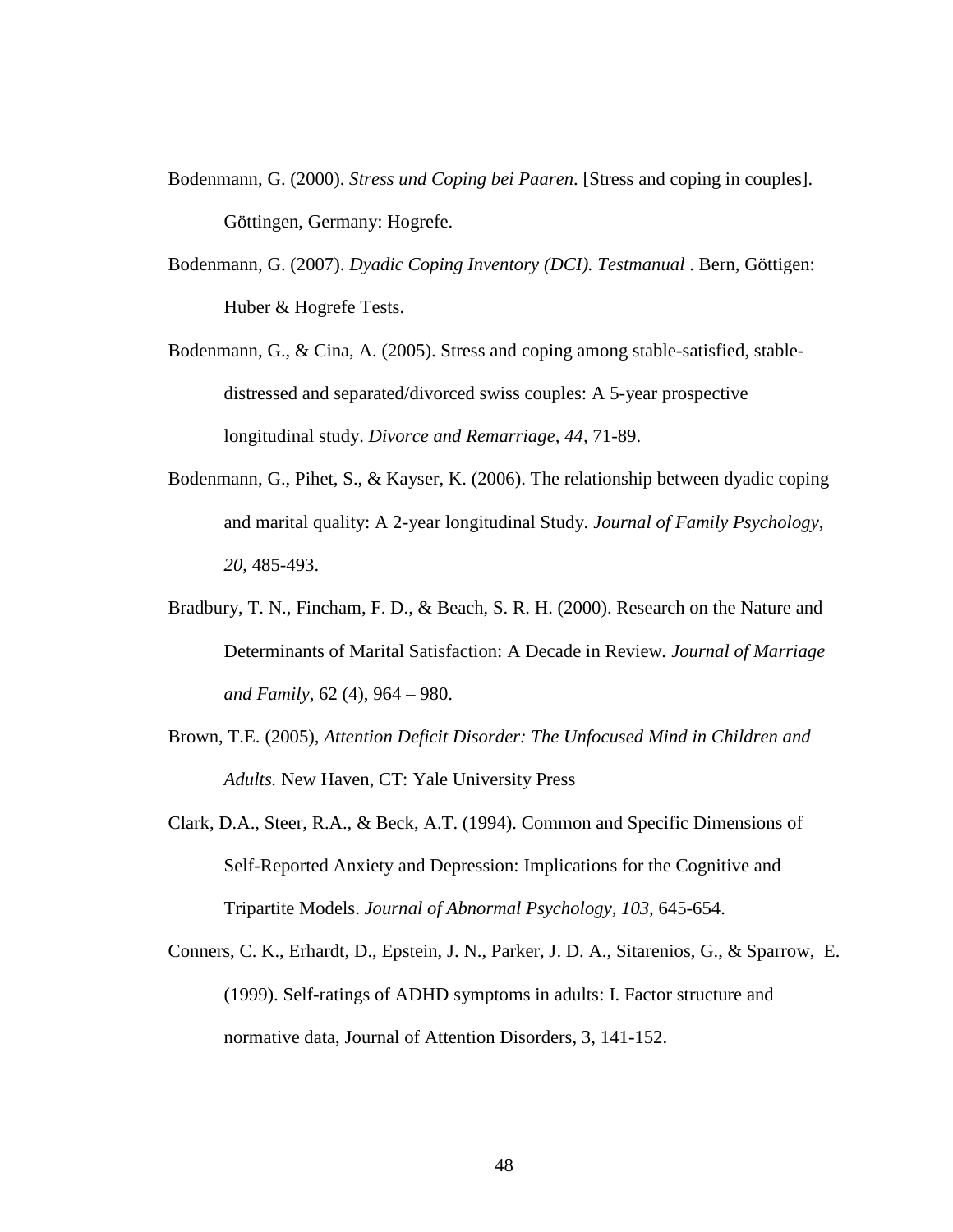Bodenmann, G. (2000). *Stress und Coping bei Paaren*. [Stress and coping in couples]. Göttingen, Germany: Hogrefe.

Bodenmann, G. (2007). *Dyadic Coping Inventory (DCI). Testmanual* . Bern, Göttigen: Huber & Hogrefe Tests.

Bodenmann, G., & Cina, A. (2005). Stress and coping among stable-satisfied, stable-distressed and separated/divorced swiss couples: A 5-year prospective longitudinal study. *Divorce and Remarriage, 44*, 71-89.

Bodenmann, G., Pihet, S., & Kayser, K. (2006). The relationship between dyadic coping and marital quality: A 2-year longitudinal Study. *Journal of Family Psychology, 20*, 485-493.

Bradbury, T. N., Fincham, F. D., & Beach, S. R. H. (2000). Research on the Nature and Determinants of Marital Satisfaction: A Decade in Review. *Journal of Marriage and Family*, 62 (4), 964 – 980.

Brown, T.E. (2005), *Attention Deficit Disorder: The Unfocused Mind in Children and Adults.* New Haven, CT: Yale University Press

Clark, D.A., Steer, R.A., & Beck, A.T. (1994). Common and Specific Dimensions of Self-Reported Anxiety and Depression: Implications for the Cognitive and Tripartite Models. *Journal of Abnormal Psychology, 103*, 645-654.

Conners, C. K., Erhardt, D., Epstein, J. N., Parker, J. D. A., Sitarenios, G., & Sparrow, E. (1999). Self-ratings of ADHD symptoms in adults: I. Factor structure and normative data, Journal of Attention Disorders, 3, 141-152.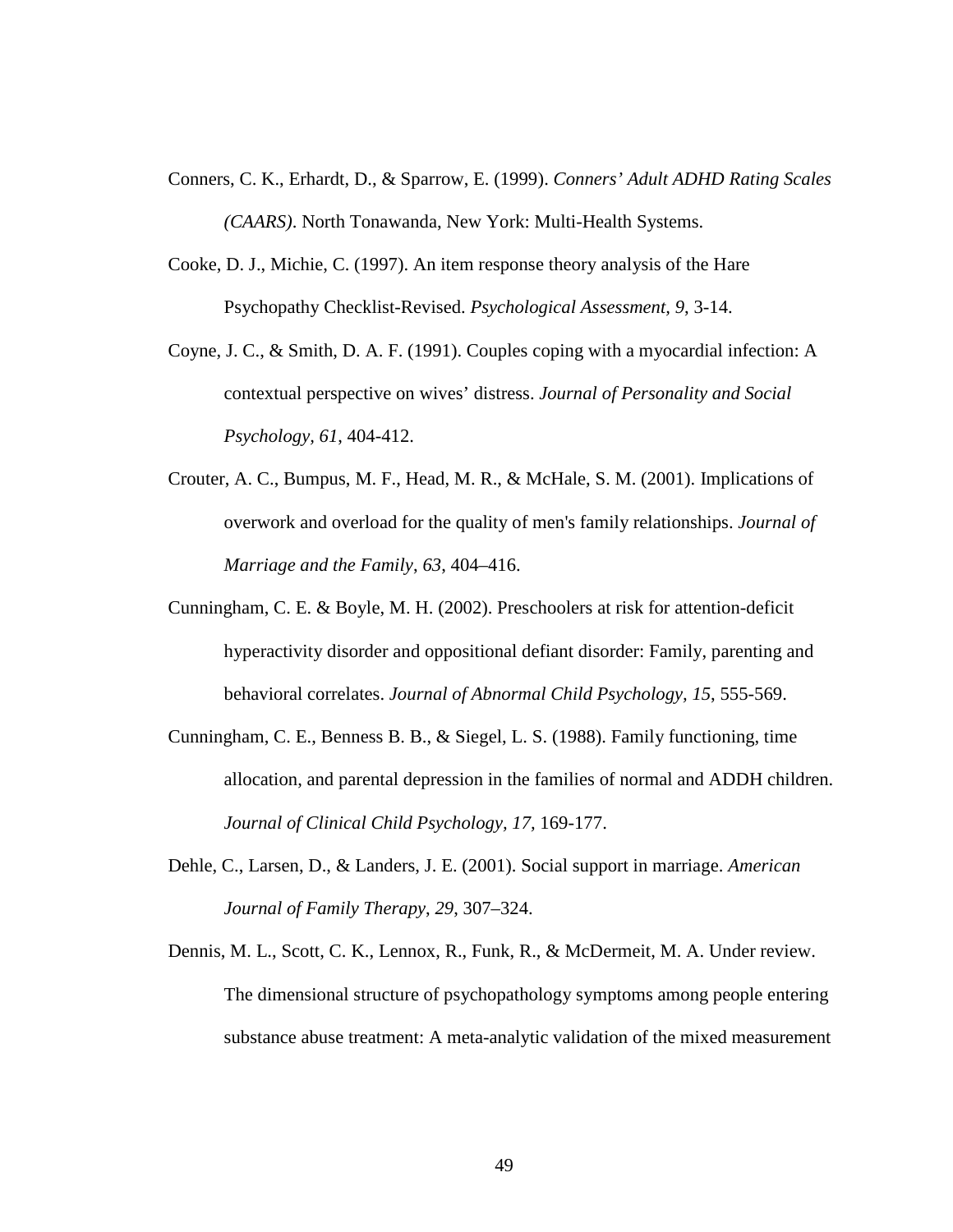Conners, C. K., Erhardt, D., & Sparrow, E. (1999). *Conners' Adult ADHD Rating Scales (CAARS)*. North Tonawanda, New York: Multi-Health Systems.

Cooke, D. J., Michie, C. (1997). An item response theory analysis of the Hare Psychopathy Checklist-Revised. *Psychological Assessment, 9*, 3-14.

Coyne, J. C., & Smith, D. A. F. (1991). Couples coping with a myocardial infection: A contextual perspective on wives' distress. *Journal of Personality and Social Psychology, 61*, 404-412.

Crouter, A. C., Bumpus, M. F., Head, M. R., & McHale, S. M. (2001). Implications of overwork and overload for the quality of men's family relationships. *Journal of Marriage and the Family*, *63*, 404–416.

Cunningham, C. E. & Boyle, M. H. (2002). Preschoolers at risk for attention-deficit hyperactivity disorder and oppositional defiant disorder: Family, parenting and behavioral correlates. *Journal of Abnormal Child Psychology, 15*, 555-569.

Cunningham, C. E., Benness B. B., & Siegel, L. S. (1988). Family functioning, time allocation, and parental depression in the families of normal and ADDH children. *Journal of Clinical Child Psychology, 17,* 169-177.

Dehle, C., Larsen, D., & Landers, J. E. (2001). Social support in marriage. *American Journal of Family Therapy*, *29*, 307–324.

Dennis, M. L., Scott, C. K., Lennox, R., Funk, R., & McDermeit, M. A. Under review. The dimensional structure of psychopathology symptoms among people entering substance abuse treatment: A meta-analytic validation of the mixed measurement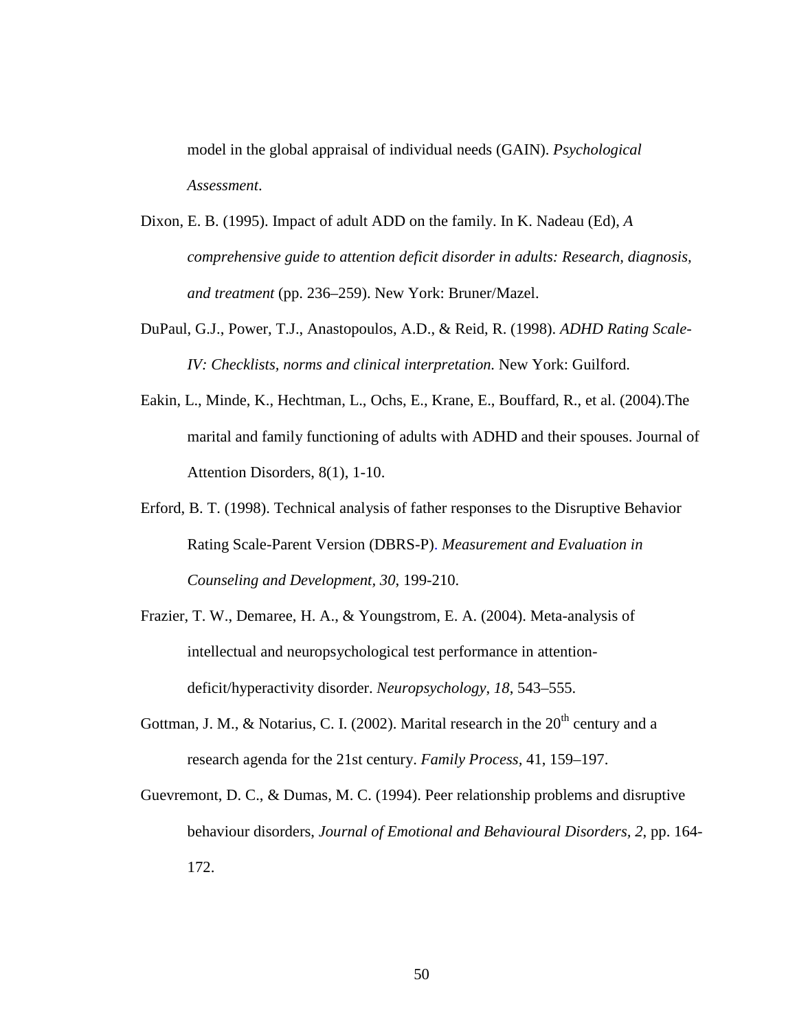model in the global appraisal of individual needs (GAIN). *Psychological Assessment*.

Dixon, E. B. (1995). Impact of adult ADD on the family. In K. Nadeau (Ed), *A comprehensive guide to attention deficit disorder in adults: Research, diagnosis, and treatment* (pp. 236–259). New York: Bruner/Mazel.

DuPaul, G.J., Power, T.J., Anastopoulos, A.D., & Reid, R. (1998). *ADHD Rating Scale-IV: Checklists, norms and clinical interpretation.* New York: Guilford.

Eakin, L., Minde, K., Hechtman, L., Ochs, E., Krane, E., Bouffard, R., et al. (2004).The marital and family functioning of adults with ADHD and their spouses. Journal of Attention Disorders, 8(1), 1-10.

Erford, B. T. (1998). Technical analysis of father responses to the Disruptive Behavior Rating Scale-Parent Version (DBRS-P). *Measurement and Evaluation in Counseling and Development*, *30*, 199-210.

Frazier, T. W., Demaree, H. A., & Youngstrom, E. A. (2004). Meta-analysis of intellectual and neuropsychological test performance in attention-deficit/hyperactivity disorder. *Neuropsychology*, *18*, 543–555.

Gottman, J. M., & Notarius, C. I. (2002). Marital research in the 20th century and a research agenda for the 21st century. *Family Process,* 41, 159–197.

Guevremont, D. C., & Dumas, M. C. (1994). Peer relationship problems and disruptive behaviour disorders, *Journal of Emotional and Behavioural Disorders, 2,* pp. 164-172.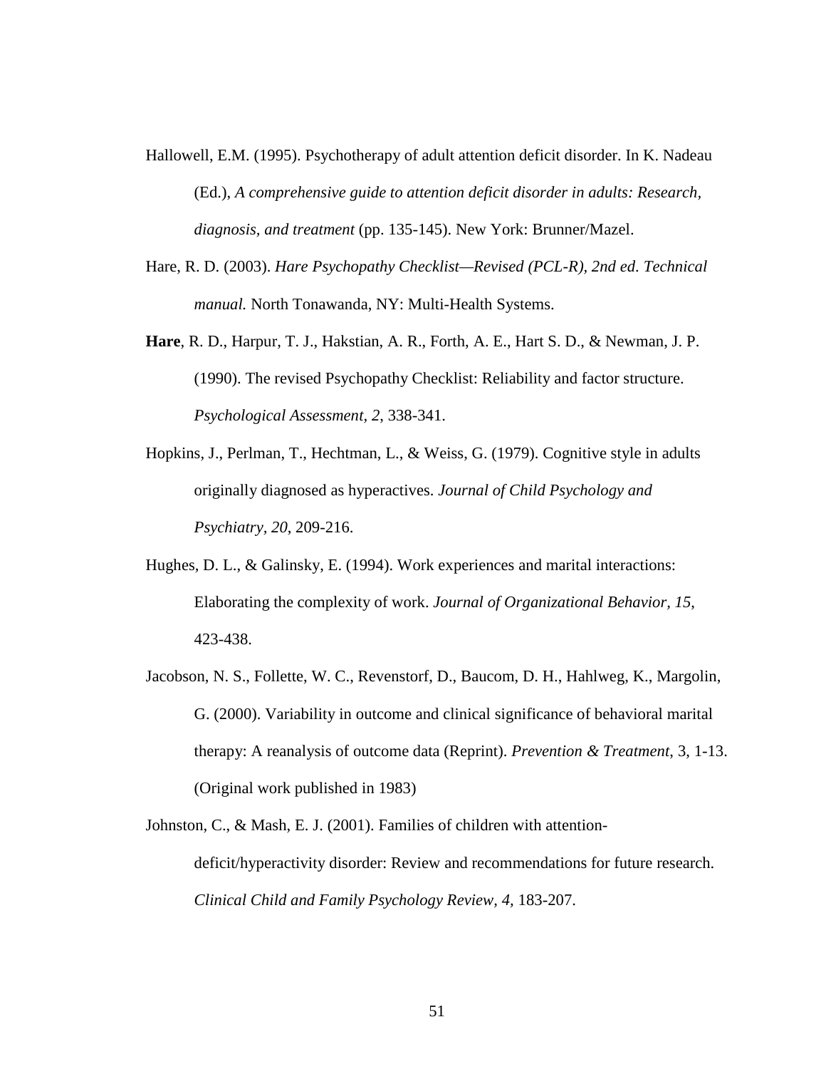Hallowell, E.M. (1995). Psychotherapy of adult attention deficit disorder. In K. Nadeau (Ed.), *A comprehensive guide to attention deficit disorder in adults: Research, diagnosis, and treatment* (pp. 135-145). New York: Brunner/Mazel.

Hare, R. D. (2003). *Hare Psychopathy Checklist—Revised (PCL-R), 2nd ed. Technical manual.* North Tonawanda, NY: Multi-Health Systems.

**Hare**, R. D., Harpur, T. J., Hakstian, A. R., Forth, A. E., Hart S. D., & Newman, J. P. (1990). The revised Psychopathy Checklist: Reliability and factor structure. *Psychological Assessment, 2*, 338-341.

Hopkins, J., Perlman, T., Hechtman, L., & Weiss, G. (1979). Cognitive style in adults originally diagnosed as hyperactives. *Journal of Child Psychology and Psychiatry, 20*, 209-216.

Hughes, D. L., & Galinsky, E. (1994). Work experiences and marital interactions: Elaborating the complexity of work. *Journal of Organizational Behavior, 15*, 423-438.

Jacobson, N. S., Follette, W. C., Revenstorf, D., Baucom, D. H., Hahlweg, K., Margolin, G. (2000). Variability in outcome and clinical significance of behavioral marital therapy: A reanalysis of outcome data (Reprint). *Prevention & Treatment*, 3, 1-13. (Original work published in 1983)

Johnston, C., & Mash, E. J. (2001). Families of children with attention-deficit/hyperactivity disorder: Review and recommendations for future research. *Clinical Child and Family Psychology Review, 4*, 183-207.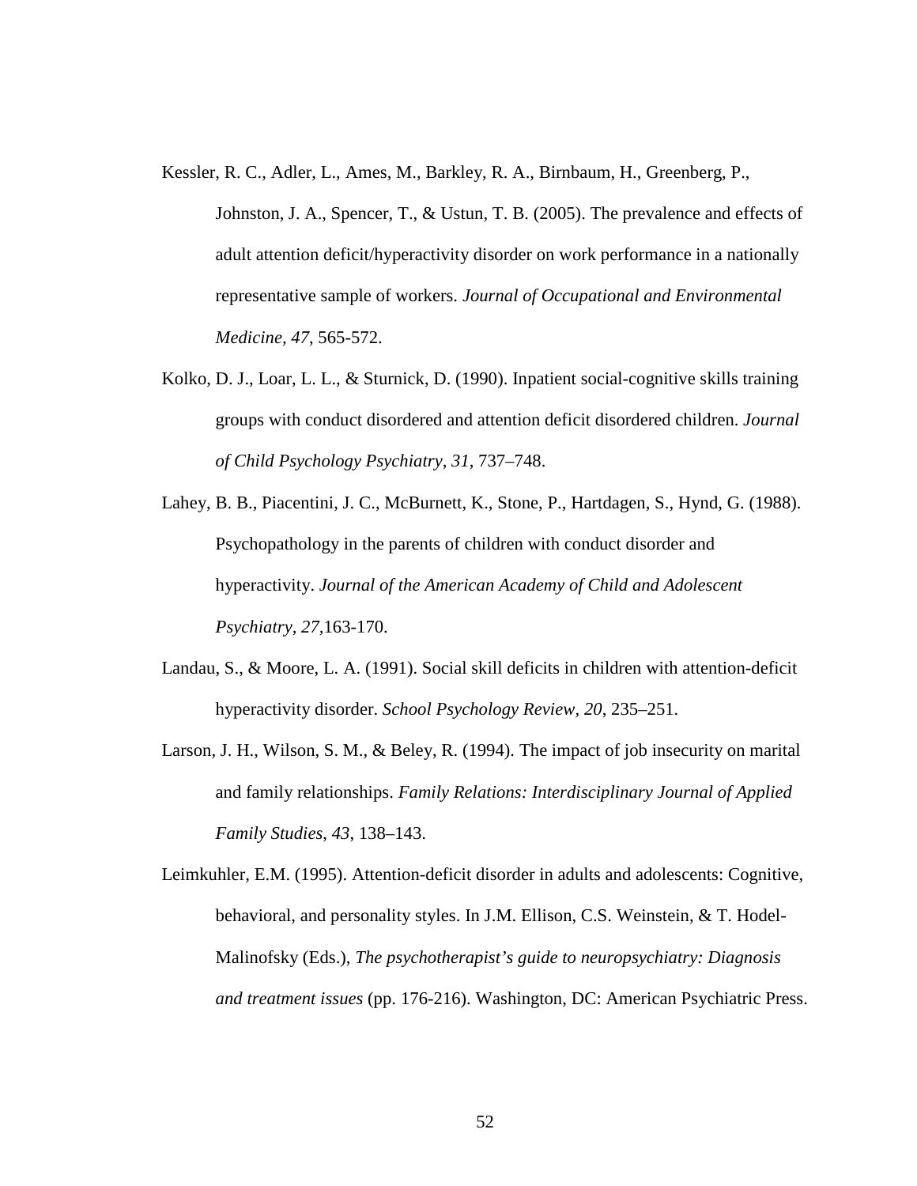Kessler, R. C., Adler, L., Ames, M., Barkley, R. A., Birnbaum, H., Greenberg, P., Johnston, J. A., Spencer, T., & Ustun, T. B. (2005). The prevalence and effects of adult attention deficit/hyperactivity disorder on work performance in a nationally representative sample of workers. *Journal of Occupational and Environmental Medicine, 47*, 565-572.

Kolko, D. J., Loar, L. L., & Sturnick, D. (1990). Inpatient social-cognitive skills training groups with conduct disordered and attention deficit disordered children. *Journal of Child Psychology Psychiatry*, *31*, 737–748.

Lahey, B. B., Piacentini, J. C., McBurnett, K., Stone, P., Hartdagen, S., Hynd, G. (1988). Psychopathology in the parents of children with conduct disorder and hyperactivity. *Journal of the American Academy of Child and Adolescent Psychiatry, 27*,163-170.

Landau, S., & Moore, L. A. (1991). Social skill deficits in children with attention-deficit hyperactivity disorder. *School Psychology Review, 20*, 235–251.

Larson, J. H., Wilson, S. M., & Beley, R. (1994). The impact of job insecurity on marital and family relationships. *Family Relations: Interdisciplinary Journal of Applied Family Studies*, *43*, 138–143.

Leimkuhler, E.M. (1995). Attention-deficit disorder in adults and adolescents: Cognitive, behavioral, and personality styles. In J.M. Ellison, C.S. Weinstein, & T. Hodel-Malinofsky (Eds.), *The psychotherapist's guide to neuropsychiatry: Diagnosis and treatment issues* (pp. 176-216). Washington, DC: American Psychiatric Press.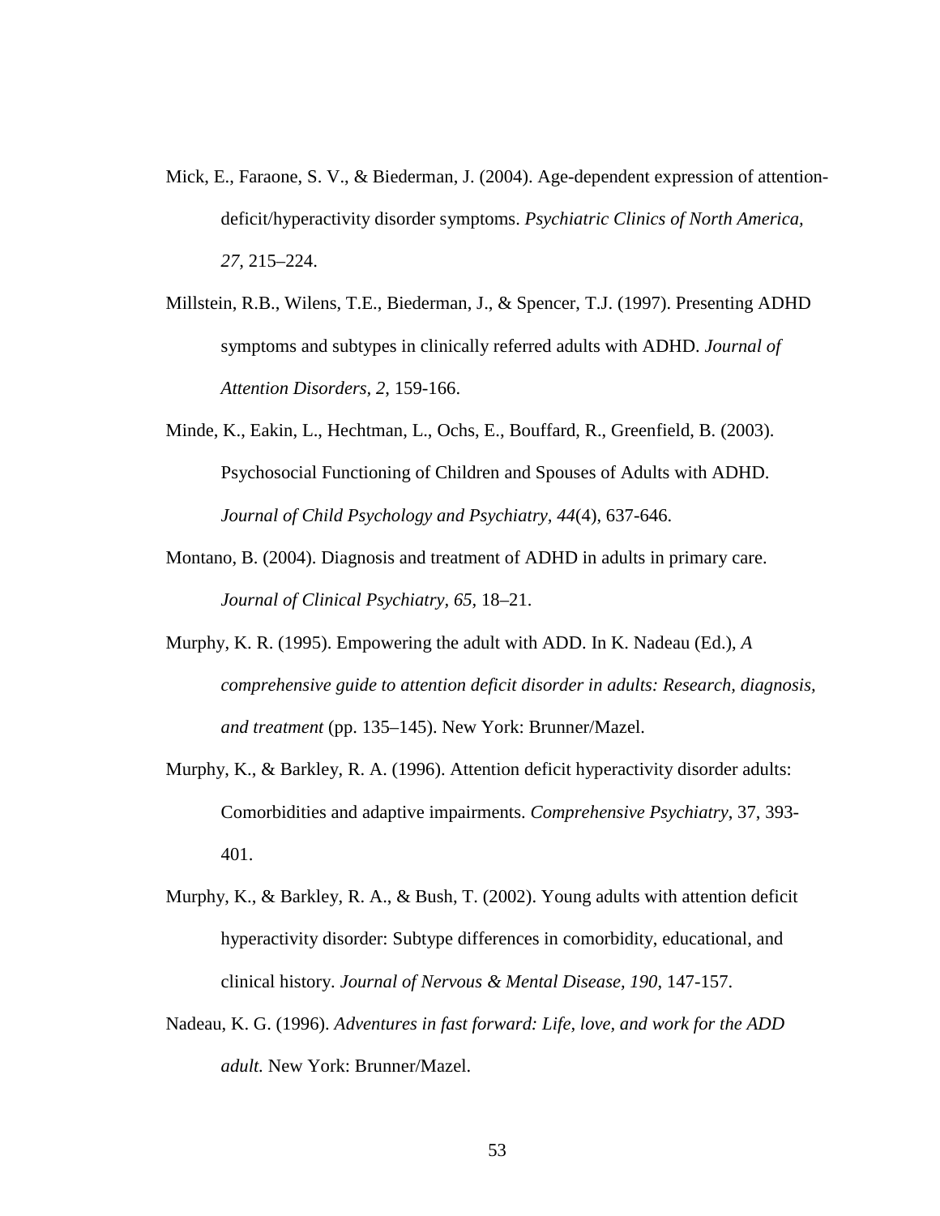Mick, E., Faraone, S. V., & Biederman, J. (2004). Age-dependent expression of attention-deficit/hyperactivity disorder symptoms. *Psychiatric Clinics of North America, 27*, 215–224.

Millstein, R.B., Wilens, T.E., Biederman, J., & Spencer, T.J. (1997). Presenting ADHD symptoms and subtypes in clinically referred adults with ADHD. *Journal of Attention Disorders, 2*, 159-166.

Minde, K., Eakin, L., Hechtman, L., Ochs, E., Bouffard, R., Greenfield, B. (2003). Psychosocial Functioning of Children and Spouses of Adults with ADHD. *Journal of Child Psychology and Psychiatry, 44*(4), 637-646.

Montano, B. (2004). Diagnosis and treatment of ADHD in adults in primary care. *Journal of Clinical Psychiatry, 65,* 18–21.

Murphy, K. R. (1995). Empowering the adult with ADD. In K. Nadeau (Ed.), *A comprehensive guide to attention deficit disorder in adults: Research, diagnosis, and treatment* (pp. 135–145). New York: Brunner/Mazel.

Murphy, K., & Barkley, R. A. (1996). Attention deficit hyperactivity disorder adults: Comorbidities and adaptive impairments. *Comprehensive Psychiatry*, 37, 393-401.

Murphy, K., & Barkley, R. A., & Bush, T. (2002). Young adults with attention deficit hyperactivity disorder: Subtype differences in comorbidity, educational, and clinical history. *Journal of Nervous & Mental Disease, 190*, 147-157.

Nadeau, K. G. (1996). *Adventures in fast forward: Life, love, and work for the ADD adult.* New York: Brunner/Mazel.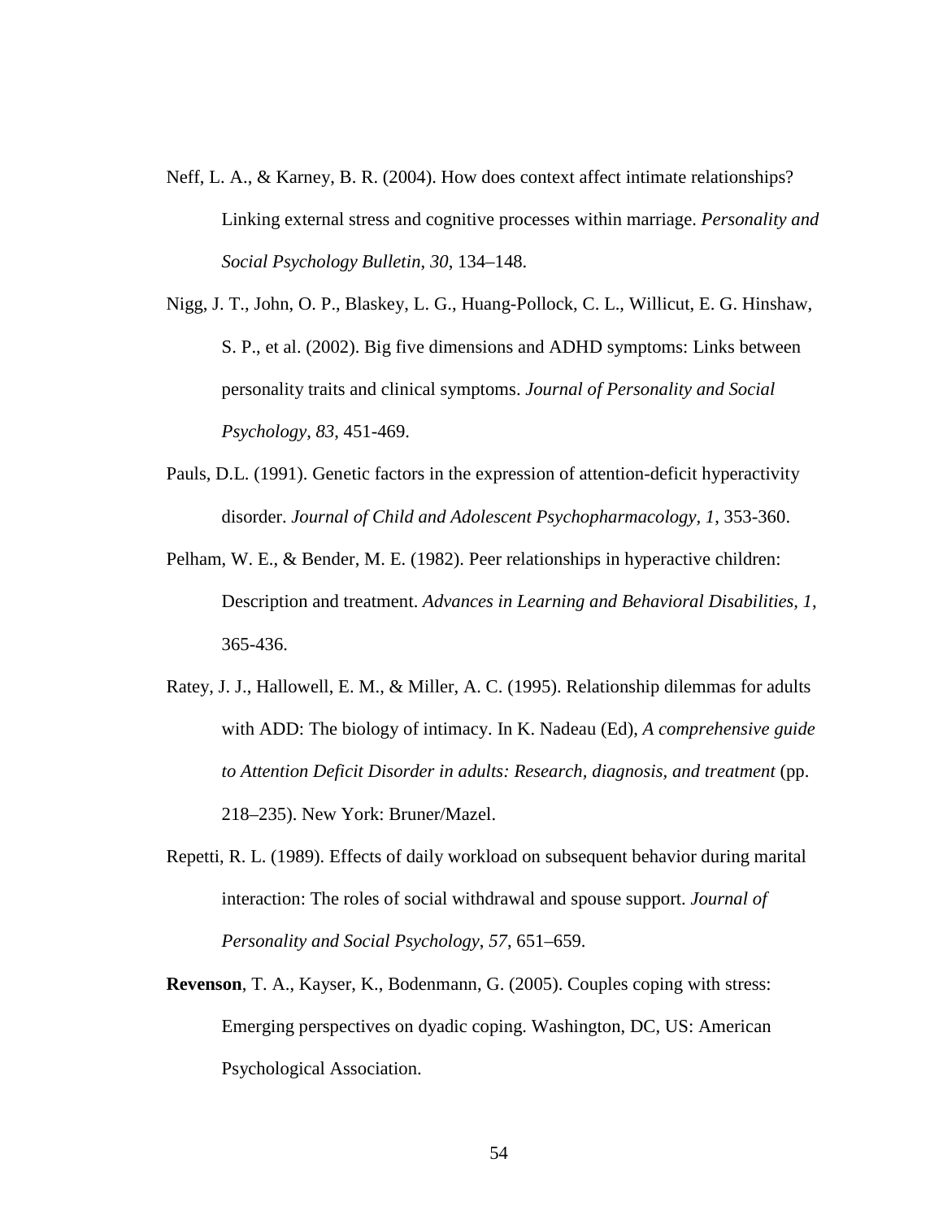Neff, L. A., & Karney, B. R. (2004). How does context affect intimate relationships? Linking external stress and cognitive processes within marriage. *Personality and Social Psychology Bulletin*, *30*, 134–148.

Nigg, J. T., John, O. P., Blaskey, L. G., Huang-Pollock, C. L., Willicut, E. G. Hinshaw, S. P., et al. (2002). Big five dimensions and ADHD symptoms: Links between personality traits and clinical symptoms. *Journal of Personality and Social Psychology, 83*, 451-469.

Pauls, D.L. (1991). Genetic factors in the expression of attention-deficit hyperactivity disorder. *Journal of Child and Adolescent Psychopharmacology, 1*, 353-360.

Pelham, W. E., & Bender, M. E. (1982). Peer relationships in hyperactive children: Description and treatment. *Advances in Learning and Behavioral Disabilities, 1*, 365-436.

Ratey, J. J., Hallowell, E. M., & Miller, A. C. (1995). Relationship dilemmas for adults with ADD: The biology of intimacy. In K. Nadeau (Ed), *A comprehensive guide to Attention Deficit Disorder in adults: Research, diagnosis, and treatment* (pp. 218–235). New York: Bruner/Mazel.

Repetti, R. L. (1989). Effects of daily workload on subsequent behavior during marital interaction: The roles of social withdrawal and spouse support. *Journal of Personality and Social Psychology*, *57*, 651–659.

**Revenson**, T. A., Kayser, K., Bodenmann, G. (2005). Couples coping with stress: Emerging perspectives on dyadic coping. Washington, DC, US: American Psychological Association.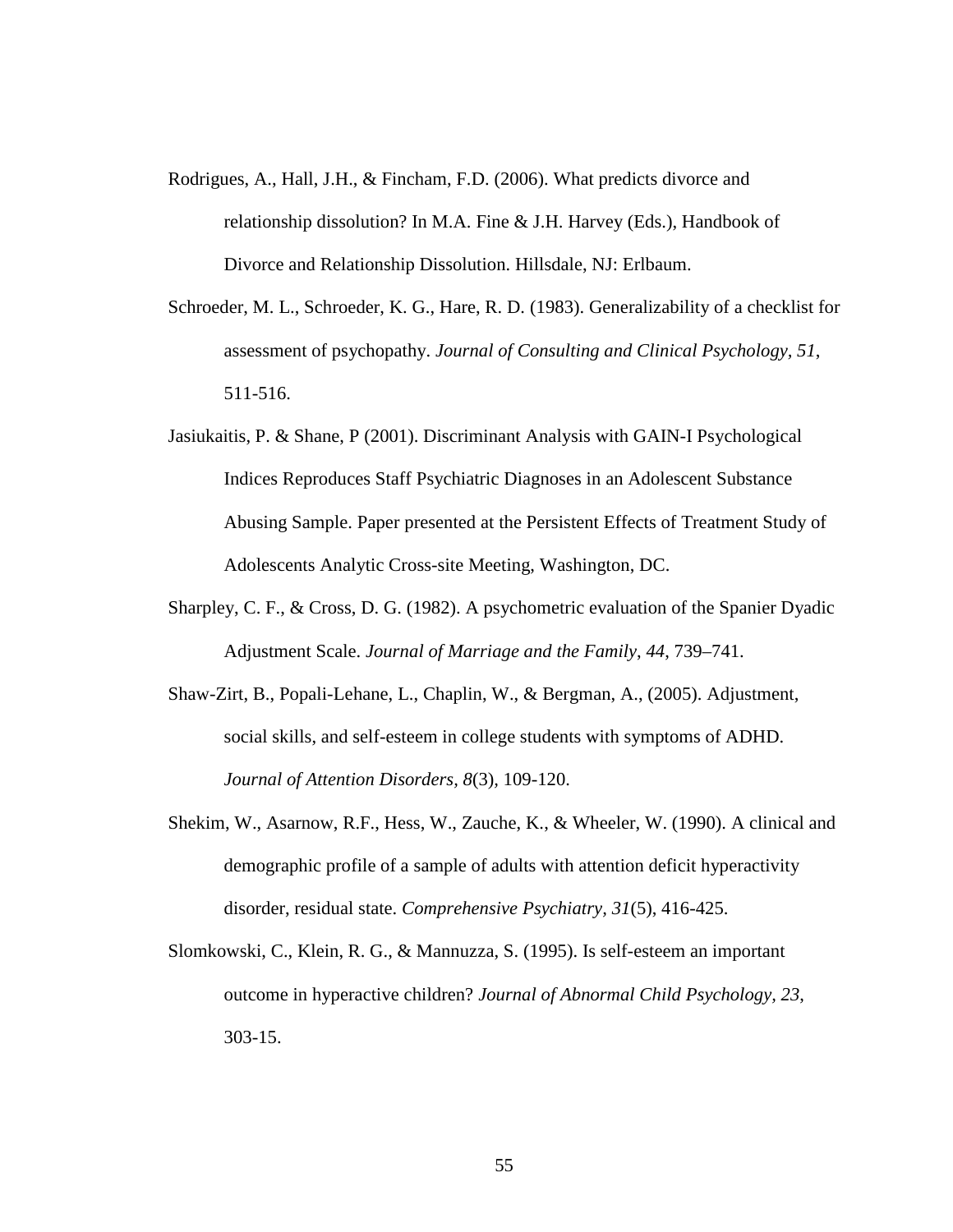Rodrigues, A., Hall, J.H., & Fincham, F.D. (2006). What predicts divorce and relationship dissolution? In M.A. Fine & J.H. Harvey (Eds.), Handbook of Divorce and Relationship Dissolution. Hillsdale, NJ: Erlbaum.

Schroeder, M. L., Schroeder, K. G., Hare, R. D. (1983). Generalizability of a checklist for assessment of psychopathy. *Journal of Consulting and Clinical Psychology, 51*, 511-516.

Jasiukaitis, P. & Shane, P (2001). Discriminant Analysis with GAIN-I Psychological Indices Reproduces Staff Psychiatric Diagnoses in an Adolescent Substance Abusing Sample. Paper presented at the Persistent Effects of Treatment Study of Adolescents Analytic Cross-site Meeting, Washington, DC.

Sharpley, C. F., & Cross, D. G. (1982). A psychometric evaluation of the Spanier Dyadic Adjustment Scale. *Journal of Marriage and the Family, 44*, 739–741.

Shaw-Zirt, B., Popali-Lehane, L., Chaplin, W., & Bergman, A., (2005). Adjustment, social skills, and self-esteem in college students with symptoms of ADHD. *Journal of Attention Disorders, 8*(3), 109-120.

Shekim, W., Asarnow, R.F., Hess, W., Zauche, K., & Wheeler, W. (1990). A clinical and demographic profile of a sample of adults with attention deficit hyperactivity disorder, residual state. *Comprehensive Psychiatry, 31*(5), 416-425.

Slomkowski, C., Klein, R. G., & Mannuzza, S. (1995). Is self-esteem an important outcome in hyperactive children? *Journal of Abnormal Child Psychology, 23*, 303-15.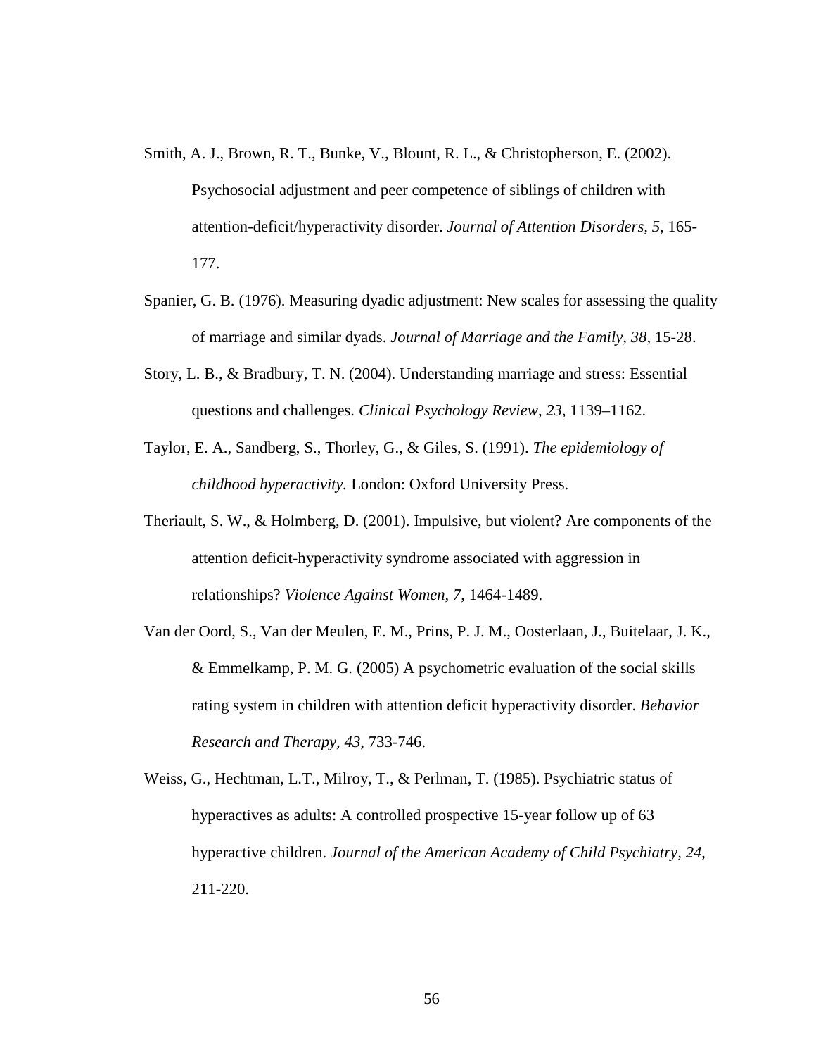Smith, A. J., Brown, R. T., Bunke, V., Blount, R. L., & Christopherson, E. (2002). Psychosocial adjustment and peer competence of siblings of children with attention-deficit/hyperactivity disorder. *Journal of Attention Disorders, 5*, 165-177.

Spanier, G. B. (1976). Measuring dyadic adjustment: New scales for assessing the quality of marriage and similar dyads. *Journal of Marriage and the Family, 38*, 15-28.

Story, L. B., & Bradbury, T. N. (2004). Understanding marriage and stress: Essential questions and challenges. *Clinical Psychology Review*, *23*, 1139–1162.

Taylor, E. A., Sandberg, S., Thorley, G., & Giles, S. (1991). *The epidemiology of childhood hyperactivity.* London: Oxford University Press.

Theriault, S. W., & Holmberg, D. (2001). Impulsive, but violent? Are components of the attention deficit-hyperactivity syndrome associated with aggression in relationships? *Violence Against Women*, *7*, 1464-1489.

Van der Oord, S., Van der Meulen, E. M., Prins, P. J. M., Oosterlaan, J., Buitelaar, J. K., & Emmelkamp, P. M. G. (2005) A psychometric evaluation of the social skills rating system in children with attention deficit hyperactivity disorder. *Behavior Research and Therapy, 43*, 733-746.

Weiss, G., Hechtman, L.T., Milroy, T., & Perlman, T. (1985). Psychiatric status of hyperactives as adults: A controlled prospective 15-year follow up of 63 hyperactive children. *Journal of the American Academy of Child Psychiatry, 24*, 211-220.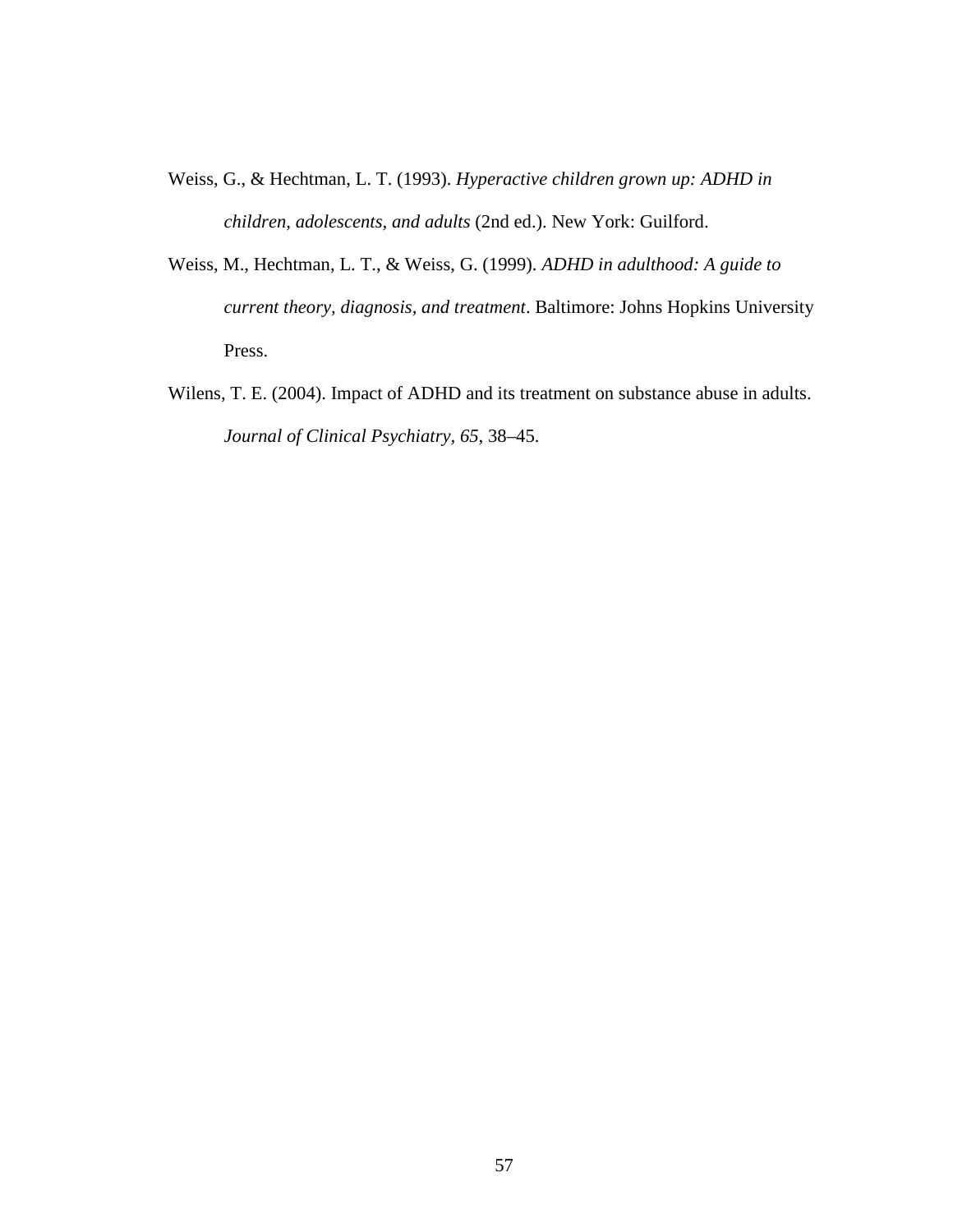Weiss, G., & Hechtman, L. T. (1993). *Hyperactive children grown up: ADHD in children, adolescents, and adults* (2nd ed.). New York: Guilford.

Weiss, M., Hechtman, L. T., & Weiss, G. (1999). *ADHD in adulthood: A guide to current theory, diagnosis, and treatment*. Baltimore: Johns Hopkins University Press.

Wilens, T. E. (2004). Impact of ADHD and its treatment on substance abuse in adults. *Journal of Clinical Psychiatry, 65*, 38–45.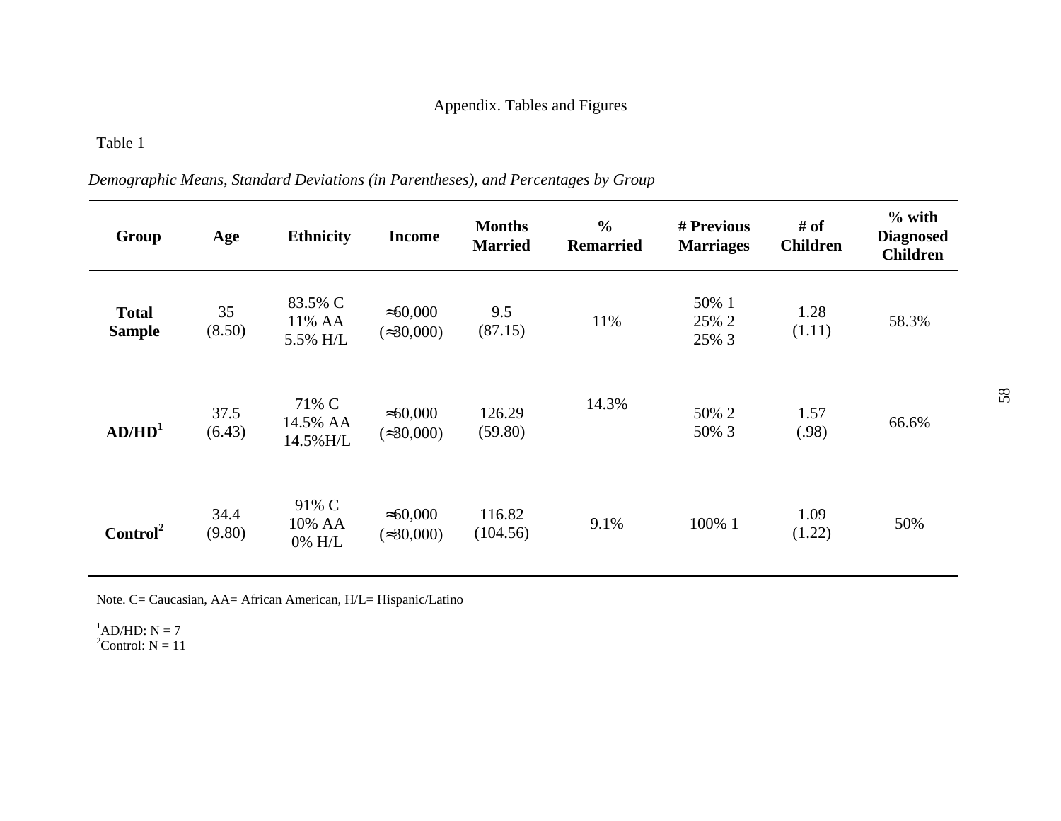Appendix. Tables and Figures

Table 1

*Demographic Means, Standard Deviations (in Parentheses), and Percentages by Group*

| Group | Age | Ethnicity | Income | Months Married | % Remarried | # Previous Marriages | # of Children | % with Diagnosed Children |
|---|---|---|---|---|---|---|---|---|
| **Total Sample** | 35 (8.50) | 83.5% C 11% AA 5.5% H/L | ≈60,000 (≈30,000) | 9.5 (87.15) | 11% | 50% 1 25% 2 25% 3 | 1.28 (1.11) | 58.3% |
| **AD/HD[1]** | 37.5 (6.43) | 71% C 14.5% AA 14.5%H/L | ≈60,000 (≈30,000) | 126.29 (59.80) | 14.3% | 50% 2 50% 3 | 1.57 (.98) | 66.6% |
| **Control[2]** | 34.4 (9.80) | 91% C 10% AA 0% H/L | ≈60,000 (≈30,000) | 116.82 (104.56) | 9.1% | 100% 1 | 1.09 (1.22) | 50% |

Note. C= Caucasian, AA= African American, H/L= Hispanic/Latino

[1]AD/HD: N = 7
[2]Control: N = 11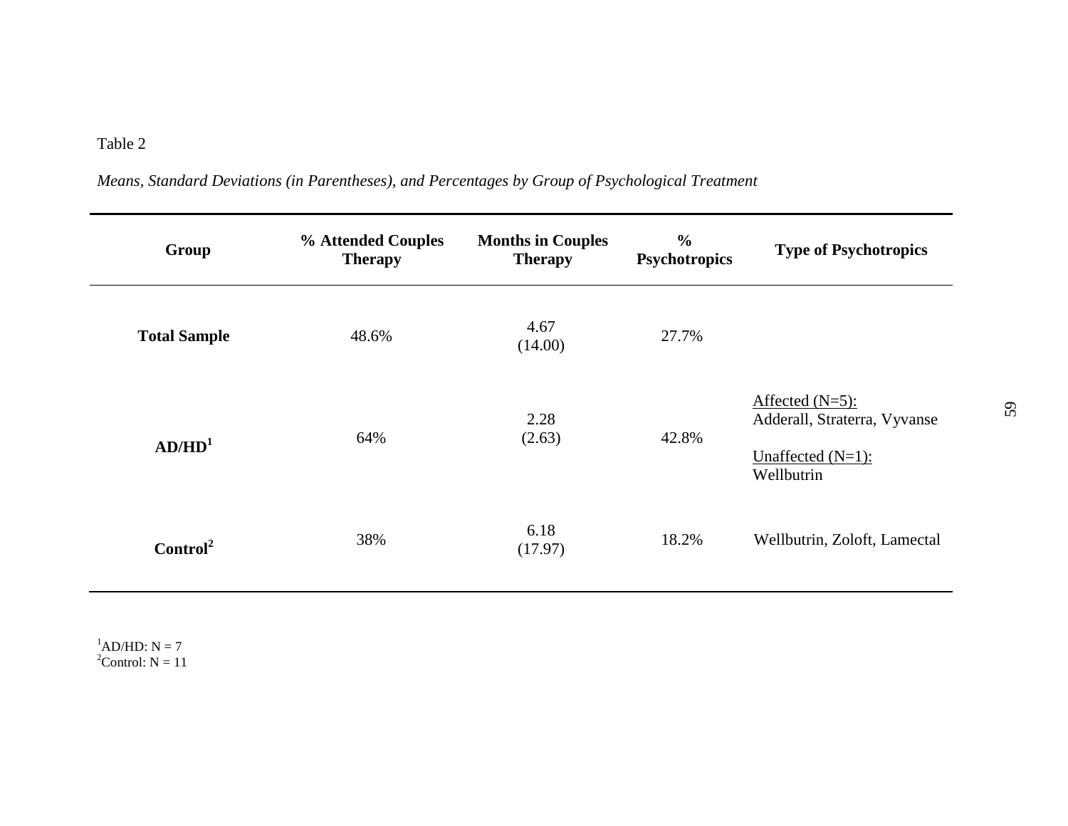Table 2

*Means, Standard Deviations (in Parentheses), and Percentages by Group of Psychological Treatment*

| Group | % Attended Couples Therapy | Months in Couples Therapy | % Psychotropics | Type of Psychotropics |
|---|---|---|---|---|
| **Total Sample** | 48.6% | 4.67 (14.00) | 27.7% | |
| **AD/HD**[1] | 64% | 2.28 (2.63) | 42.8% | Affected (N=5): Adderall, Straterra, Vyvanse<br><br>Unaffected (N=1): Wellbutrin |
| **Control**[2] | 38% | 6.18 (17.97) | 18.2% | Wellbutrin, Zoloft, Lamectal |

[1]AD/HD: N = 7
[2]Control: N = 11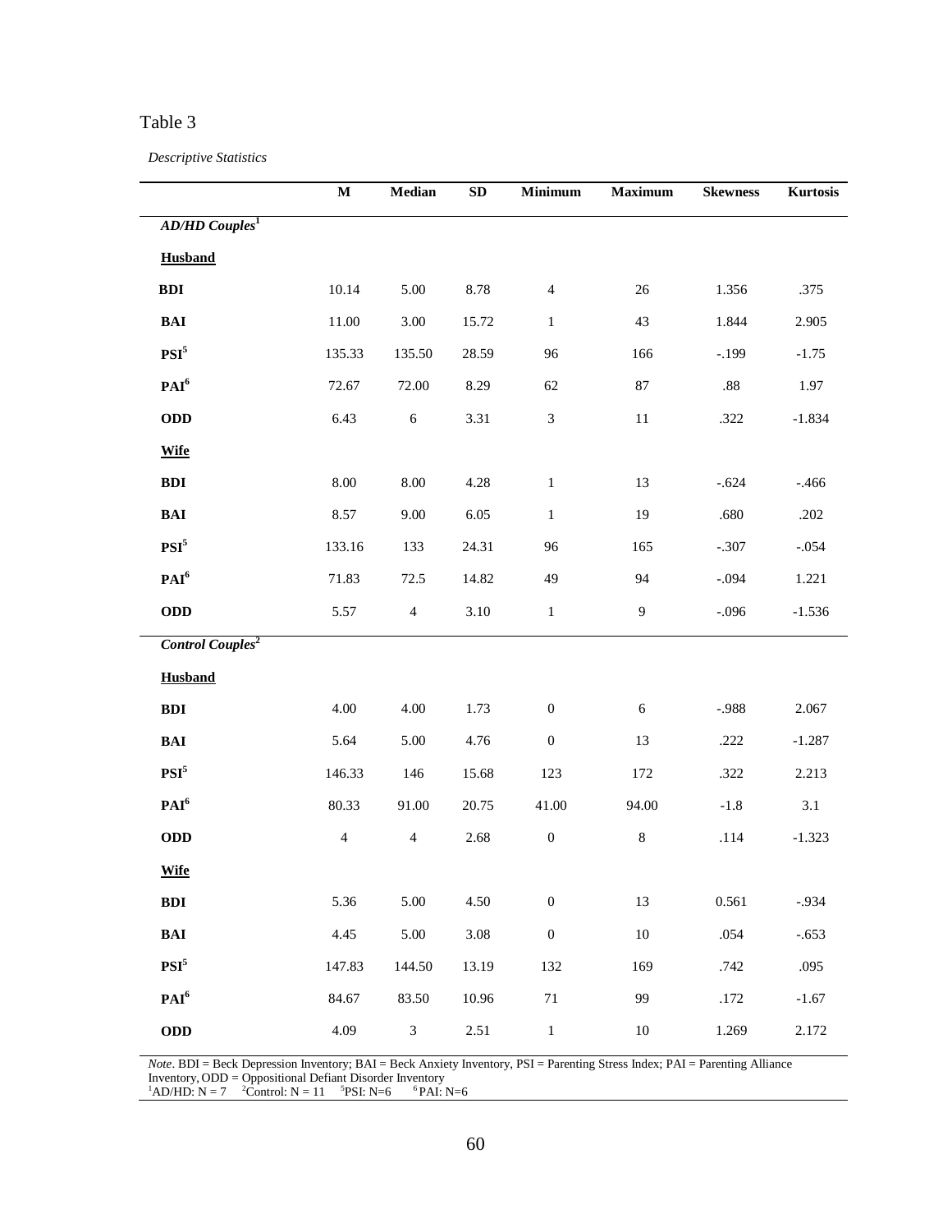Table 3

*Descriptive Statistics*

| | M | Median | SD | Minimum | Maximum | Skewness | Kurtosis |
|---|---|---|---|---|---|---|---|
| ***AD/HD Couples*[1]** | | | | | | | |
| **Husband** | | | | | | | |
| **BDI** | 10.14 | 5.00 | 8.78 | 4 | 26 | 1.356 | .375 |
| **BAI** | 11.00 | 3.00 | 15.72 | 1 | 43 | 1.844 | 2.905 |
| **PSI[5]** | 135.33 | 135.50 | 28.59 | 96 | 166 | -.199 | -1.75 |
| **PAI[6]** | 72.67 | 72.00 | 8.29 | 62 | 87 | .88 | 1.97 |
| **ODD** | 6.43 | 6 | 3.31 | 3 | 11 | .322 | -1.834 |
| **Wife** | | | | | | | |
| **BDI** | 8.00 | 8.00 | 4.28 | 1 | 13 | -.624 | -.466 |
| **BAI** | 8.57 | 9.00 | 6.05 | 1 | 19 | .680 | .202 |
| **PSI[5]** | 133.16 | 133 | 24.31 | 96 | 165 | -.307 | -.054 |
| **PAI[6]** | 71.83 | 72.5 | 14.82 | 49 | 94 | -.094 | 1.221 |
| **ODD** | 5.57 | 4 | 3.10 | 1 | 9 | -.096 | -1.536 |
| ***Control Couples*[2]** | | | | | | | |
| **Husband** | | | | | | | |
| **BDI** | 4.00 | 4.00 | 1.73 | 0 | 6 | -.988 | 2.067 |
| **BAI** | 5.64 | 5.00 | 4.76 | 0 | 13 | .222 | -1.287 |
| **PSI[5]** | 146.33 | 146 | 15.68 | 123 | 172 | .322 | 2.213 |
| **PAI[6]** | 80.33 | 91.00 | 20.75 | 41.00 | 94.00 | -1.8 | 3.1 |
| **ODD** | 4 | 4 | 2.68 | 0 | 8 | .114 | -1.323 |
| **Wife** | | | | | | | |
| **BDI** | 5.36 | 5.00 | 4.50 | 0 | 13 | 0.561 | -.934 |
| **BAI** | 4.45 | 5.00 | 3.08 | 0 | 10 | .054 | -.653 |
| **PSI[5]** | 147.83 | 144.50 | 13.19 | 132 | 169 | .742 | .095 |
| **PAI[6]** | 84.67 | 83.50 | 10.96 | 71 | 99 | .172 | -1.67 |
| **ODD** | 4.09 | 3 | 2.51 | 1 | 10 | 1.269 | 2.172 |

*Note*. BDI = Beck Depression Inventory; BAI = Beck Anxiety Inventory, PSI = Parenting Stress Index; PAI = Parenting Alliance Inventory, ODD = Oppositional Defiant Disorder Inventory
[1]AD/HD: N = 7 [2]Control: N = 11 [5]PSI: N=6 [6]PAI: N=6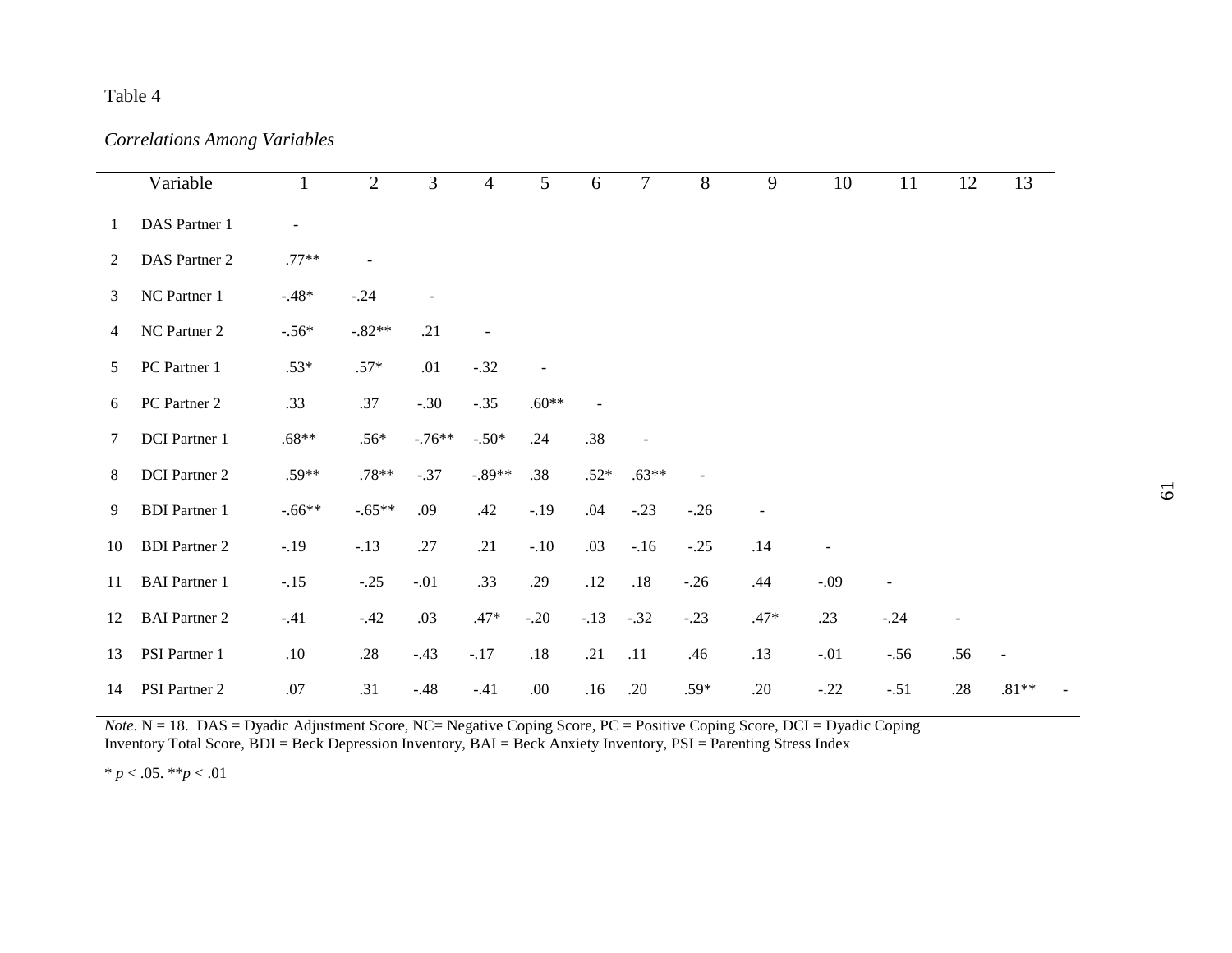Table 4

*Correlations Among Variables*

| | Variable | 1 | 2 | 3 | 4 | 5 | 6 | 7 | 8 | 9 | 10 | 11 | 12 | 13 |
|---|---|---|---|---|---|---|---|---|---|---|---|---|---|---|
| 1 | DAS Partner 1 | - | | | | | | | | | | | | |
| 2 | DAS Partner 2 | .77** | - | | | | | | | | | | | |
| 3 | NC Partner 1 | -.48* | -.24 | - | | | | | | | | | | |
| 4 | NC Partner 2 | -.56* | -.82** | .21 | - | | | | | | | | | |
| 5 | PC Partner 1 | .53* | .57* | .01 | -.32 | - | | | | | | | | |
| 6 | PC Partner 2 | .33 | .37 | -.30 | -.35 | .60** | - | | | | | | | |
| 7 | DCI Partner 1 | .68** | .56* | -.76** | -.50* | .24 | .38 | - | | | | | | |
| 8 | DCI Partner 2 | .59** | .78** | -.37 | -.89** | .38 | .52* | .63** | - | | | | | |
| 9 | BDI Partner 1 | -.66** | -.65** | .09 | .42 | -.19 | .04 | -.23 | -.26 | - | | | | |
| 10 | BDI Partner 2 | -.19 | -.13 | .27 | .21 | -.10 | .03 | -.16 | -.25 | .14 | - | | | |
| 11 | BAI Partner 1 | -.15 | -.25 | -.01 | .33 | .29 | .12 | .18 | -.26 | .44 | -.09 | - | | |
| 12 | BAI Partner 2 | -.41 | -.42 | .03 | .47* | -.20 | -.13 | -.32 | -.23 | .47* | .23 | -.24 | - | |
| 13 | PSI Partner 1 | .10 | .28 | -.43 | -.17 | .18 | .21 | .11 | .46 | .13 | -.01 | -.56 | .56 | - |
| 14 | PSI Partner 2 | .07 | .31 | -.48 | -.41 | .00 | .16 | .20 | .59* | .20 | -.22 | -.51 | .28 | .81** - |

*Note*. N = 18. DAS = Dyadic Adjustment Score, NC= Negative Coping Score, PC = Positive Coping Score, DCI = Dyadic Coping Inventory Total Score, BDI = Beck Depression Inventory, BAI = Beck Anxiety Inventory, PSI = Parenting Stress Index

* $p < .05$. ** $p < .01$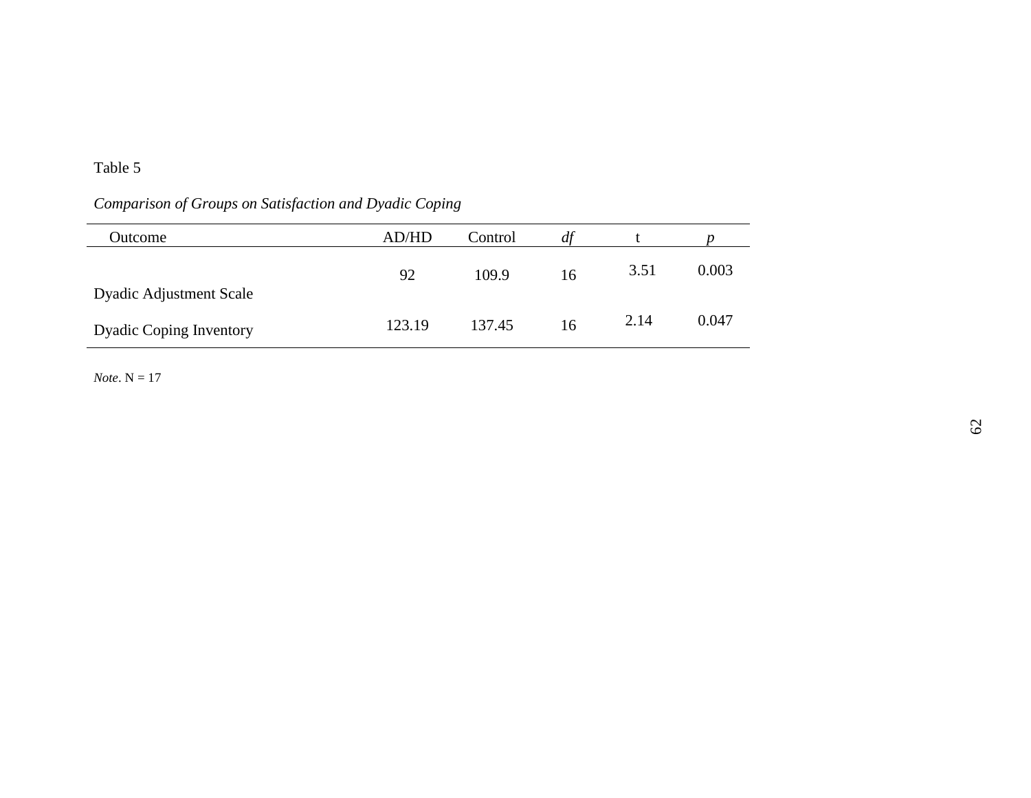Table 5

*Comparison of Groups on Satisfaction and Dyadic Coping*

| Outcome | AD/HD | Control | *df* | t | *p* |
|---|---|---|---|---|---|
| Dyadic Adjustment Scale | 92 | 109.9 | 16 | 3.51 | 0.003 |
| Dyadic Coping Inventory | 123.19 | 137.45 | 16 | 2.14 | 0.047 |

*Note*. N = 17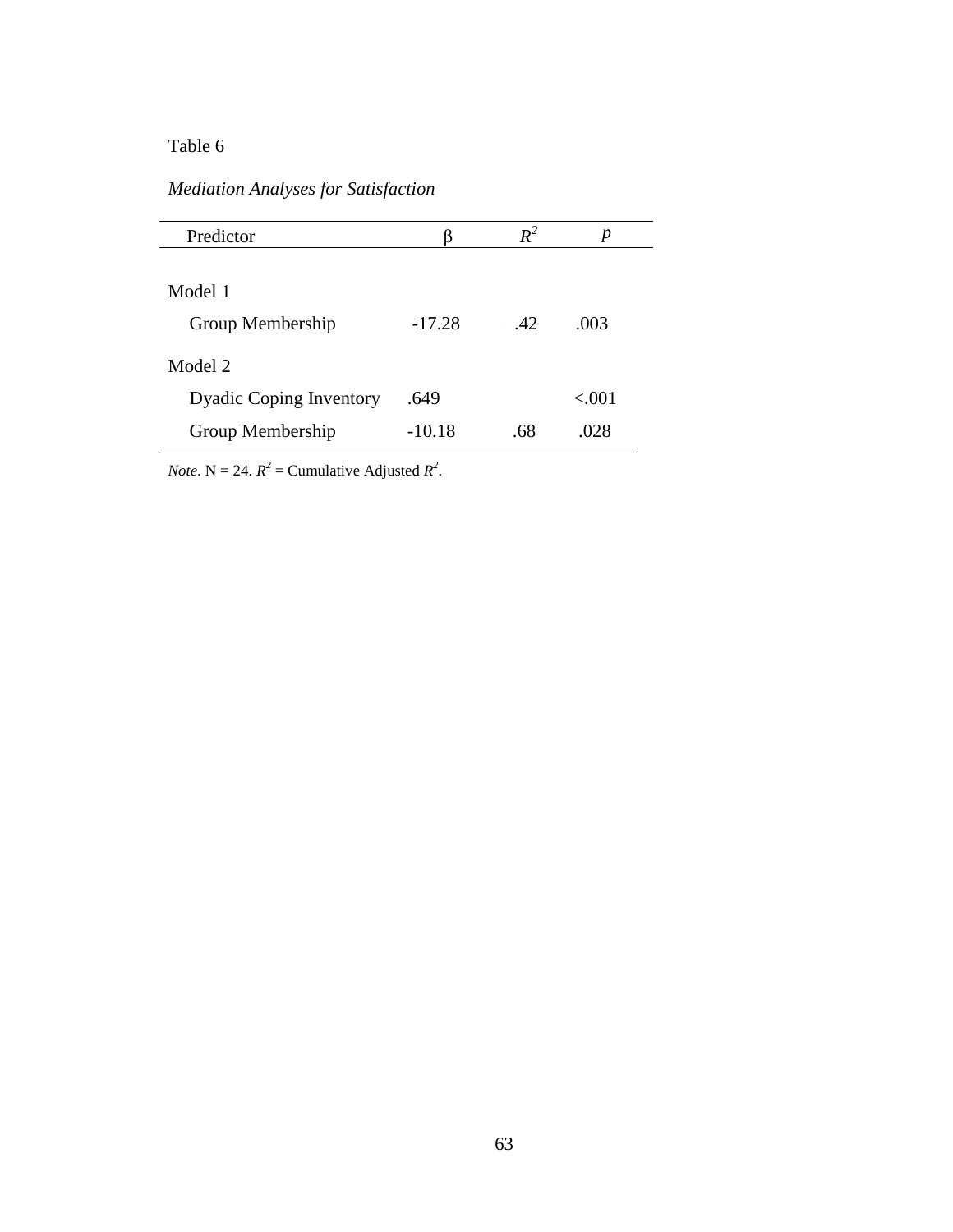Table 6

*Mediation Analyses for Satisfaction*

| Predictor | β | $R^2$ | *p* |
|---|---|---|---|
| Model 1 | | | |
| Group Membership | -17.28 | .42 | .003 |
| Model 2 | | | |
| Dyadic Coping Inventory | .649 | | <.001 |
| Group Membership | -10.18 | .68 | .028 |

*Note*. N = 24. $R^2$ = Cumulative Adjusted $R^2$.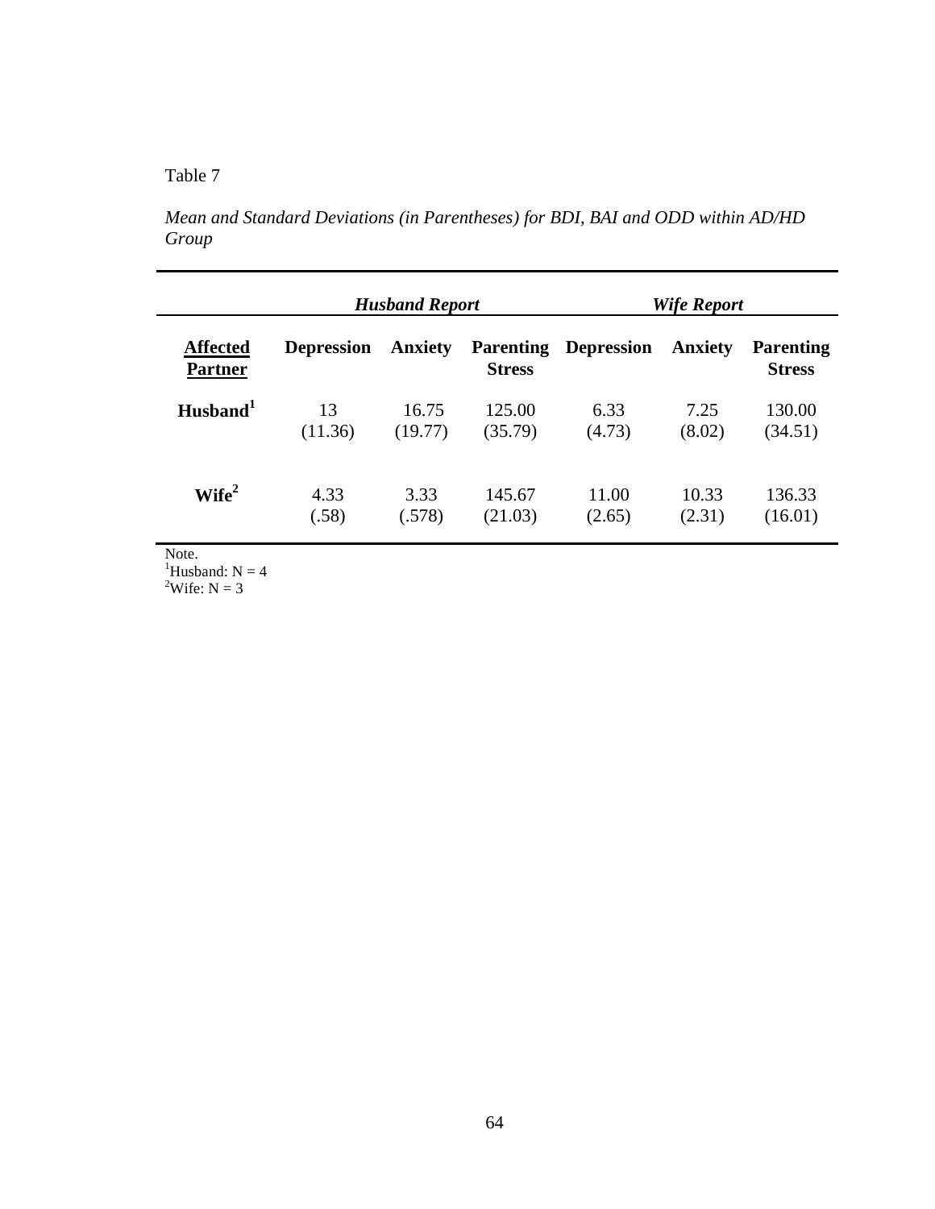Table 7

*Mean and Standard Deviations (in Parentheses) for BDI, BAI and ODD within AD/HD Group*

| | ***Husband Report*** | | | ***Wife Report*** | | |
|---|---|---|---|---|---|---|
| **Affected Partner** | **Depression** | **Anxiety** | **Parenting Stress** | **Depression** | **Anxiety** | **Parenting Stress** |
| **Husband[1]** | 13 (11.36) | 16.75 (19.77) | 125.00 (35.79) | 6.33 (4.73) | 7.25 (8.02) | 130.00 (34.51) |
| **Wife[2]** | 4.33 (.58) | 3.33 (.578) | 145.67 (21.03) | 11.00 (2.65) | 10.33 (2.31) | 136.33 (16.01) |

Note.
[1]Husband: N = 4
[2]Wife: N = 3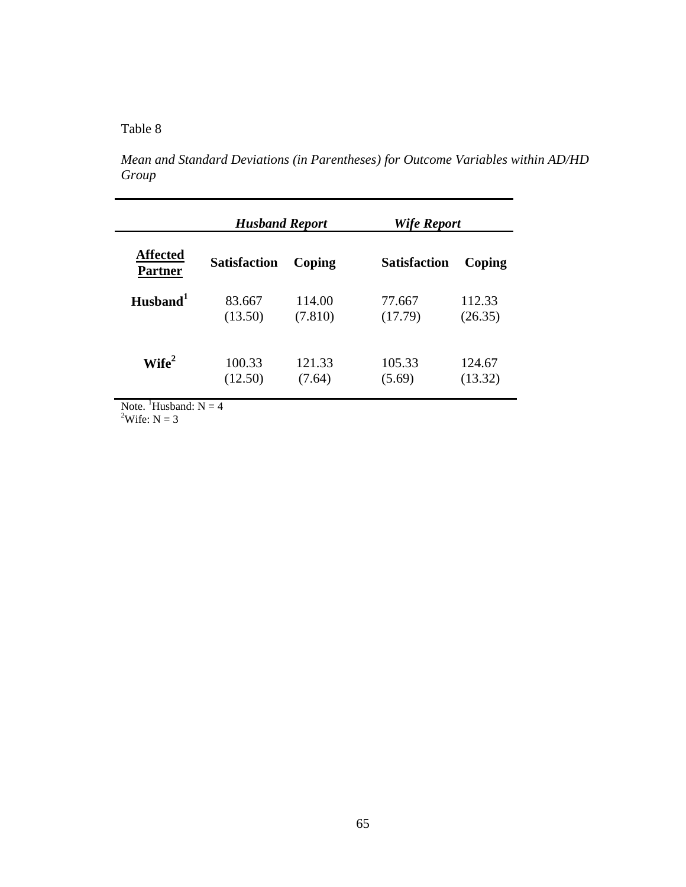Table 8

*Mean and Standard Deviations (in Parentheses) for Outcome Variables within AD/HD Group*

| | ***Husband Report*** | | ***Wife Report*** | |
|---|---|---|---|---|
| **Affected Partner** | **Satisfaction** | **Coping** | **Satisfaction** | **Coping** |
| **Husband[1]** | 83.667 (13.50) | 114.00 (7.810) | 77.667 (17.79) | 112.33 (26.35) |
| **Wife[2]** | 100.33 (12.50) | 121.33 (7.64) | 105.33 (5.69) | 124.67 (13.32) |

Note. [1]Husband: N = 4
[2]Wife: N = 3